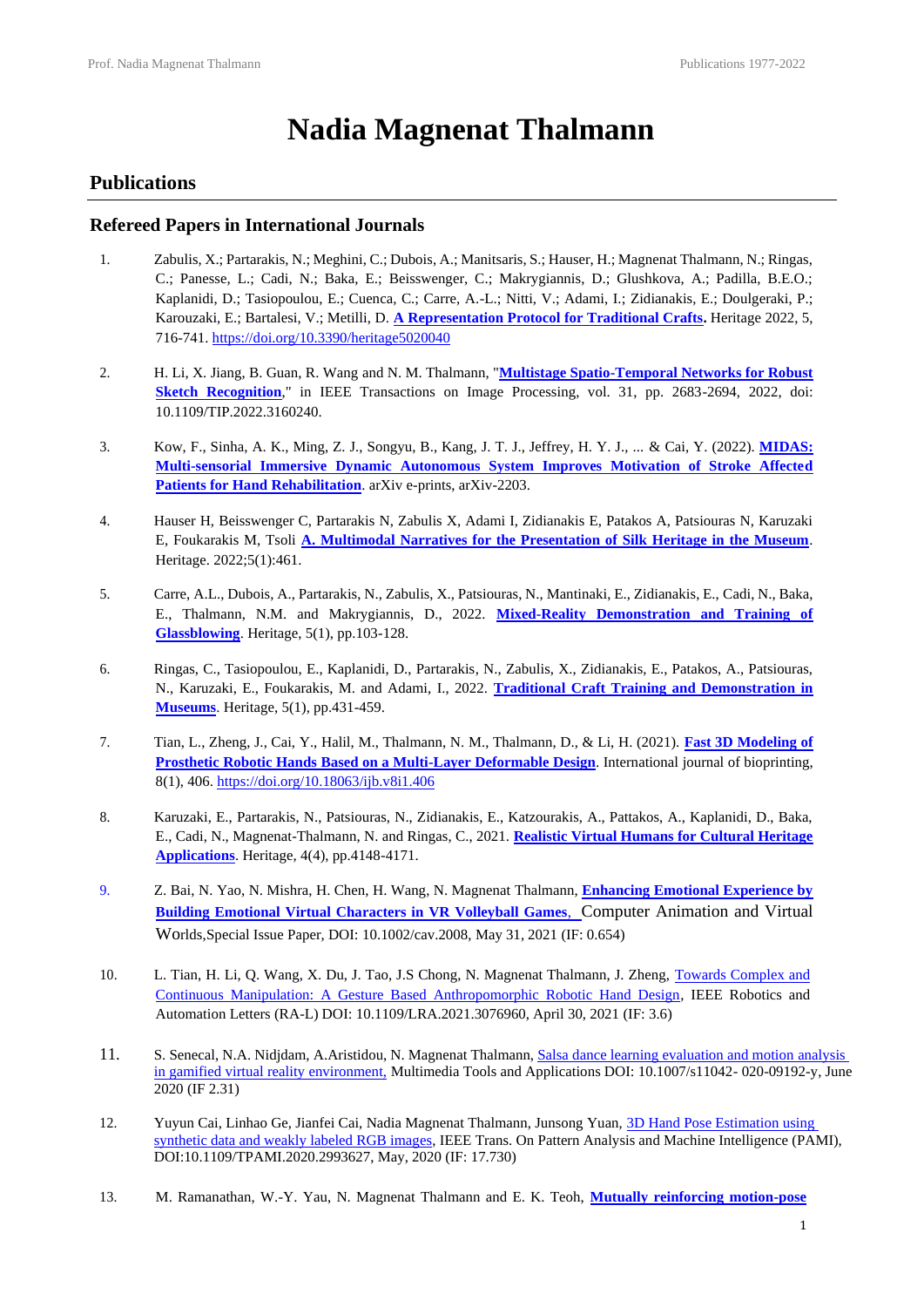# Nadia Magnenat Thalmann

## Publications

### Refereed Papers in International Journals

1. Zabulis, X.; Partarakis, N.; Meghini, C.; Dubois, A.; Manitsaris, S.; Hauser, H.; Magnenat Thalmann, N.; Ringas, C.; Panesse, L.; Cadi, N.; Baka, E.; Beisswenger, C.; Makrygiannis, D.; Glushkova, A.; Padilla, B.E.O.; Kaplanidi, D.; Tasiopoulou, E.; Cuenca, C.; Carre, A.-L.; Nitti, V.; Adami, I.; Zidianakis, E.; Doulgeraki, P.; Karouzaki, E.; Bartalesi, V.; Metilli, D. **A Representation Protocol for Traditional Crafts.** Heritage 2022, 5, 716-741. https://doi.org/10.3390/heritage5020040

2. H. Li, X. Jiang, B. Guan, R. Wang and N. M. Thalmann, "**Multistage Spatio-Temporal Networks for Robust Sketch Recognition**," in IEEE Transactions on Image Processing, vol. 31, pp. 2683-2694, 2022, doi: 10.1109/TIP.2022.3160240.

3. Kow, F., Sinha, A. K., Ming, Z. J., Songyu, B., Kang, J. T. J., Jeffrey, H. Y. J., ... & Cai, Y. (2022). **MIDAS: Multi-sensorial Immersive Dynamic Autonomous System Improves Motivation of Stroke Affected Patients for Hand Rehabilitation**. arXiv e-prints, arXiv-2203.

4. Hauser H, Beisswenger C, Partarakis N, Zabulis X, Adami I, Zidianakis E, Patakos A, Patsiouras N, Karuzaki E, Foukarakis M, Tsoli **A. Multimodal Narratives for the Presentation of Silk Heritage in the Museum**. Heritage. 2022;5(1):461.

5. Carre, A.L., Dubois, A., Partarakis, N., Zabulis, X., Patsiouras, N., Mantinaki, E., Zidianakis, E., Cadi, N., Baka, E., Thalmann, N.M. and Makrygiannis, D., 2022. **Mixed-Reality Demonstration and Training of Glassblowing**. Heritage, 5(1), pp.103-128.

6. Ringas, C., Tasiopoulou, E., Kaplanidi, D., Partarakis, N., Zabulis, X., Zidianakis, E., Patakos, A., Patsiouras, N., Karuzaki, E., Foukarakis, M. and Adami, I., 2022. **Traditional Craft Training and Demonstration in Museums**. Heritage, 5(1), pp.431-459.

7. Tian, L., Zheng, J., Cai, Y., Halil, M., Thalmann, N. M., Thalmann, D., & Li, H. (2021). **Fast 3D Modeling of Prosthetic Robotic Hands Based on a Multi-Layer Deformable Design**. International journal of bioprinting, 8(1), 406. https://doi.org/10.18063/ijb.v8i1.406

8. Karuzaki, E., Partarakis, N., Patsiouras, N., Zidianakis, E., Katzourakis, A., Pattakos, A., Kaplanidi, D., Baka, E., Cadi, N., Magnenat-Thalmann, N. and Ringas, C., 2021. **Realistic Virtual Humans for Cultural Heritage Applications**. Heritage, 4(4), pp.4148-4171.

9. Z. Bai, N. Yao, N. Mishra, H. Chen, H. Wang, N. Magnenat Thalmann, **Enhancing Emotional Experience by Building Emotional Virtual Characters in VR Volleyball Games**, Computer Animation and Virtual Worlds,Special Issue Paper, DOI: 10.1002/cav.2008, May 31, 2021 (IF: 0.654)

10. L. Tian, H. Li, Q. Wang, X. Du, J. Tao, J.S Chong, N. Magnenat Thalmann, J. Zheng, Towards Complex and Continuous Manipulation: A Gesture Based Anthropomorphic Robotic Hand Design, IEEE Robotics and Automation Letters (RA-L) DOI: 10.1109/LRA.2021.3076960, April 30, 2021 (IF: 3.6)

11. S. Senecal, N.A. Nidjdam, A.Aristidou, N. Magnenat Thalmann, Salsa dance learning evaluation and motion analysis in gamified virtual reality environment, Multimedia Tools and Applications DOI: 10.1007/s11042- 020-09192-y, June 2020 (IF 2.31)

12. Yuyun Cai, Linhao Ge, Jianfei Cai, Nadia Magnenat Thalmann, Junsong Yuan, 3D Hand Pose Estimation using synthetic data and weakly labeled RGB images, IEEE Trans. On Pattern Analysis and Machine Intelligence (PAMI), DOI:10.1109/TPAMI.2020.2993627, May, 2020 (IF: 17.730)

13. M. Ramanathan, W.-Y. Yau, N. Magnenat Thalmann and E. K. Teoh, **Mutually reinforcing motion-pose**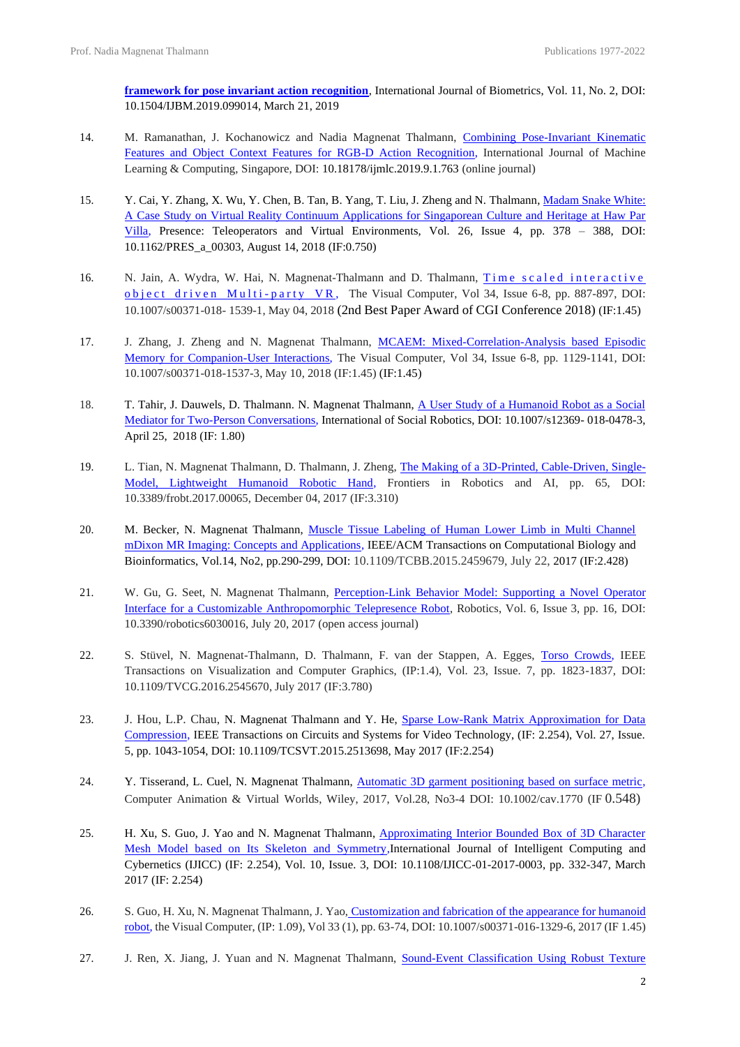**framework for pose invariant action recognition**, International Journal of Biometrics, Vol. 11, No. 2, DOI: 10.1504/IJBM.2019.099014, March 21, 2019

14. M. Ramanathan, J. Kochanowicz and Nadia Magnenat Thalmann, Combining Pose-Invariant Kinematic Features and Object Context Features for RGB-D Action Recognition, International Journal of Machine Learning & Computing, Singapore, DOI: 10.18178/ijmlc.2019.9.1.763 (online journal)

15. Y. Cai, Y. Zhang, X. Wu, Y. Chen, B. Tan, B. Yang, T. Liu, J. Zheng and N. Thalmann, Madam Snake White: A Case Study on Virtual Reality Continuum Applications for Singaporean Culture and Heritage at Haw Par Villa, Presence: Teleoperators and Virtual Environments, Vol. 26, Issue 4, pp. 378 – 388, DOI: 10.1162/PRES_a_00303, August 14, 2018 (IF:0.750)

16. N. Jain, A. Wydra, W. Hai, N. Magnenat-Thalmann and D. Thalmann, Time scaled interactive object driven Multi-party VR, The Visual Computer, Vol 34, Issue 6-8, pp. 887-897, DOI: 10.1007/s00371-018- 1539-1, May 04, 2018 (2nd Best Paper Award of CGI Conference 2018) (IF:1.45)

17. J. Zhang, J. Zheng and N. Magnenat Thalmann, MCAEM: Mixed-Correlation-Analysis based Episodic Memory for Companion-User Interactions, The Visual Computer, Vol 34, Issue 6-8, pp. 1129-1141, DOI: 10.1007/s00371-018-1537-3, May 10, 2018 (IF:1.45) (IF:1.45)

18. T. Tahir, J. Dauwels, D. Thalmann. N. Magnenat Thalmann, A User Study of a Humanoid Robot as a Social Mediator for Two-Person Conversations, International of Social Robotics, DOI: 10.1007/s12369- 018-0478-3, April 25, 2018 (IF: 1.80)

19. L. Tian, N. Magnenat Thalmann, D. Thalmann, J. Zheng, The Making of a 3D-Printed, Cable-Driven, Single-Model, Lightweight Humanoid Robotic Hand, Frontiers in Robotics and AI, pp. 65, DOI: 10.3389/frobt.2017.00065, December 04, 2017 (IF:3.310)

20. M. Becker, N. Magnenat Thalmann, Muscle Tissue Labeling of Human Lower Limb in Multi Channel mDixon MR Imaging: Concepts and Applications, IEEE/ACM Transactions on Computational Biology and Bioinformatics, Vol.14, No2, pp.290-299, DOI: 10.1109/TCBB.2015.2459679, July 22, 2017 (IF:2.428)

21. W. Gu, G. Seet, N. Magnenat Thalmann, Perception-Link Behavior Model: Supporting a Novel Operator Interface for a Customizable Anthropomorphic Telepresence Robot, Robotics, Vol. 6, Issue 3, pp. 16, DOI: 10.3390/robotics6030016, July 20, 2017 (open access journal)

22. S. Stüvel, N. Magnenat-Thalmann, D. Thalmann, F. van der Stappen, A. Egges, Torso Crowds, IEEE Transactions on Visualization and Computer Graphics, (IP:1.4), Vol. 23, Issue. 7, pp. 1823-1837, DOI: 10.1109/TVCG.2016.2545670, July 2017 (IF:3.780)

23. J. Hou, L.P. Chau, N. Magnenat Thalmann and Y. He, Sparse Low-Rank Matrix Approximation for Data Compression, IEEE Transactions on Circuits and Systems for Video Technology, (IF: 2.254), Vol. 27, Issue. 5, pp. 1043-1054, DOI: 10.1109/TCSVT.2015.2513698, May 2017 (IF:2.254)

24. Y. Tisserand, L. Cuel, N. Magnenat Thalmann, Automatic 3D garment positioning based on surface metric, Computer Animation & Virtual Worlds, Wiley, 2017, Vol.28, No3-4 DOI: 10.1002/cav.1770 (IF 0.548)

25. H. Xu, S. Guo, J. Yao and N. Magnenat Thalmann, Approximating Interior Bounded Box of 3D Character Mesh Model based on Its Skeleton and Symmetry,International Journal of Intelligent Computing and Cybernetics (IJICC) (IF: 2.254), Vol. 10, Issue. 3, DOI: 10.1108/IJICC-01-2017-0003, pp. 332-347, March 2017 (IF: 2.254)

26. S. Guo, H. Xu, N. Magnenat Thalmann, J. Yao, Customization and fabrication of the appearance for humanoid robot, the Visual Computer, (IP: 1.09), Vol 33 (1), pp. 63-74, DOI: 10.1007/s00371-016-1329-6, 2017 (IF 1.45)

27. J. Ren, X. Jiang, J. Yuan and N. Magnenat Thalmann, Sound-Event Classification Using Robust Texture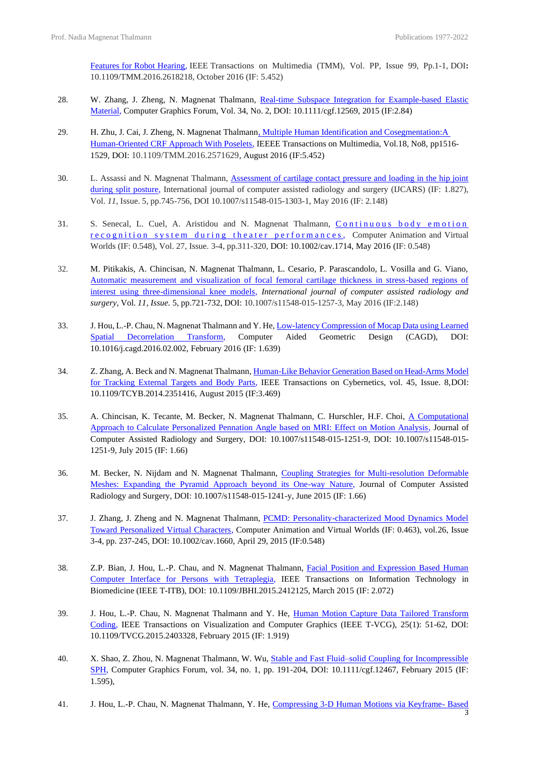Features for Robot Hearing, IEEE Transactions on Multimedia (TMM), Vol. PP, Issue 99, Pp.1-1, DOI**:** 10.1109/TMM.2016.2618218, October 2016 (IF: 5.452)

28. W. Zhang, J. Zheng, N. Magnenat Thalmann, Real-time Subspace Integration for Example-based Elastic Material, Computer Graphics Forum, Vol. 34, No. 2, DOI: 10.1111/cgf.12569, 2015 (IF:2.84)

29. H. Zhu, J. Cai, J. Zheng, N. Magnenat Thalmann, Multiple Human Identification and Cosegmentation:A Human-Oriented CRF Approach With Poselets, IEEEE Transactions on Multimedia, Vol.18, No8, pp1516-1529, DOI: 10.1109/TMM.2016.2571629, August 2016 (IF:5.452)

30. L. Assassi and N. Magnenat Thalmann, Assessment of cartilage contact pressure and loading in the hip joint during split posture, International journal of computer assisted radiology and surgery (IJCARS) (IF: 1.827), Vol. *11*, Issue. 5, pp.745-756, DOI 10.1007/s11548-015-1303-1, May 2016 (IF: 2.148)

31. S. Senecal, L. Cuel, A. Aristidou and N. Magnenat Thalmann, Continuous body emotion recognition system during theater performances, Computer Animation and Virtual Worlds (IF: 0.548), Vol. 27, Issue. 3-4, pp.311-320, DOI: 10.1002/cav.1714, May 2016 (IF: 0.548)

32. M. Pitikakis, A. Chincisan, N. Magnenat Thalmann, L. Cesario, P. Parascandolo, L. Vosilla and G. Viano, Automatic measurement and visualization of focal femoral cartilage thickness in stress-based regions of interest using three-dimensional knee models, *International journal of computer assisted radiology and surgery*, Vol. *11*, *Issue.* 5, pp.721-732, DOI: 10.1007/s11548-015-1257-3, May 2016 (IF:2.148)

33. J. Hou, L.-P. Chau, N. Magnenat Thalmann and Y. He, Low-latency Compression of Mocap Data using Learned Spatial Decorrelation Transform, Computer Aided Geometric Design (CAGD), DOI: 10.1016/j.cagd.2016.02.002, February 2016 (IF: 1.639)

34. Z. Zhang, A. Beck and N. Magnenat Thalmann, Human-Like Behavior Generation Based on Head-Arms Model for Tracking External Targets and Body Parts, IEEE Transactions on Cybernetics, vol. 45, Issue. 8,DOI: 10.1109/TCYB.2014.2351416, August 2015 (IF:3.469)

35. A. Chincisan, K. Tecante, M. Becker, N. Magnenat Thalmann, C. Hurschler, H.F. Choi, A Computational Approach to Calculate Personalized Pennation Angle based on MRI: Effect on Motion Analysis, Journal of Computer Assisted Radiology and Surgery, DOI: 10.1007/s11548-015-1251-9, DOI: 10.1007/s11548-015-1251-9, July 2015 (IF: 1.66)

36. M. Becker, N. Nijdam and N. Magnenat Thalmann, Coupling Strategies for Multi-resolution Deformable Meshes: Expanding the Pyramid Approach beyond its One-way Nature, Journal of Computer Assisted Radiology and Surgery, DOI: 10.1007/s11548-015-1241-y, June 2015 (IF: 1.66)

37. J. Zhang, J. Zheng and N. Magnenat Thalmann, PCMD: Personality-characterized Mood Dynamics Model Toward Personalized Virtual Characters, Computer Animation and Virtual Worlds (IF: 0.463), vol.26, Issue 3-4, pp. 237-245, DOI: 10.1002/cav.1660, April 29, 2015 (IF:0.548)

38. Z.P. Bian, J. Hou, L.-P. Chau, and N. Magnenat Thalmann, Facial Position and Expression Based Human Computer Interface for Persons with Tetraplegia, IEEE Transactions on Information Technology in Biomedicine (IEEE T-ITB), DOI: 10.1109/JBHI.2015.2412125, March 2015 (IF: 2.072)

39. J. Hou, L.-P. Chau, N. Magnenat Thalmann and Y. He, Human Motion Capture Data Tailored Transform Coding, IEEE Transactions on Visualization and Computer Graphics (IEEE T-VCG), 25(1): 51-62, DOI: 10.1109/TVCG.2015.2403328, February 2015 (IF: 1.919)

40. X. Shao, Z. Zhou, N. Magnenat Thalmann, W. Wu, Stable and Fast Fluid–solid Coupling for Incompressible SPH, Computer Graphics Forum, vol. 34, no. 1, pp. 191-204, DOI: 10.1111/cgf.12467, February 2015 (IF: 1.595),

41. J. Hou, L.-P. Chau, N. Magnenat Thalmann, Y. He, Compressing 3-D Human Motions via Keyframe- Based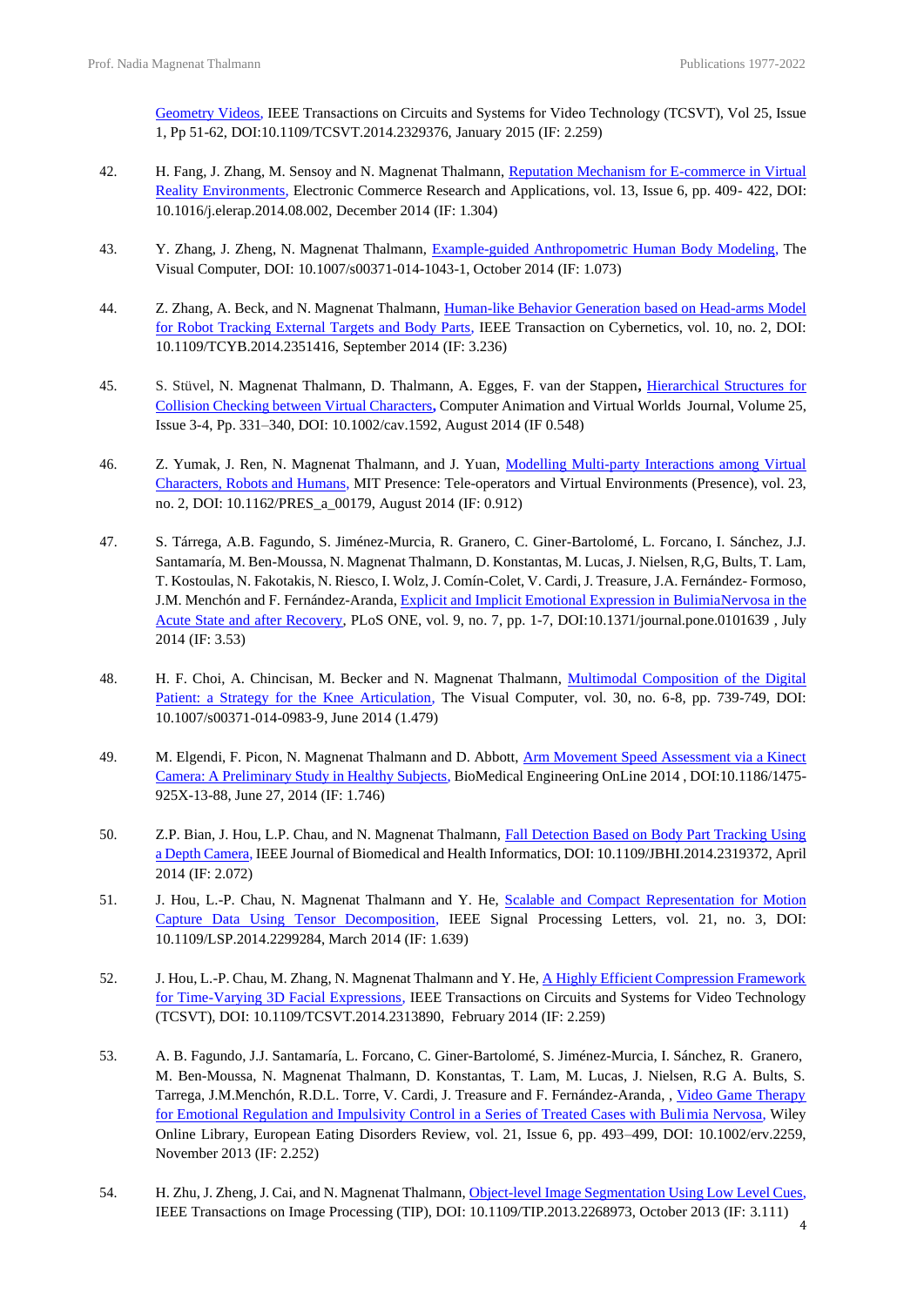Geometry Videos, IEEE Transactions on Circuits and Systems for Video Technology (TCSVT), Vol 25, Issue 1, Pp 51-62, DOI:10.1109/TCSVT.2014.2329376, January 2015 (IF: 2.259)

42. H. Fang, J. Zhang, M. Sensoy and N. Magnenat Thalmann, Reputation Mechanism for E-commerce in Virtual Reality Environments, Electronic Commerce Research and Applications, vol. 13, Issue 6, pp. 409- 422, DOI: 10.1016/j.elerap.2014.08.002, December 2014 (IF: 1.304)

43. Y. Zhang, J. Zheng, N. Magnenat Thalmann, Example-guided Anthropometric Human Body Modeling, The Visual Computer, DOI: 10.1007/s00371-014-1043-1, October 2014 (IF: 1.073)

44. Z. Zhang, A. Beck, and N. Magnenat Thalmann, Human-like Behavior Generation based on Head-arms Model for Robot Tracking External Targets and Body Parts, IEEE Transaction on Cybernetics, vol. 10, no. 2, DOI: 10.1109/TCYB.2014.2351416, September 2014 (IF: 3.236)

45. S. Stüvel, N. Magnenat Thalmann, D. Thalmann, A. Egges, F. van der Stappen**,** Hierarchical Structures for Collision Checking between Virtual Characters**,** Computer Animation and Virtual Worlds Journal, Volume 25, Issue 3-4, Pp. 331–340, DOI: 10.1002/cav.1592, August 2014 (IF 0.548)

46. Z. Yumak, J. Ren, N. Magnenat Thalmann, and J. Yuan, Modelling Multi-party Interactions among Virtual Characters, Robots and Humans, MIT Presence: Tele-operators and Virtual Environments (Presence), vol. 23, no. 2, DOI: 10.1162/PRES_a_00179, August 2014 (IF: 0.912)

47. S. Tárrega, A.B. Fagundo, S. Jiménez-Murcia, R. Granero, C. Giner-Bartolomé, L. Forcano, I. Sánchez, J.J. Santamaría, M. Ben-Moussa, N. Magnenat Thalmann, D. Konstantas, M. Lucas, J. Nielsen, R,G, Bults, T. Lam, T. Kostoulas, N. Fakotakis, N. Riesco, I. Wolz, J. Comín-Colet, V. Cardi, J. Treasure, J.A. Fernández- Formoso, J.M. Menchón and F. Fernández-Aranda, Explicit and Implicit Emotional Expression in BulimiaNervosa in the Acute State and after Recovery, PLoS ONE, vol. 9, no. 7, pp. 1-7, DOI:10.1371/journal.pone.0101639 , July 2014 (IF: 3.53)

48. H. F. Choi, A. Chincisan, M. Becker and N. Magnenat Thalmann, Multimodal Composition of the Digital Patient: a Strategy for the Knee Articulation, The Visual Computer, vol. 30, no. 6-8, pp. 739-749, DOI: 10.1007/s00371-014-0983-9, June 2014 (1.479)

49. M. Elgendi, F. Picon, N. Magnenat Thalmann and D. Abbott, Arm Movement Speed Assessment via a Kinect Camera: A Preliminary Study in Healthy Subjects, BioMedical Engineering OnLine 2014 , DOI:10.1186/1475-925X-13-88, June 27, 2014 (IF: 1.746)

50. Z.P. Bian, J. Hou, L.P. Chau, and N. Magnenat Thalmann, Fall Detection Based on Body Part Tracking Using a Depth Camera, IEEE Journal of Biomedical and Health Informatics, DOI: 10.1109/JBHI.2014.2319372, April 2014 (IF: 2.072)

51. J. Hou, L.-P. Chau, N. Magnenat Thalmann and Y. He, Scalable and Compact Representation for Motion Capture Data Using Tensor Decomposition, IEEE Signal Processing Letters, vol. 21, no. 3, DOI: 10.1109/LSP.2014.2299284, March 2014 (IF: 1.639)

52. J. Hou, L.-P. Chau, M. Zhang, N. Magnenat Thalmann and Y. He, A Highly Efficient Compression Framework for Time-Varying 3D Facial Expressions, IEEE Transactions on Circuits and Systems for Video Technology (TCSVT), DOI: 10.1109/TCSVT.2014.2313890, February 2014 (IF: 2.259)

53. A. B. Fagundo, J.J. Santamaría, L. Forcano, C. Giner-Bartolomé, S. Jiménez-Murcia, I. Sánchez, R. Granero, M. Ben-Moussa, N. Magnenat Thalmann, D. Konstantas, T. Lam, M. Lucas, J. Nielsen, R.G A. Bults, S. Tarrega, J.M.Menchón, R.D.L. Torre, V. Cardi, J. Treasure and F. Fernández-Aranda, , Video Game Therapy for Emotional Regulation and Impulsivity Control in a Series of Treated Cases with Bulimia Nervosa, Wiley Online Library, European Eating Disorders Review, vol. 21, Issue 6, pp. 493–499, DOI: 10.1002/erv.2259, November 2013 (IF: 2.252)

54. H. Zhu, J. Zheng, J. Cai, and N. Magnenat Thalmann, Object-level Image Segmentation Using Low Level Cues, IEEE Transactions on Image Processing (TIP), DOI: 10.1109/TIP.2013.2268973, October 2013 (IF: 3.111)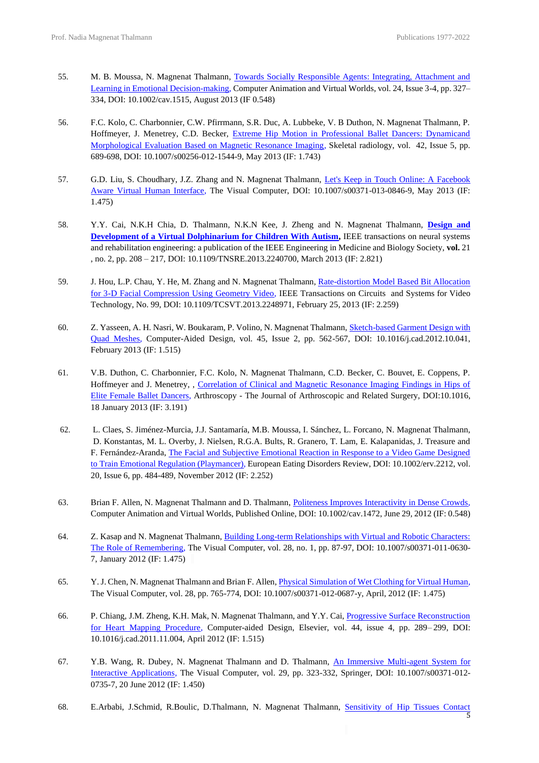55. M. B. Moussa, N. Magnenat Thalmann, Towards Socially Responsible Agents: Integrating, Attachment and Learning in Emotional Decision-making, Computer Animation and Virtual Worlds, vol. 24, Issue 3-4, pp. 327–334, DOI: 10.1002/cav.1515, August 2013 (IF 0.548)

56. F.C. Kolo, C. Charbonnier, C.W. Pfirrmann, S.R. Duc, A. Lubbeke, V. B Duthon, N. Magnenat Thalmann, P. Hoffmeyer, J. Menetrey, C.D. Becker, Extreme Hip Motion in Professional Ballet Dancers: Dynamicand Morphological Evaluation Based on Magnetic Resonance Imaging, Skeletal radiology, vol. 42, Issue 5, pp. 689-698, DOI: 10.1007/s00256-012-1544-9, May 2013 (IF: 1.743)

57. G.D. Liu, S. Choudhary, J.Z. Zhang and N. Magnenat Thalmann, Let's Keep in Touch Online: A Facebook Aware Virtual Human Interface, The Visual Computer, DOI: 10.1007/s00371-013-0846-9, May 2013 (IF: 1.475)

58. Y.Y. Cai, N.K.H Chia, D. Thalmann, N.K.N Kee, J. Zheng and N. Magnenat Thalmann, **Design and Development of a Virtual Dolphinarium for Children With Autism**, IEEE transactions on neural systems and rehabilitation engineering: a publication of the IEEE Engineering in Medicine and Biology Society, **vol.** 21 , no. 2, pp. 208 – 217, DOI: 10.1109/TNSRE.2013.2240700, March 2013 (IF: 2.821)

59. J. Hou, L.P. Chau, Y. He, M. Zhang and N. Magnenat Thalmann, Rate-distortion Model Based Bit Allocation for 3-D Facial Compression Using Geometry Video, IEEE Transactions on Circuits and Systems for Video Technology, No. 99, DOI: 10.1109/TCSVT.2013.2248971, February 25, 2013 (IF: 2.259)

60. Z. Yasseen, A. H. Nasri, W. Boukaram, P. Volino, N. Magnenat Thalmann, Sketch-based Garment Design with Quad Meshes, Computer-Aided Design, vol. 45, Issue 2, pp. 562-567, DOI: 10.1016/j.cad.2012.10.041, February 2013 (IF: 1.515)

61. V.B. Duthon, C. Charbonnier, F.C. Kolo, N. Magnenat Thalmann, C.D. Becker, C. Bouvet, E. Coppens, P. Hoffmeyer and J. Menetrey, , Correlation of Clinical and Magnetic Resonance Imaging Findings in Hips of Elite Female Ballet Dancers, Arthroscopy - The Journal of Arthroscopic and Related Surgery, DOI:10.1016, 18 January 2013 (IF: 3.191)

62. L. Claes, S. Jiménez-Murcia, J.J. Santamaría, M.B. Moussa, I. Sánchez, L. Forcano, N. Magnenat Thalmann, D. Konstantas, M. L. Overby, J. Nielsen, R.G.A. Bults, R. Granero, T. Lam, E. Kalapanidas, J. Treasure and F. Fernández-Aranda, The Facial and Subjective Emotional Reaction in Response to a Video Game Designed to Train Emotional Regulation (Playmancer), European Eating Disorders Review, DOI: 10.1002/erv.2212, vol. 20, Issue 6, pp. 484-489, November 2012 (IF: 2.252)

63. Brian F. Allen, N. Magnenat Thalmann and D. Thalmann, Politeness Improves Interactivity in Dense Crowds, Computer Animation and Virtual Worlds, Published Online, DOI: 10.1002/cav.1472, June 29, 2012 (IF: 0.548)

64. Z. Kasap and N. Magnenat Thalmann, Building Long-term Relationships with Virtual and Robotic Characters: The Role of Remembering, The Visual Computer, vol. 28, no. 1, pp. 87-97, DOI: 10.1007/s00371-011-0630-7, January 2012 (IF: 1.475)

65. Y. J. Chen, N. Magnenat Thalmann and Brian F. Allen, Physical Simulation of Wet Clothing for Virtual Human, The Visual Computer, vol. 28, pp. 765-774, DOI: 10.1007/s00371-012-0687-y, April, 2012 (IF: 1.475)

66. P. Chiang, J.M. Zheng, K.H. Mak, N. Magnenat Thalmann, and Y.Y. Cai, Progressive Surface Reconstruction for Heart Mapping Procedure, Computer-aided Design, Elsevier, vol. 44, issue 4, pp. 289– 299, DOI: 10.1016/j.cad.2011.11.004, April 2012 (IF: 1.515)

67. Y.B. Wang, R. Dubey, N. Magnenat Thalmann and D. Thalmann, An Immersive Multi-agent System for Interactive Applications, The Visual Computer, vol. 29, pp. 323-332, Springer, DOI: 10.1007/s00371-012-0735-7, 20 June 2012 (IF: 1.450)

68. E.Arbabi, J.Schmid, R.Boulic, D.Thalmann, N. Magnenat Thalmann, Sensitivity of Hip Tissues Contact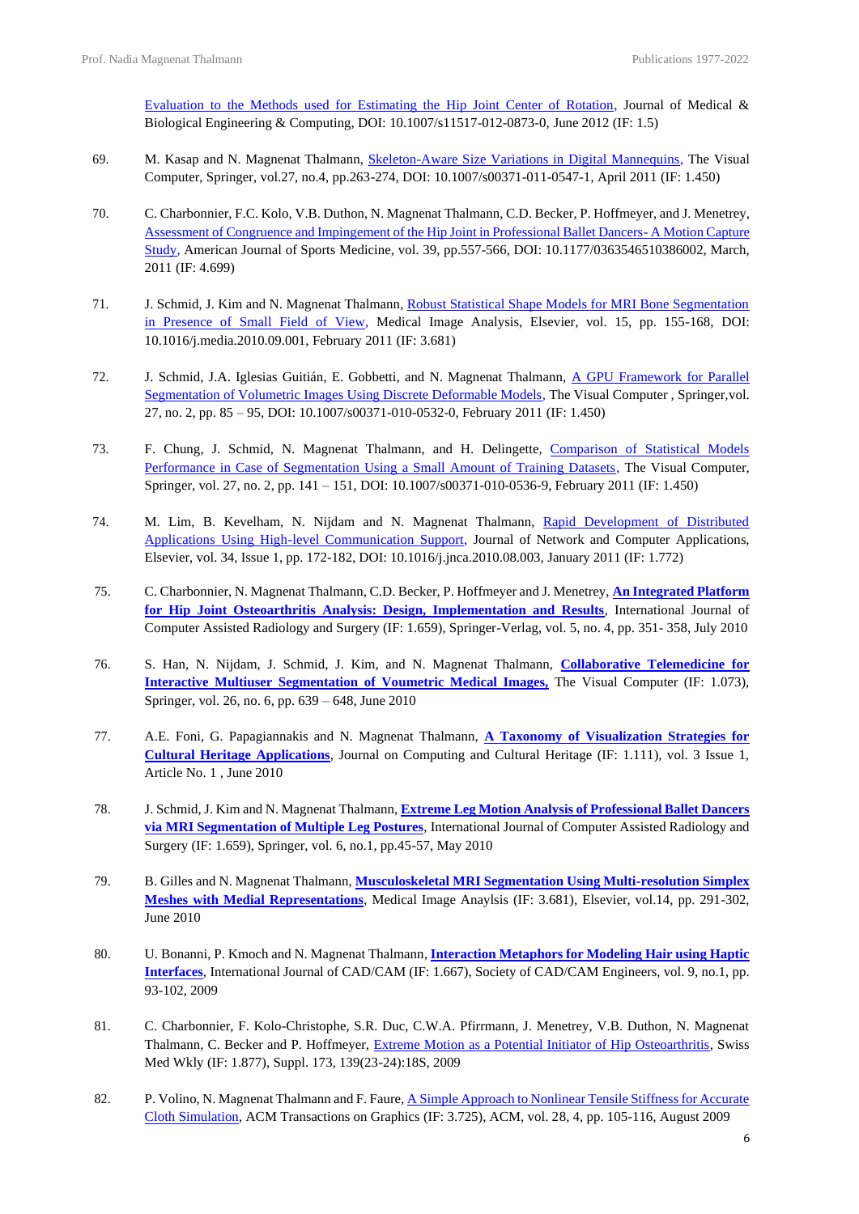Evaluation to the Methods used for Estimating the Hip Joint Center of Rotation, Journal of Medical & Biological Engineering & Computing, DOI: 10.1007/s11517-012-0873-0, June 2012 (IF: 1.5)

69. M. Kasap and N. Magnenat Thalmann, Skeleton-Aware Size Variations in Digital Mannequins, The Visual Computer, Springer, vol.27, no.4, pp.263-274, DOI: 10.1007/s00371-011-0547-1, April 2011 (IF: 1.450)

70. C. Charbonnier, F.C. Kolo, V.B. Duthon, N. Magnenat Thalmann, C.D. Becker, P. Hoffmeyer, and J. Menetrey, Assessment of Congruence and Impingement of the Hip Joint in Professional Ballet Dancers- A Motion Capture Study, American Journal of Sports Medicine, vol. 39, pp.557-566, DOI: 10.1177/0363546510386002, March, 2011 (IF: 4.699)

71. J. Schmid, J. Kim and N. Magnenat Thalmann, Robust Statistical Shape Models for MRI Bone Segmentation in Presence of Small Field of View, Medical Image Analysis, Elsevier, vol. 15, pp. 155-168, DOI: 10.1016/j.media.2010.09.001, February 2011 (IF: 3.681)

72. J. Schmid, J.A. Iglesias Guitián, E. Gobbetti, and N. Magnenat Thalmann, A GPU Framework for Parallel Segmentation of Volumetric Images Using Discrete Deformable Models, The Visual Computer , Springer,vol. 27, no. 2, pp. 85 – 95, DOI: 10.1007/s00371-010-0532-0, February 2011 (IF: 1.450)

73. F. Chung, J. Schmid, N. Magnenat Thalmann, and H. Delingette, Comparison of Statistical Models Performance in Case of Segmentation Using a Small Amount of Training Datasets, The Visual Computer, Springer, vol. 27, no. 2, pp. 141 – 151, DOI: 10.1007/s00371-010-0536-9, February 2011 (IF: 1.450)

74. M. Lim, B. Kevelham, N. Nijdam and N. Magnenat Thalmann, Rapid Development of Distributed Applications Using High-level Communication Support, Journal of Network and Computer Applications, Elsevier, vol. 34, Issue 1, pp. 172-182, DOI: 10.1016/j.jnca.2010.08.003, January 2011 (IF: 1.772)

75. C. Charbonnier, N. Magnenat Thalmann, C.D. Becker, P. Hoffmeyer and J. Menetrey, **An Integrated Platform for Hip Joint Osteoarthritis Analysis: Design, Implementation and Results**, International Journal of Computer Assisted Radiology and Surgery (IF: 1.659), Springer-Verlag, vol. 5, no. 4, pp. 351- 358, July 2010

76. S. Han, N. Nijdam, J. Schmid, J. Kim, and N. Magnenat Thalmann, **Collaborative Telemedicine for Interactive Multiuser Segmentation of Voumetric Medical Images,** The Visual Computer (IF: 1.073), Springer, vol. 26, no. 6, pp. 639 – 648, June 2010

77. A.E. Foni, G. Papagiannakis and N. Magnenat Thalmann, **A Taxonomy of Visualization Strategies for Cultural Heritage Applications**, Journal on Computing and Cultural Heritage (IF: 1.111), vol. 3 Issue 1, Article No. 1 , June 2010

78. J. Schmid, J. Kim and N. Magnenat Thalmann, **Extreme Leg Motion Analysis of Professional Ballet Dancers via MRI Segmentation of Multiple Leg Postures**, International Journal of Computer Assisted Radiology and Surgery (IF: 1.659), Springer, vol. 6, no.1, pp.45-57, May 2010

79. B. Gilles and N. Magnenat Thalmann, **Musculoskeletal MRI Segmentation Using Multi-resolution Simplex Meshes with Medial Representations**, Medical Image Anaylsis (IF: 3.681), Elsevier, vol.14, pp. 291-302, June 2010

80. U. Bonanni, P. Kmoch and N. Magnenat Thalmann, **Interaction Metaphors for Modeling Hair using Haptic Interfaces**, International Journal of CAD/CAM (IF: 1.667), Society of CAD/CAM Engineers, vol. 9, no.1, pp. 93-102, 2009

81. C. Charbonnier, F. Kolo-Christophe, S.R. Duc, C.W.A. Pfirrmann, J. Menetrey, V.B. Duthon, N. Magnenat Thalmann, C. Becker and P. Hoffmeyer, Extreme Motion as a Potential Initiator of Hip Osteoarthritis, Swiss Med Wkly (IF: 1.877), Suppl. 173, 139(23-24):18S, 2009

82. P. Volino, N. Magnenat Thalmann and F. Faure, A Simple Approach to Nonlinear Tensile Stiffness for Accurate Cloth Simulation, ACM Transactions on Graphics (IF: 3.725), ACM, vol. 28, 4, pp. 105-116, August 2009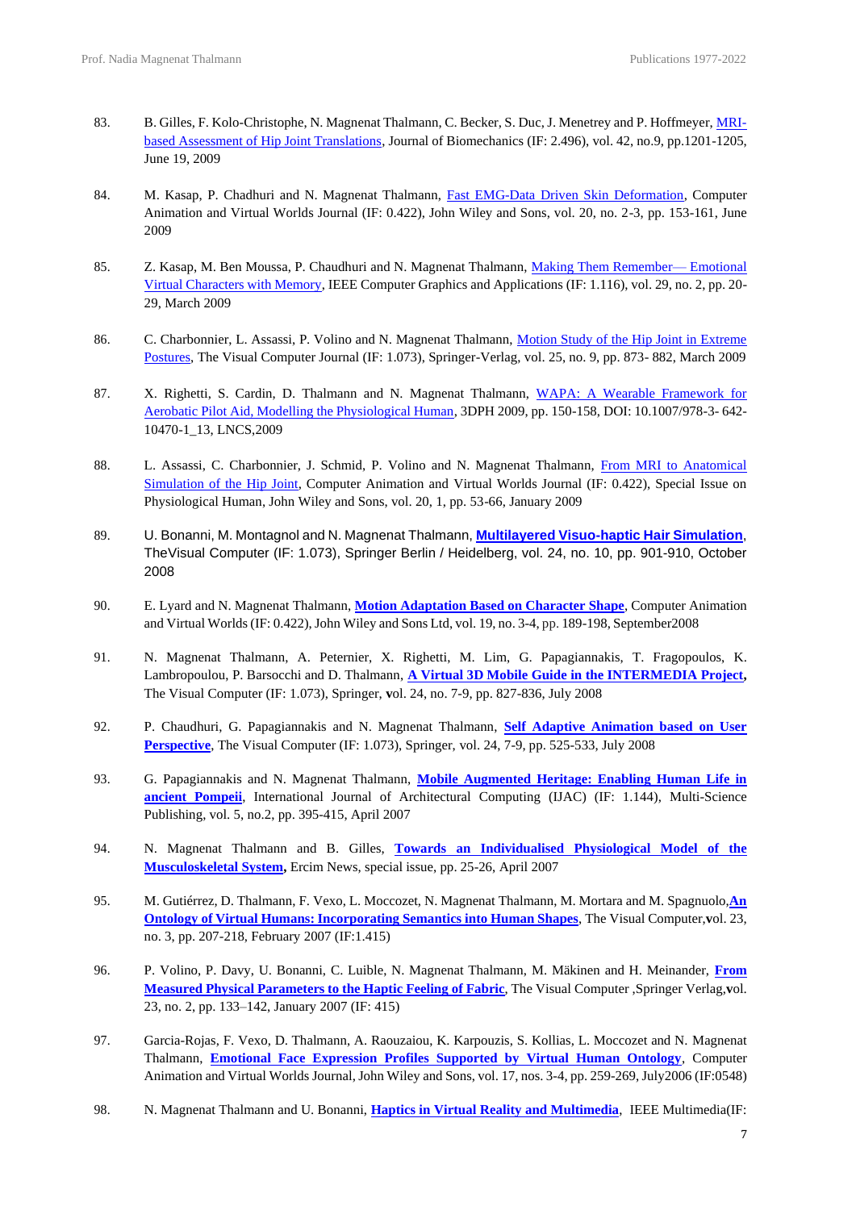83. B. Gilles, F. Kolo-Christophe, N. Magnenat Thalmann, C. Becker, S. Duc, J. Menetrey and P. Hoffmeyer, MRI-based Assessment of Hip Joint Translations, Journal of Biomechanics (IF: 2.496), vol. 42, no.9, pp.1201-1205, June 19, 2009

84. M. Kasap, P. Chadhuri and N. Magnenat Thalmann, Fast EMG-Data Driven Skin Deformation, Computer Animation and Virtual Worlds Journal (IF: 0.422), John Wiley and Sons, vol. 20, no. 2-3, pp. 153-161, June 2009

85. Z. Kasap, M. Ben Moussa, P. Chaudhuri and N. Magnenat Thalmann, Making Them Remember— Emotional Virtual Characters with Memory, IEEE Computer Graphics and Applications (IF: 1.116), vol. 29, no. 2, pp. 20-29, March 2009

86. C. Charbonnier, L. Assassi, P. Volino and N. Magnenat Thalmann, Motion Study of the Hip Joint in Extreme Postures, The Visual Computer Journal (IF: 1.073), Springer-Verlag, vol. 25, no. 9, pp. 873- 882, March 2009

87. X. Righetti, S. Cardin, D. Thalmann and N. Magnenat Thalmann, WAPA: A Wearable Framework for Aerobatic Pilot Aid, Modelling the Physiological Human, 3DPH 2009, pp. 150-158, DOI: 10.1007/978-3- 642-10470-1_13, LNCS,2009

88. L. Assassi, C. Charbonnier, J. Schmid, P. Volino and N. Magnenat Thalmann, From MRI to Anatomical Simulation of the Hip Joint, Computer Animation and Virtual Worlds Journal (IF: 0.422), Special Issue on Physiological Human, John Wiley and Sons, vol. 20, 1, pp. 53-66, January 2009

89. U. Bonanni, M. Montagnol and N. Magnenat Thalmann, **Multilayered Visuo-haptic Hair Simulation**, TheVisual Computer (IF: 1.073), Springer Berlin / Heidelberg, vol. 24, no. 10, pp. 901-910, October 2008

90. E. Lyard and N. Magnenat Thalmann, **Motion Adaptation Based on Character Shape**, Computer Animation and Virtual Worlds (IF: 0.422), John Wiley and Sons Ltd, vol. 19, no. 3-4, pp. 189-198, September2008

91. N. Magnenat Thalmann, A. Peternier, X. Righetti, M. Lim, G. Papagiannakis, T. Fragopoulos, K. Lambropoulou, P. Barsocchi and D. Thalmann, **A Virtual 3D Mobile Guide in the INTERMEDIA Project,** The Visual Computer (IF: 1.073), Springer, **v**ol. 24, no. 7-9, pp. 827-836, July 2008

92. P. Chaudhuri, G. Papagiannakis and N. Magnenat Thalmann, **Self Adaptive Animation based on User Perspective**, The Visual Computer (IF: 1.073), Springer, vol. 24, 7-9, pp. 525-533, July 2008

93. G. Papagiannakis and N. Magnenat Thalmann, **Mobile Augmented Heritage: Enabling Human Life in ancient Pompeii**, International Journal of Architectural Computing (IJAC) (IF: 1.144), Multi-Science Publishing, vol. 5, no.2, pp. 395-415, April 2007

94. N. Magnenat Thalmann and B. Gilles, **Towards an Individualised Physiological Model of the Musculoskeletal System,** Ercim News, special issue, pp. 25-26, April 2007

95. M. Gutiérrez, D. Thalmann, F. Vexo, L. Moccozet, N. Magnenat Thalmann, M. Mortara and M. Spagnuolo,**An Ontology of Virtual Humans: Incorporating Semantics into Human Shapes**, The Visual Computer,**v**ol. 23, no. 3, pp. 207-218, February 2007 (IF:1.415)

96. P. Volino, P. Davy, U. Bonanni, C. Luible, N. Magnenat Thalmann, M. Mäkinen and H. Meinander, **From Measured Physical Parameters to the Haptic Feeling of Fabric**, The Visual Computer ,Springer Verlag,**v**ol. 23, no. 2, pp. 133–142, January 2007 (IF: 415)

97. Garcia-Rojas, F. Vexo, D. Thalmann, A. Raouzaiou, K. Karpouzis, S. Kollias, L. Moccozet and N. Magnenat Thalmann, **Emotional Face Expression Profiles Supported by Virtual Human Ontology**, Computer Animation and Virtual Worlds Journal, John Wiley and Sons, vol. 17, nos. 3-4, pp. 259-269, July2006 (IF:0548)

98. N. Magnenat Thalmann and U. Bonanni, **Haptics in Virtual Reality and Multimedia**, IEEE Multimedia(IF: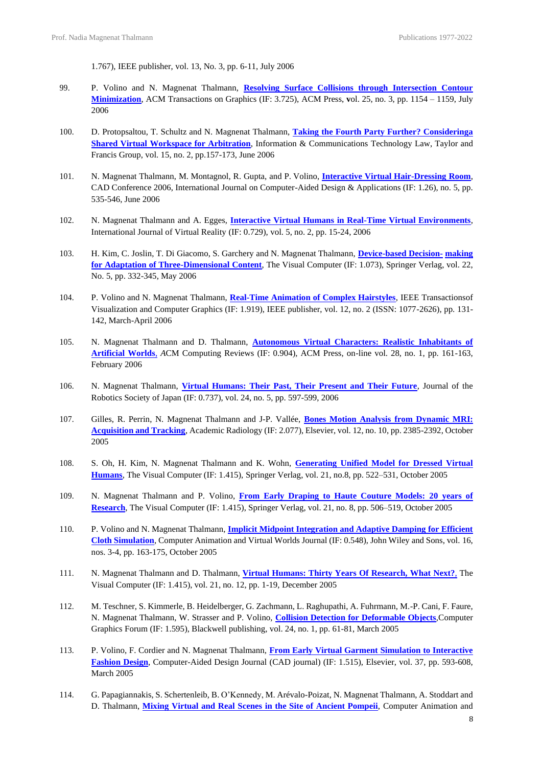1.767), IEEE publisher, vol. 13, No. 3, pp. 6-11, July 2006

99. P. Volino and N. Magnenat Thalmann, **Resolving Surface Collisions through Intersection Contour Minimization**, ACM Transactions on Graphics (IF: 3.725), ACM Press, **v**ol. 25, no. 3, pp. 1154 – 1159, July 2006

100. D. Protopsaltou, T. Schultz and N. Magnenat Thalmann, **Taking the Fourth Party Further? Consideringa Shared Virtual Workspace for Arbitration**, Information & Communications Technology Law, Taylor and Francis Group, vol. 15, no. 2, pp.157-173, June 2006

101. N. Magnenat Thalmann, M. Montagnol, R. Gupta, and P. Volino, **Interactive Virtual Hair-Dressing Room**, CAD Conference 2006, International Journal on Computer-Aided Design & Applications (IF: 1.26), no. 5, pp. 535-546, June 2006

102. N. Magnenat Thalmann and A. Egges, **Interactive Virtual Humans in Real-Time Virtual Environments**, International Journal of Virtual Reality (IF: 0.729), vol. 5, no. 2, pp. 15-24, 2006

103. H. Kim, C. Joslin, T. Di Giacomo, S. Garchery and N. Magnenat Thalmann, **Device-based Decision- making for Adaptation of Three-Dimensional Content**, The Visual Computer (IF: 1.073), Springer Verlag, vol. 22, No. 5, pp. 332-345, May 2006

104. P. Volino and N. Magnenat Thalmann, **Real-Time Animation of Complex Hairstyles**, IEEE Transactionsof Visualization and Computer Graphics (IF: 1.919), IEEE publisher, vol. 12, no. 2 (ISSN: 1077-2626), pp. 131-142, March-April 2006

105. N. Magnenat Thalmann and D. Thalmann, **Autonomous Virtual Characters: Realistic Inhabitants of Artificial Worlds**, *A*CM Computing Reviews (IF: 0.904), ACM Press, on-line vol. 28, no. 1, pp. 161-163, February 2006

106. N. Magnenat Thalmann, **Virtual Humans: Their Past, Their Present and Their Future**, Journal of the Robotics Society of Japan (IF: 0.737), vol. 24, no. 5, pp. 597-599, 2006

107. Gilles, R. Perrin, N. Magnenat Thalmann and J-P. Vallée, **Bones Motion Analysis from Dynamic MRI: Acquisition and Tracking**, Academic Radiology (IF: 2.077), Elsevier, vol. 12, no. 10, pp. 2385-2392, October 2005

108. S. Oh, H. Kim, N. Magnenat Thalmann and K. Wohn, **Generating Unified Model for Dressed Virtual Humans**, The Visual Computer (IF: 1.415), Springer Verlag, vol. 21, no.8, pp. 522–531, October 2005

109. N. Magnenat Thalmann and P. Volino, **From Early Draping to Haute Couture Models: 20 years of Research**, The Visual Computer (IF: 1.415), Springer Verlag, vol. 21, no. 8, pp. 506–519, October 2005

110. P. Volino and N. Magnenat Thalmann, **Implicit Midpoint Integration and Adaptive Damping for Efficient Cloth Simulation**, Computer Animation and Virtual Worlds Journal (IF: 0.548), John Wiley and Sons, vol. 16, nos. 3-4, pp. 163-175, October 2005

111. N. Magnenat Thalmann and D. Thalmann, **Virtual Humans: Thirty Years Of Research, What Next?**, The Visual Computer (IF: 1.415), vol. 21, no. 12, pp. 1-19, December 2005

112. M. Teschner, S. Kimmerle, B. Heidelberger, G. Zachmann, L. Raghupathi, A. Fuhrmann, M.-P. Cani, F. Faure, N. Magnenat Thalmann, W. Strasser and P. Volino, **Collision Detection for Deformable Objects**,Computer Graphics Forum (IF: 1.595), Blackwell publishing, vol. 24, no. 1, pp. 61-81, March 2005

113. P. Volino, F. Cordier and N. Magnenat Thalmann, **From Early Virtual Garment Simulation to Interactive Fashion Design**, Computer-Aided Design Journal (CAD journal) (IF: 1.515), Elsevier, vol. 37, pp. 593-608, March 2005

114. G. Papagiannakis, S. Schertenleib, B. O'Kennedy, M. Arévalo-Poizat, N. Magnenat Thalmann, A. Stoddart and D. Thalmann, **Mixing Virtual and Real Scenes in the Site of Ancient Pompeii**, Computer Animation and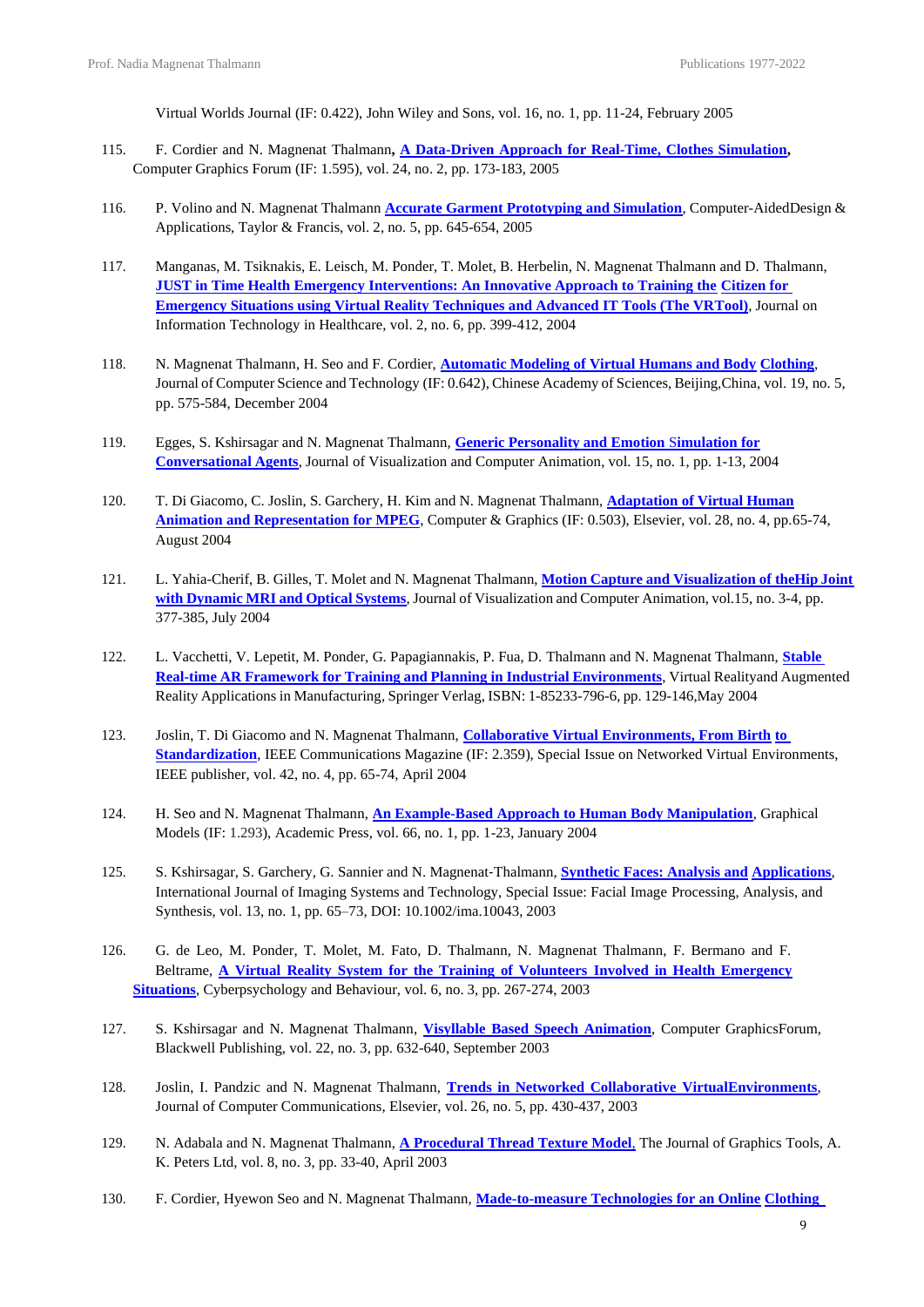Virtual Worlds Journal (IF: 0.422), John Wiley and Sons, vol. 16, no. 1, pp. 11-24, February 2005

115. F. Cordier and N. Magnenat Thalmann, **A Data-Driven Approach for Real-Time, Clothes Simulation**, Computer Graphics Forum (IF: 1.595), vol. 24, no. 2, pp. 173-183, 2005

116. P. Volino and N. Magnenat Thalmann **Accurate Garment Prototyping and Simulation**, Computer-AidedDesign & Applications, Taylor & Francis, vol. 2, no. 5, pp. 645-654, 2005

117. Manganas, M. Tsiknakis, E. Leisch, M. Ponder, T. Molet, B. Herbelin, N. Magnenat Thalmann and D. Thalmann, **JUST in Time Health Emergency Interventions: An Innovative Approach to Training the Citizen for Emergency Situations using Virtual Reality Techniques and Advanced IT Tools (The VRTool)**, Journal on Information Technology in Healthcare, vol. 2, no. 6, pp. 399-412, 2004

118. N. Magnenat Thalmann, H. Seo and F. Cordier, **Automatic Modeling of Virtual Humans and Body Clothing**, Journal of Computer Science and Technology (IF: 0.642), Chinese Academy of Sciences, Beijing,China, vol. 19, no. 5, pp. 575-584, December 2004

119. Egges, S. Kshirsagar and N. Magnenat Thalmann, **Generic Personality and Emotion Simulation for Conversational Agents**, Journal of Visualization and Computer Animation, vol. 15, no. 1, pp. 1-13, 2004

120. T. Di Giacomo, C. Joslin, S. Garchery, H. Kim and N. Magnenat Thalmann, **Adaptation of Virtual Human Animation and Representation for MPEG**, Computer & Graphics (IF: 0.503), Elsevier, vol. 28, no. 4, pp.65-74, August 2004

121. L. Yahia-Cherif, B. Gilles, T. Molet and N. Magnenat Thalmann, **Motion Capture and Visualization of theHip Joint with Dynamic MRI and Optical Systems**, Journal of Visualization and Computer Animation, vol.15, no. 3-4, pp. 377-385, July 2004

122. L. Vacchetti, V. Lepetit, M. Ponder, G. Papagiannakis, P. Fua, D. Thalmann and N. Magnenat Thalmann, **Stable Real-time AR Framework for Training and Planning in Industrial Environments**, Virtual Realityand Augmented Reality Applications in Manufacturing, Springer Verlag, ISBN: 1-85233-796-6, pp. 129-146,May 2004

123. Joslin, T. Di Giacomo and N. Magnenat Thalmann, **Collaborative Virtual Environments, From Birth to Standardization**, IEEE Communications Magazine (IF: 2.359), Special Issue on Networked Virtual Environments, IEEE publisher, vol. 42, no. 4, pp. 65-74, April 2004

124. H. Seo and N. Magnenat Thalmann, **An Example-Based Approach to Human Body Manipulation**, Graphical Models (IF: 1.293), Academic Press, vol. 66, no. 1, pp. 1-23, January 2004

125. S. Kshirsagar, S. Garchery, G. Sannier and N. Magnenat-Thalmann, **Synthetic Faces: Analysis and Applications**, International Journal of Imaging Systems and Technology, Special Issue: Facial Image Processing, Analysis, and Synthesis, vol. 13, no. 1, pp. 65–73, DOI: 10.1002/ima.10043, 2003

126. G. de Leo, M. Ponder, T. Molet, M. Fato, D. Thalmann, N. Magnenat Thalmann, F. Bermano and F. Beltrame, **A Virtual Reality System for the Training of Volunteers Involved in Health Emergency Situations**, Cyberpsychology and Behaviour, vol. 6, no. 3, pp. 267-274, 2003

127. S. Kshirsagar and N. Magnenat Thalmann, **Visyllable Based Speech Animation**, Computer GraphicsForum, Blackwell Publishing, vol. 22, no. 3, pp. 632-640, September 2003

128. Joslin, I. Pandzic and N. Magnenat Thalmann, **Trends in Networked Collaborative VirtualEnvironments**, Journal of Computer Communications, Elsevier, vol. 26, no. 5, pp. 430-437, 2003

129. N. Adabala and N. Magnenat Thalmann, **A Procedural Thread Texture Model**, The Journal of Graphics Tools, A. K. Peters Ltd, vol. 8, no. 3, pp. 33-40, April 2003

130. F. Cordier, Hyewon Seo and N. Magnenat Thalmann, **Made-to-measure Technologies for an Online Clothing**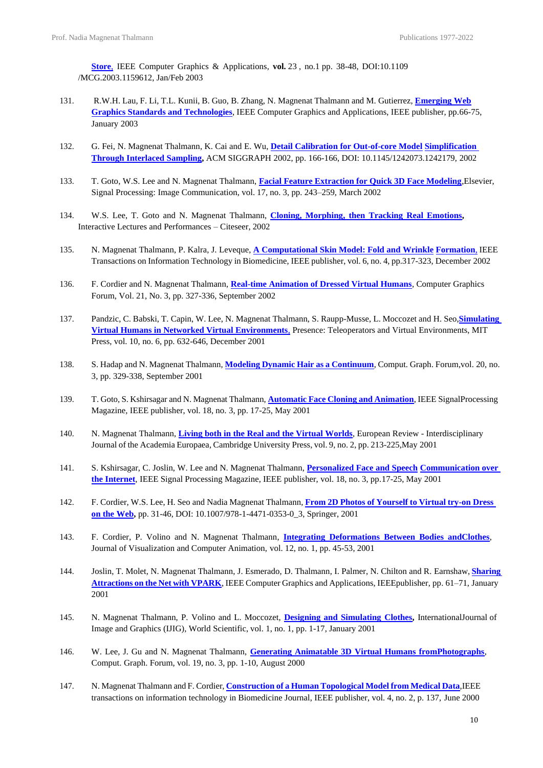**Store**, IEEE Computer Graphics & Applications, **vol.** 23 , no.1 pp. 38-48, DOI:10.1109 /MCG.2003.1159612, Jan/Feb 2003

131. R.W.H. Lau, F. Li, T.L. Kunii, B. Guo, B. Zhang, N. Magnenat Thalmann and M. Gutierrez, **Emerging Web Graphics Standards and Technologies**, IEEE Computer Graphics and Applications, IEEE publisher, pp.66-75, January 2003

132. G. Fei, N. Magnenat Thalmann, K. Cai and E. Wu, **Detail Calibration for Out-of-core Model Simplification Through Interlaced Sampling**, ACM SIGGRAPH 2002, pp. 166-166, DOI: 10.1145/1242073.1242179, 2002

133. T. Goto, W.S. Lee and N. Magnenat Thalmann, **Facial Feature Extraction for Quick 3D Face Modeling**,Elsevier, Signal Processing: Image Communication, vol. 17, no. 3, pp. 243–259, March 2002

134. W.S. Lee, T. Goto and N. Magnenat Thalmann, **Cloning, Morphing, then Tracking Real Emotions**, Interactive Lectures and Performances – Citeseer, 2002

135. N. Magnenat Thalmann, P. Kalra, J. Leveque, **A Computational Skin Model: Fold and Wrinkle Formation**, IEEE Transactions on Information Technology in Biomedicine, IEEE publisher, vol. 6, no. 4, pp.317-323, December 2002

136. F. Cordier and N. Magnenat Thalmann, **Real-time Animation of Dressed Virtual Humans**, Computer Graphics Forum, Vol. 21, No. 3, pp. 327-336, September 2002

137. Pandzic, C. Babski, T. Capin, W. Lee, N. Magnenat Thalmann, S. Raupp-Musse, L. Moccozet and H. Seo,**Simulating Virtual Humans in Networked Virtual Environments**, Presence: Teleoperators and Virtual Environments, MIT Press, vol. 10, no. 6, pp. 632-646, December 2001

138. S. Hadap and N. Magnenat Thalmann, **Modeling Dynamic Hair as a Continuum**, Comput. Graph. Forum,vol. 20, no. 3, pp. 329-338, September 2001

139. T. Goto, S. Kshirsagar and N. Magnenat Thalmann, **Automatic Face Cloning and Animation**, IEEE SignalProcessing Magazine, IEEE publisher, vol. 18, no. 3, pp. 17-25, May 2001

140. N. Magnenat Thalmann, **Living both in the Real and the Virtual Worlds**, European Review - Interdisciplinary Journal of the Academia Europaea, Cambridge University Press, vol. 9, no. 2, pp. 213-225,May 2001

141. S. Kshirsagar, C. Joslin, W. Lee and N. Magnenat Thalmann, **Personalized Face and Speech Communication over the Internet**, IEEE Signal Processing Magazine, IEEE publisher, vol. 18, no. 3, pp.17-25, May 2001

142. F. Cordier, W.S. Lee, H. Seo and Nadia Magnenat Thalmann, **From 2D Photos of Yourself to Virtual try-on Dress on the Web**, pp. 31-46, DOI: 10.1007/978-1-4471-0353-0_3, Springer, 2001

143. F. Cordier, P. Volino and N. Magnenat Thalmann, **Integrating Deformations Between Bodies andClothes**, Journal of Visualization and Computer Animation, vol. 12, no. 1, pp. 45-53, 2001

144. Joslin, T. Molet, N. Magnenat Thalmann, J. Esmerado, D. Thalmann, I. Palmer, N. Chilton and R. Earnshaw, **Sharing Attractions on the Net with VPARK**, IEEE Computer Graphics and Applications, IEEEpublisher, pp. 61–71, January 2001

145. N. Magnenat Thalmann, P. Volino and L. Moccozet, **Designing and Simulating Clothes**, InternationalJournal of Image and Graphics (IJIG), World Scientific, vol. 1, no. 1, pp. 1-17, January 2001

146. W. Lee, J. Gu and N. Magnenat Thalmann, **Generating Animatable 3D Virtual Humans fromPhotographs**, Comput. Graph. Forum, vol. 19, no. 3, pp. 1-10, August 2000

147. N. Magnenat Thalmann and F. Cordier, **Construction of a Human Topological Model from Medical Data**,IEEE transactions on information technology in Biomedicine Journal, IEEE publisher, vol. 4, no. 2, p. 137, June 2000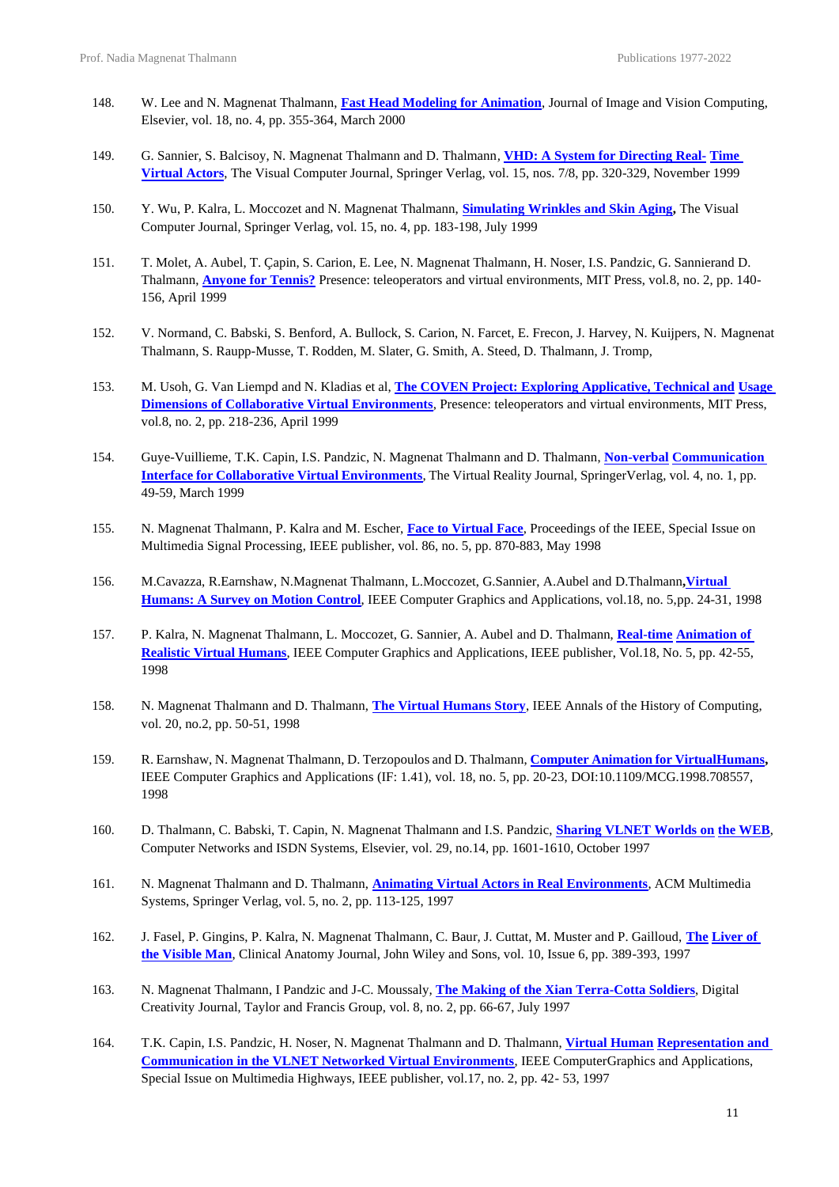148. W. Lee and N. Magnenat Thalmann, **Fast Head Modeling for Animation**, Journal of Image and Vision Computing, Elsevier, vol. 18, no. 4, pp. 355-364, March 2000

149. G. Sannier, S. Balcisoy, N. Magnenat Thalmann and D. Thalmann, **VHD: A System for Directing Real- Time Virtual Actors**, The Visual Computer Journal, Springer Verlag, vol. 15, nos. 7/8, pp. 320-329, November 1999

150. Y. Wu, P. Kalra, L. Moccozet and N. Magnenat Thalmann, **Simulating Wrinkles and Skin Aging,** The Visual Computer Journal, Springer Verlag, vol. 15, no. 4, pp. 183-198, July 1999

151. T. Molet, A. Aubel, T. Çapin, S. Carion, E. Lee, N. Magnenat Thalmann, H. Noser, I.S. Pandzic, G. Sannierand D. Thalmann, **Anyone for Tennis?** Presence: teleoperators and virtual environments, MIT Press, vol.8, no. 2, pp. 140-156, April 1999

152. V. Normand, C. Babski, S. Benford, A. Bullock, S. Carion, N. Farcet, E. Frecon, J. Harvey, N. Kuijpers, N. Magnenat Thalmann, S. Raupp-Musse, T. Rodden, M. Slater, G. Smith, A. Steed, D. Thalmann, J. Tromp,

153. M. Usoh, G. Van Liempd and N. Kladias et al, **The COVEN Project: Exploring Applicative, Technical and Usage Dimensions of Collaborative Virtual Environments**, Presence: teleoperators and virtual environments, MIT Press, vol.8, no. 2, pp. 218-236, April 1999

154. Guye-Vuillieme, T.K. Capin, I.S. Pandzic, N. Magnenat Thalmann and D. Thalmann, **Non-verbal Communication Interface for Collaborative Virtual Environments**, The Virtual Reality Journal, SpringerVerlag, vol. 4, no. 1, pp. 49-59, March 1999

155. N. Magnenat Thalmann, P. Kalra and M. Escher, **Face to Virtual Face**, Proceedings of the IEEE, Special Issue on Multimedia Signal Processing, IEEE publisher, vol. 86, no. 5, pp. 870-883, May 1998

156. M.Cavazza, R.Earnshaw, N.Magnenat Thalmann, L.Moccozet, G.Sannier, A.Aubel and D.Thalmann,**Virtual Humans: A Survey on Motion Control**, IEEE Computer Graphics and Applications, vol.18, no. 5,pp. 24-31, 1998

157. P. Kalra, N. Magnenat Thalmann, L. Moccozet, G. Sannier, A. Aubel and D. Thalmann, **Real-time Animation of Realistic Virtual Humans**, IEEE Computer Graphics and Applications, IEEE publisher, Vol.18, No. 5, pp. 42-55, 1998

158. N. Magnenat Thalmann and D. Thalmann, **The Virtual Humans Story**, IEEE Annals of the History of Computing, vol. 20, no.2, pp. 50-51, 1998

159. R. Earnshaw, N. Magnenat Thalmann, D. Terzopoulos and D. Thalmann, **Computer Animation for VirtualHumans,** IEEE Computer Graphics and Applications (IF: 1.41), vol. 18, no. 5, pp. 20-23, DOI:10.1109/MCG.1998.708557, 1998

160. D. Thalmann, C. Babski, T. Capin, N. Magnenat Thalmann and I.S. Pandzic, **Sharing VLNET Worlds on the WEB**, Computer Networks and ISDN Systems, Elsevier, vol. 29, no.14, pp. 1601-1610, October 1997

161. N. Magnenat Thalmann and D. Thalmann, **Animating Virtual Actors in Real Environments**, ACM Multimedia Systems, Springer Verlag, vol. 5, no. 2, pp. 113-125, 1997

162. J. Fasel, P. Gingins, P. Kalra, N. Magnenat Thalmann, C. Baur, J. Cuttat, M. Muster and P. Gailloud, **The Liver of the Visible Man**, Clinical Anatomy Journal, John Wiley and Sons, vol. 10, Issue 6, pp. 389-393, 1997

163. N. Magnenat Thalmann, I Pandzic and J-C. Moussaly, **The Making of the Xian Terra-Cotta Soldiers**, Digital Creativity Journal, Taylor and Francis Group, vol. 8, no. 2, pp. 66-67, July 1997

164. T.K. Capin, I.S. Pandzic, H. Noser, N. Magnenat Thalmann and D. Thalmann, **Virtual Human Representation and Communication in the VLNET Networked Virtual Environments**, IEEE ComputerGraphics and Applications, Special Issue on Multimedia Highways, IEEE publisher, vol.17, no. 2, pp. 42- 53, 1997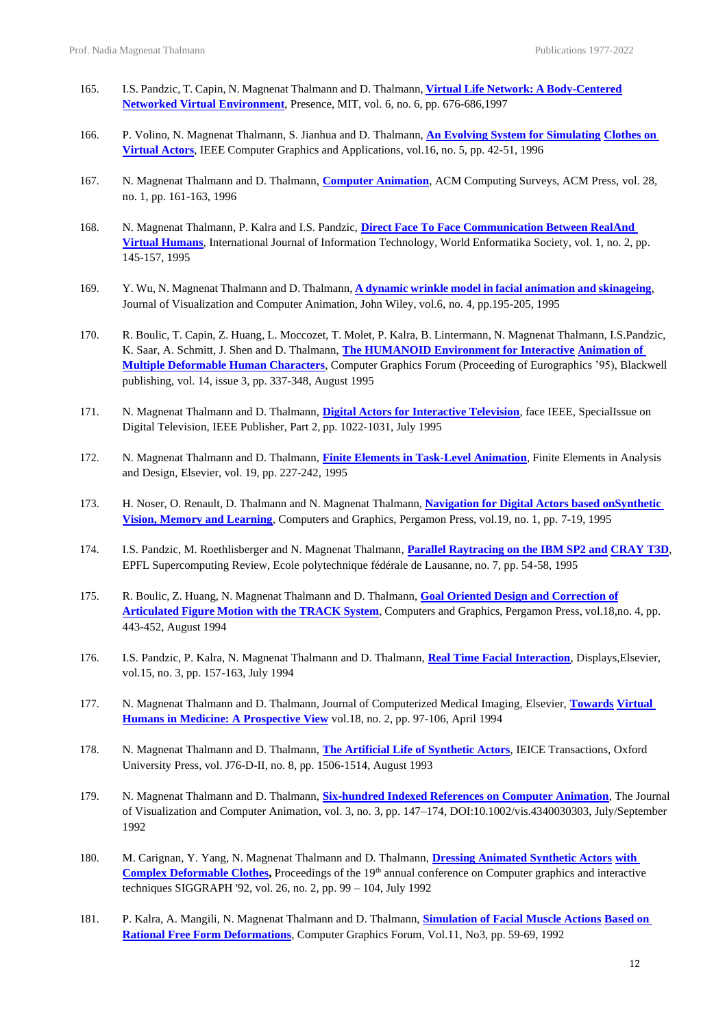165. I.S. Pandzic, T. Capin, N. Magnenat Thalmann and D. Thalmann, **Virtual Life Network: A Body-Centered Networked Virtual Environment**, Presence, MIT, vol. 6, no. 6, pp. 676-686,1997

166. P. Volino, N. Magnenat Thalmann, S. Jianhua and D. Thalmann, **An Evolving System for Simulating Clothes on Virtual Actors**, IEEE Computer Graphics and Applications, vol.16, no. 5, pp. 42-51, 1996

167. N. Magnenat Thalmann and D. Thalmann, **Computer Animation**, ACM Computing Surveys, ACM Press, vol. 28, no. 1, pp. 161-163, 1996

168. N. Magnenat Thalmann, P. Kalra and I.S. Pandzic, **Direct Face To Face Communication Between RealAnd Virtual Humans**, International Journal of Information Technology, World Enformatika Society, vol. 1, no. 2, pp. 145-157, 1995

169. Y. Wu, N. Magnenat Thalmann and D. Thalmann, **A dynamic wrinkle model in facial animation and skinageing**, Journal of Visualization and Computer Animation, John Wiley, vol.6, no. 4, pp.195-205, 1995

170. R. Boulic, T. Capin, Z. Huang, L. Moccozet, T. Molet, P. Kalra, B. Lintermann, N. Magnenat Thalmann, I.S.Pandzic, K. Saar, A. Schmitt, J. Shen and D. Thalmann, **The HUMANOID Environment for Interactive Animation of Multiple Deformable Human Characters**, Computer Graphics Forum (Proceeding of Eurographics '95), Blackwell publishing, vol. 14, issue 3, pp. 337-348, August 1995

171. N. Magnenat Thalmann and D. Thalmann, **Digital Actors for Interactive Television**, face IEEE, SpecialIssue on Digital Television, IEEE Publisher, Part 2, pp. 1022-1031, July 1995

172. N. Magnenat Thalmann and D. Thalmann, **Finite Elements in Task-Level Animation**, Finite Elements in Analysis and Design, Elsevier, vol. 19, pp. 227-242, 1995

173. H. Noser, O. Renault, D. Thalmann and N. Magnenat Thalmann, **Navigation for Digital Actors based onSynthetic Vision, Memory and Learning**, Computers and Graphics, Pergamon Press, vol.19, no. 1, pp. 7-19, 1995

174. I.S. Pandzic, M. Roethlisberger and N. Magnenat Thalmann, **Parallel Raytracing on the IBM SP2 and CRAY T3D**, EPFL Supercomputing Review, Ecole polytechnique fédérale de Lausanne, no. 7, pp. 54-58, 1995

175. R. Boulic, Z. Huang, N. Magnenat Thalmann and D. Thalmann, **Goal Oriented Design and Correction of Articulated Figure Motion with the TRACK System**, Computers and Graphics, Pergamon Press, vol.18,no. 4, pp. 443-452, August 1994

176. I.S. Pandzic, P. Kalra, N. Magnenat Thalmann and D. Thalmann, **Real Time Facial Interaction**, Displays,Elsevier, vol.15, no. 3, pp. 157-163, July 1994

177. N. Magnenat Thalmann and D. Thalmann, Journal of Computerized Medical Imaging, Elsevier, **Towards Virtual Humans in Medicine: A Prospective View** vol.18, no. 2, pp. 97-106, April 1994

178. N. Magnenat Thalmann and D. Thalmann, **The Artificial Life of Synthetic Actors**, IEICE Transactions, Oxford University Press, vol. J76-D-II, no. 8, pp. 1506-1514, August 1993

179. N. Magnenat Thalmann and D. Thalmann, **Six-hundred Indexed References on Computer Animation**, The Journal of Visualization and Computer Animation, vol. 3, no. 3, pp. 147–174, DOI:10.1002/vis.4340030303, July/September 1992

180. M. Carignan, Y. Yang, N. Magnenat Thalmann and D. Thalmann, **Dressing Animated Synthetic Actors with Complex Deformable Clothes,** Proceedings of the 19th annual conference on Computer graphics and interactive techniques SIGGRAPH '92, vol. 26, no. 2, pp. 99 – 104, July 1992

181. P. Kalra, A. Mangili, N. Magnenat Thalmann and D. Thalmann, **Simulation of Facial Muscle Actions Based on Rational Free Form Deformations**, Computer Graphics Forum, Vol.11, No3, pp. 59-69, 1992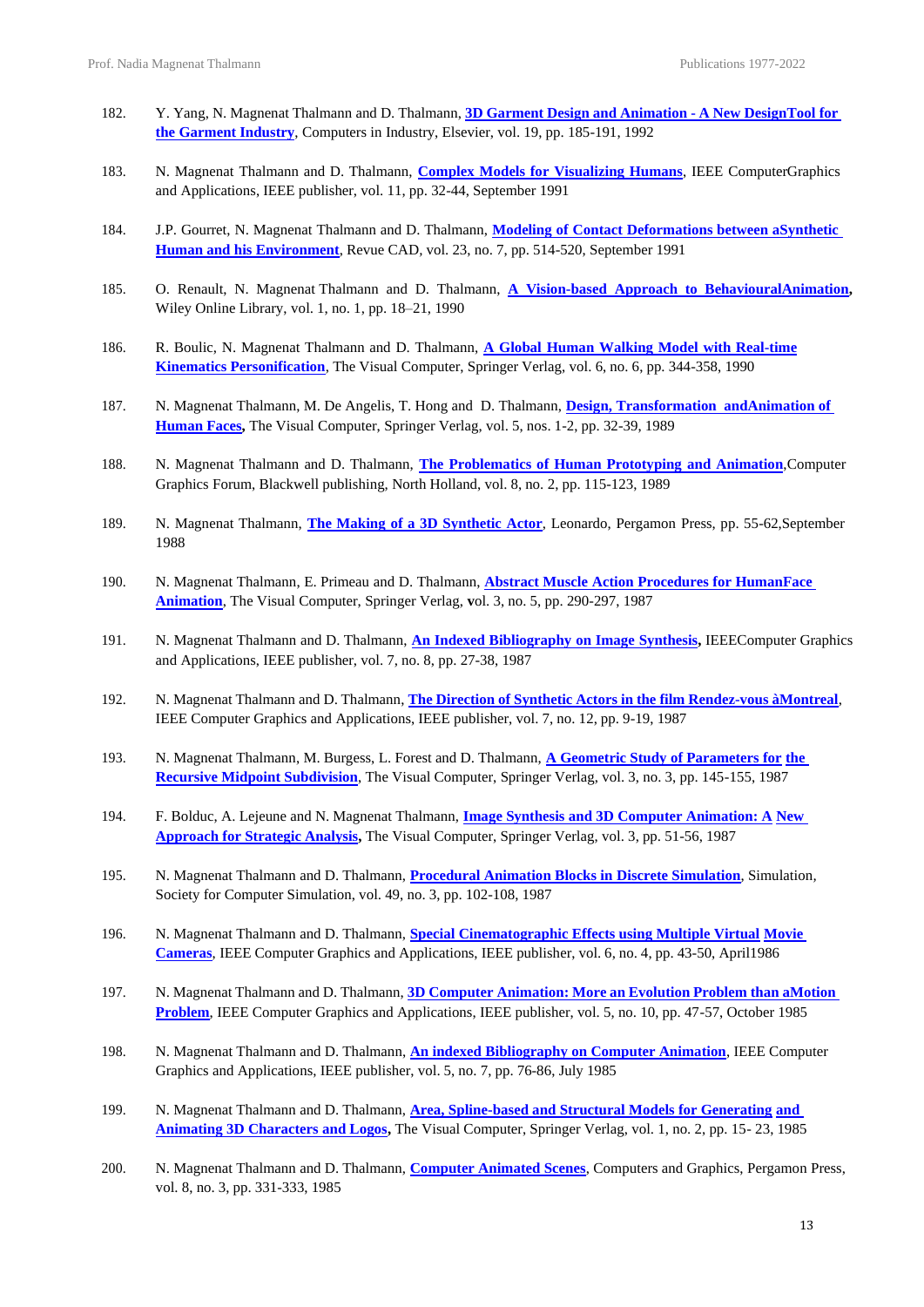182. Y. Yang, N. Magnenat Thalmann and D. Thalmann, **3D Garment Design and Animation - A New DesignTool for the Garment Industry**, Computers in Industry, Elsevier, vol. 19, pp. 185-191, 1992

183. N. Magnenat Thalmann and D. Thalmann, **Complex Models for Visualizing Humans**, IEEE ComputerGraphics and Applications, IEEE publisher, vol. 11, pp. 32-44, September 1991

184. J.P. Gourret, N. Magnenat Thalmann and D. Thalmann, **Modeling of Contact Deformations between aSynthetic Human and his Environment**, Revue CAD, vol. 23, no. 7, pp. 514-520, September 1991

185. O. Renault, N. Magnenat Thalmann and D. Thalmann, **A Vision-based Approach to BehaviouralAnimation,** Wiley Online Library, vol. 1, no. 1, pp. 18–21, 1990

186. R. Boulic, N. Magnenat Thalmann and D. Thalmann, **A Global Human Walking Model with Real-time Kinematics Personification**, The Visual Computer, Springer Verlag, vol. 6, no. 6, pp. 344-358, 1990

187. N. Magnenat Thalmann, M. De Angelis, T. Hong and D. Thalmann, **Design, Transformation andAnimation of Human Faces,** The Visual Computer, Springer Verlag, vol. 5, nos. 1-2, pp. 32-39, 1989

188. N. Magnenat Thalmann and D. Thalmann, **The Problematics of Human Prototyping and Animation**,Computer Graphics Forum, Blackwell publishing, North Holland, vol. 8, no. 2, pp. 115-123, 1989

189. N. Magnenat Thalmann, **The Making of a 3D Synthetic Actor**, Leonardo, Pergamon Press, pp. 55-62,September 1988

190. N. Magnenat Thalmann, E. Primeau and D. Thalmann, **Abstract Muscle Action Procedures for HumanFace Animation**, The Visual Computer, Springer Verlag, **v**ol. 3, no. 5, pp. 290-297, 1987

191. N. Magnenat Thalmann and D. Thalmann, **An Indexed Bibliography on Image Synthesis,** IEEEComputer Graphics and Applications, IEEE publisher, vol. 7, no. 8, pp. 27-38, 1987

192. N. Magnenat Thalmann and D. Thalmann, **The Direction of Synthetic Actors in the film Rendez-vous àMontreal**, IEEE Computer Graphics and Applications, IEEE publisher, vol. 7, no. 12, pp. 9-19, 1987

193. N. Magnenat Thalmann, M. Burgess, L. Forest and D. Thalmann, **A Geometric Study of Parameters for the Recursive Midpoint Subdivision**, The Visual Computer, Springer Verlag, vol. 3, no. 3, pp. 145-155, 1987

194. F. Bolduc, A. Lejeune and N. Magnenat Thalmann, **Image Synthesis and 3D Computer Animation: A New Approach for Strategic Analysis,** The Visual Computer, Springer Verlag, vol. 3, pp. 51-56, 1987

195. N. Magnenat Thalmann and D. Thalmann, **Procedural Animation Blocks in Discrete Simulation**, Simulation, Society for Computer Simulation, vol. 49, no. 3, pp. 102-108, 1987

196. N. Magnenat Thalmann and D. Thalmann, **Special Cinematographic Effects using Multiple Virtual Movie Cameras**, IEEE Computer Graphics and Applications, IEEE publisher, vol. 6, no. 4, pp. 43-50, April1986

197. N. Magnenat Thalmann and D. Thalmann, **3D Computer Animation: More an Evolution Problem than aMotion Problem**, IEEE Computer Graphics and Applications, IEEE publisher, vol. 5, no. 10, pp. 47-57, October 1985

198. N. Magnenat Thalmann and D. Thalmann, **An indexed Bibliography on Computer Animation**, IEEE Computer Graphics and Applications, IEEE publisher, vol. 5, no. 7, pp. 76-86, July 1985

199. N. Magnenat Thalmann and D. Thalmann, **Area, Spline-based and Structural Models for Generating and Animating 3D Characters and Logos,** The Visual Computer, Springer Verlag, vol. 1, no. 2, pp. 15- 23, 1985

200. N. Magnenat Thalmann and D. Thalmann, **Computer Animated Scenes**, Computers and Graphics, Pergamon Press, vol. 8, no. 3, pp. 331-333, 1985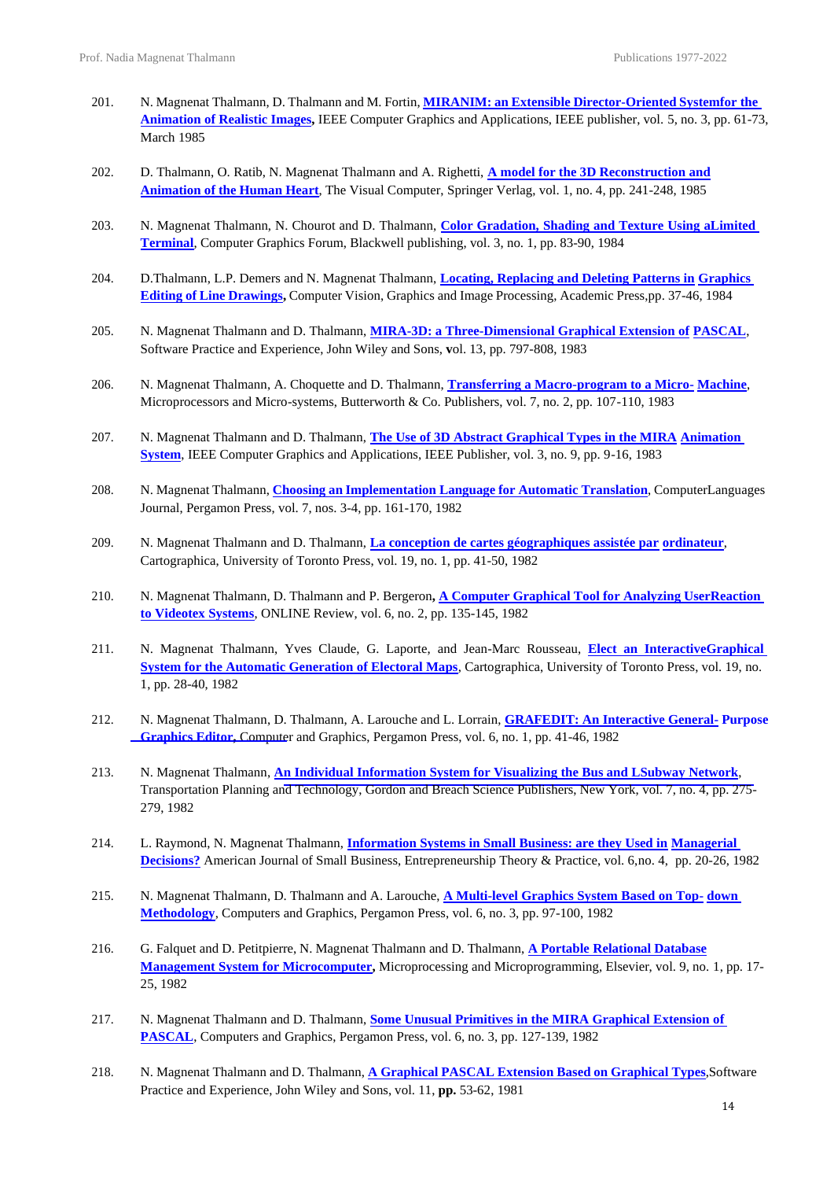201. N. Magnenat Thalmann, D. Thalmann and M. Fortin, **MIRANIM: an Extensible Director-Oriented Systemfor the Animation of Realistic Images,** IEEE Computer Graphics and Applications, IEEE publisher, vol. 5, no. 3, pp. 61-73, March 1985

202. D. Thalmann, O. Ratib, N. Magnenat Thalmann and A. Righetti, **A model for the 3D Reconstruction and Animation of the Human Heart**, The Visual Computer, Springer Verlag, vol. 1, no. 4, pp. 241-248, 1985

203. N. Magnenat Thalmann, N. Chourot and D. Thalmann, **Color Gradation, Shading and Texture Using aLimited Terminal**, Computer Graphics Forum, Blackwell publishing, vol. 3, no. 1, pp. 83-90, 1984

204. D.Thalmann, L.P. Demers and N. Magnenat Thalmann, **Locating, Replacing and Deleting Patterns in Graphics Editing of Line Drawings,** Computer Vision, Graphics and Image Processing, Academic Press,pp. 37-46, 1984

205. N. Magnenat Thalmann and D. Thalmann, **MIRA-3D: a Three-Dimensional Graphical Extension of PASCAL**, Software Practice and Experience, John Wiley and Sons, **v**ol. 13, pp. 797-808, 1983

206. N. Magnenat Thalmann, A. Choquette and D. Thalmann, **Transferring a Macro-program to a Micro- Machine**, Microprocessors and Micro-systems, Butterworth & Co. Publishers, vol. 7, no. 2, pp. 107-110, 1983

207. N. Magnenat Thalmann and D. Thalmann, **The Use of 3D Abstract Graphical Types in the MIRA Animation System**, IEEE Computer Graphics and Applications, IEEE Publisher, vol. 3, no. 9, pp. 9-16, 1983

208. N. Magnenat Thalmann, **Choosing an Implementation Language for Automatic Translation**, ComputerLanguages Journal, Pergamon Press, vol. 7, nos. 3-4, pp. 161-170, 1982

209. N. Magnenat Thalmann and D. Thalmann, **La conception de cartes géographiques assistée par ordinateur**, Cartographica, University of Toronto Press, vol. 19, no. 1, pp. 41-50, 1982

210. N. Magnenat Thalmann, D. Thalmann and P. Bergeron**, A Computer Graphical Tool for Analyzing UserReaction to Videotex Systems**, ONLINE Review, vol. 6, no. 2, pp. 135-145, 1982

211. N. Magnenat Thalmann, Yves Claude, G. Laporte, and Jean-Marc Rousseau, **Elect an InteractiveGraphical System for the Automatic Generation of Electoral Maps**, Cartographica, University of Toronto Press, vol. 19, no. 1, pp. 28-40, 1982

212. N. Magnenat Thalmann, D. Thalmann, A. Larouche and L. Lorrain, **GRAFEDIT: An Interactive General- Purpose Graphics Editor,** Computer and Graphics, Pergamon Press, vol. 6, no. 1, pp. 41-46, 1982

213. N. Magnenat Thalmann, **An Individual Information System for Visualizing the Bus and LSubway Network**, Transportation Planning and Technology, Gordon and Breach Science Publishers, New York, vol. 7, no. 4, pp. 275-279, 1982

214. L. Raymond, N. Magnenat Thalmann, **Information Systems in Small Business: are they Used in Managerial Decisions?** American Journal of Small Business, Entrepreneurship Theory & Practice, vol. 6,no. 4, pp. 20-26, 1982

215. N. Magnenat Thalmann, D. Thalmann and A. Larouche, **A Multi-level Graphics System Based on Top- down Methodology**, Computers and Graphics, Pergamon Press, vol. 6, no. 3, pp. 97-100, 1982

216. G. Falquet and D. Petitpierre, N. Magnenat Thalmann and D. Thalmann, **A Portable Relational Database Management System for Microcomputer,** Microprocessing and Microprogramming, Elsevier, vol. 9, no. 1, pp. 17-25, 1982

217. N. Magnenat Thalmann and D. Thalmann, **Some Unusual Primitives in the MIRA Graphical Extension of PASCAL**, Computers and Graphics, Pergamon Press, vol. 6, no. 3, pp. 127-139, 1982

218. N. Magnenat Thalmann and D. Thalmann, **A Graphical PASCAL Extension Based on Graphical Types**,Software Practice and Experience, John Wiley and Sons, vol. 11, **pp.** 53-62, 1981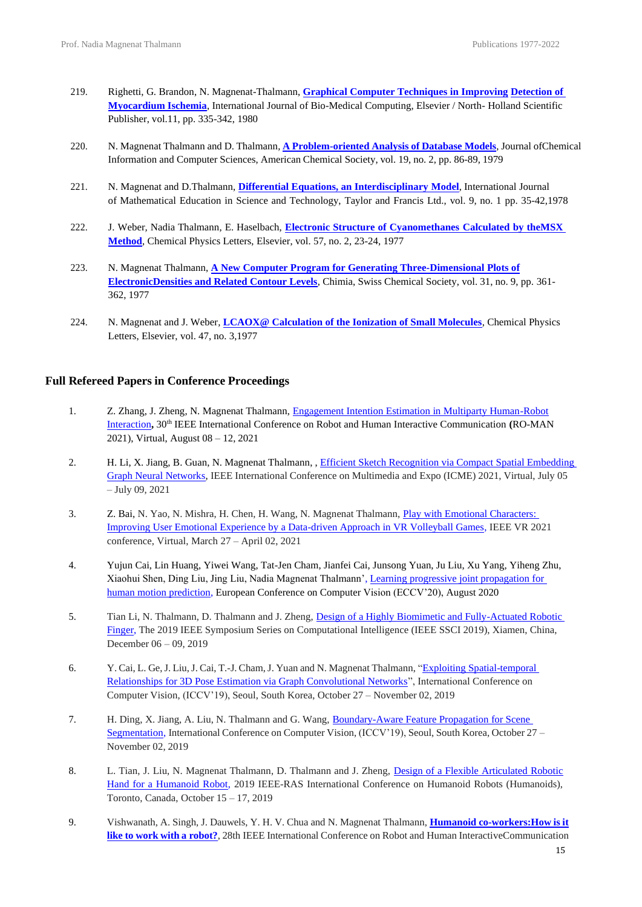219. Righetti, G. Brandon, N. Magnenat-Thalmann, **Graphical Computer Techniques in Improving Detection of Myocardium Ischemia**, International Journal of Bio-Medical Computing, Elsevier / North- Holland Scientific Publisher, vol.11, pp. 335-342, 1980

220. N. Magnenat Thalmann and D. Thalmann, **A Problem-oriented Analysis of Database Models**, Journal ofChemical Information and Computer Sciences, American Chemical Society, vol. 19, no. 2, pp. 86-89, 1979

221. N. Magnenat and D.Thalmann, **Differential Equations, an Interdisciplinary Model**, International Journal of Mathematical Education in Science and Technology, Taylor and Francis Ltd., vol. 9, no. 1 pp. 35-42,1978

222. J. Weber, Nadia Thalmann, E. Haselbach, **Electronic Structure of Cyanomethanes Calculated by theMSX Method**, Chemical Physics Letters, Elsevier, vol. 57, no. 2, 23-24, 1977

223. N. Magnenat Thalmann, **A New Computer Program for Generating Three-Dimensional Plots of ElectronicDensities and Related Contour Levels**, Chimia, Swiss Chemical Society, vol. 31, no. 9, pp. 361-362, 1977

224. N. Magnenat and J. Weber, **LCAOX@ Calculation of the Ionization of Small Molecules**, Chemical Physics Letters, Elsevier, vol. 47, no. 3,1977

### Full Refereed Papers in Conference Proceedings

1. Z. Zhang, J. Zheng, N. Magnenat Thalmann, Engagement Intention Estimation in Multiparty Human-Robot Interaction**,** 30th IEEE International Conference on Robot and Human Interactive Communication **(**RO-MAN 2021), Virtual, August 08 – 12, 2021

2. H. Li, X. Jiang, B. Guan, N. Magnenat Thalmann, , Efficient Sketch Recognition via Compact Spatial Embedding Graph Neural Networks, IEEE International Conference on Multimedia and Expo (ICME) 2021, Virtual, July 05 – July 09, 2021

3. Z. Bai, N. Yao, N. Mishra, H. Chen, H. Wang, N. Magnenat Thalmann, Play with Emotional Characters: Improving User Emotional Experience by a Data-driven Approach in VR Volleyball Games, IEEE VR 2021 conference, Virtual, March 27 – April 02, 2021

4. Yujun Cai, Lin Huang, Yiwei Wang, Tat-Jen Cham, Jianfei Cai, Junsong Yuan, Ju Liu, Xu Yang, Yiheng Zhu, Xiaohui Shen, Ding Liu, Jing Liu, Nadia Magnenat Thalmann', Learning progressive joint propagation for human motion prediction, European Conference on Computer Vision (ECCV'20), August 2020

5. Tian Li, N. Thalmann, D. Thalmann and J. Zheng, Design of a Highly Biomimetic and Fully-Actuated Robotic Finger, The 2019 IEEE Symposium Series on Computational Intelligence (IEEE SSCI 2019), Xiamen, China, December 06 – 09, 2019

6. Y. Cai, L. Ge, J. Liu, J. Cai, T.-J. Cham, J. Yuan and N. Magnenat Thalmann, "Exploiting Spatial-temporal Relationships for 3D Pose Estimation via Graph Convolutional Networks", International Conference on Computer Vision, (ICCV'19), Seoul, South Korea, October 27 – November 02, 2019

7. H. Ding, X. Jiang, A. Liu, N. Thalmann and G. Wang, Boundary-Aware Feature Propagation for Scene Segmentation, International Conference on Computer Vision, (ICCV'19), Seoul, South Korea, October 27 – November 02, 2019

8. L. Tian, J. Liu, N. Magnenat Thalmann, D. Thalmann and J. Zheng, Design of a Flexible Articulated Robotic Hand for a Humanoid Robot, 2019 IEEE-RAS International Conference on Humanoid Robots (Humanoids), Toronto, Canada, October 15 – 17, 2019

9. Vishwanath, A. Singh, J. Dauwels, Y. H. V. Chua and N. Magnenat Thalmann, **Humanoid co-workers:How is it like to work with a robot?**, 28th IEEE International Conference on Robot and Human InteractiveCommunication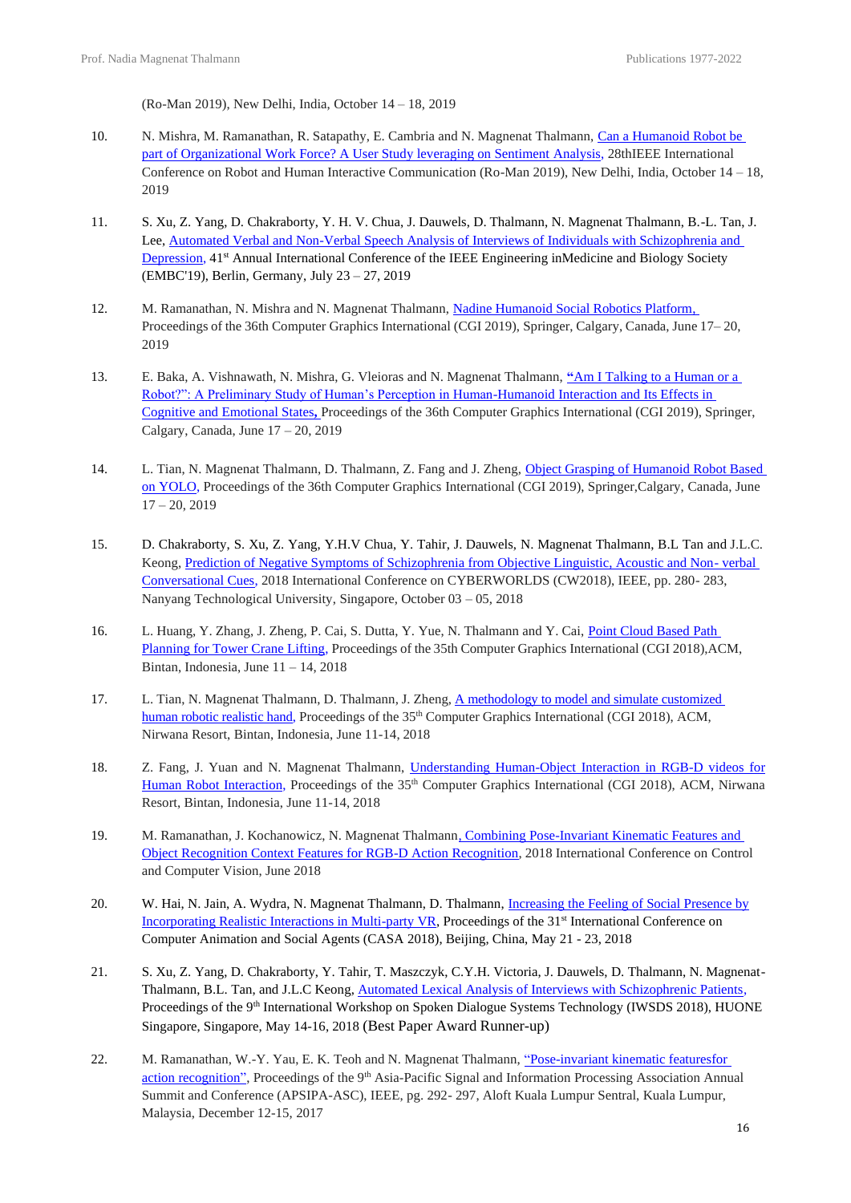(Ro-Man 2019), New Delhi, India, October 14 – 18, 2019

10. N. Mishra, M. Ramanathan, R. Satapathy, E. Cambria and N. Magnenat Thalmann, Can a Humanoid Robot be part of Organizational Work Force? A User Study leveraging on Sentiment Analysis, 28thIEEE International Conference on Robot and Human Interactive Communication (Ro-Man 2019), New Delhi, India, October 14 – 18, 2019

11. S. Xu, Z. Yang, D. Chakraborty, Y. H. V. Chua, J. Dauwels, D. Thalmann, N. Magnenat Thalmann, B.-L. Tan, J. Lee, Automated Verbal and Non-Verbal Speech Analysis of Interviews of Individuals with Schizophrenia and Depression, 41st Annual International Conference of the IEEE Engineering inMedicine and Biology Society (EMBC'19), Berlin, Germany, July 23 – 27, 2019

12. M. Ramanathan, N. Mishra and N. Magnenat Thalmann, Nadine Humanoid Social Robotics Platform, Proceedings of the 36th Computer Graphics International (CGI 2019), Springer, Calgary, Canada, June 17– 20, 2019

13. E. Baka, A. Vishnawath, N. Mishra, G. Vleioras and N. Magnenat Thalmann, "Am I Talking to a Human or a Robot?": A Preliminary Study of Human's Perception in Human-Humanoid Interaction and Its Effects in Cognitive and Emotional States, Proceedings of the 36th Computer Graphics International (CGI 2019), Springer, Calgary, Canada, June 17 – 20, 2019

14. L. Tian, N. Magnenat Thalmann, D. Thalmann, Z. Fang and J. Zheng, Object Grasping of Humanoid Robot Based on YOLO, Proceedings of the 36th Computer Graphics International (CGI 2019), Springer,Calgary, Canada, June 17 – 20, 2019

15. D. Chakraborty, S. Xu, Z. Yang, Y.H.V Chua, Y. Tahir, J. Dauwels, N. Magnenat Thalmann, B.L Tan and J.L.C. Keong, Prediction of Negative Symptoms of Schizophrenia from Objective Linguistic, Acoustic and Non- verbal Conversational Cues, 2018 International Conference on CYBERWORLDS (CW2018), IEEE, pp. 280- 283, Nanyang Technological University, Singapore, October 03 – 05, 2018

16. L. Huang, Y. Zhang, J. Zheng, P. Cai, S. Dutta, Y. Yue, N. Thalmann and Y. Cai, Point Cloud Based Path Planning for Tower Crane Lifting, Proceedings of the 35th Computer Graphics International (CGI 2018),ACM, Bintan, Indonesia, June 11 – 14, 2018

17. L. Tian, N. Magnenat Thalmann, D. Thalmann, J. Zheng, A methodology to model and simulate customized human robotic realistic hand, Proceedings of the 35th Computer Graphics International (CGI 2018), ACM, Nirwana Resort, Bintan, Indonesia, June 11-14, 2018

18. Z. Fang, J. Yuan and N. Magnenat Thalmann, Understanding Human-Object Interaction in RGB-D videos for Human Robot Interaction, Proceedings of the 35th Computer Graphics International (CGI 2018), ACM, Nirwana Resort, Bintan, Indonesia, June 11-14, 2018

19. M. Ramanathan, J. Kochanowicz, N. Magnenat Thalmann, Combining Pose-Invariant Kinematic Features and Object Recognition Context Features for RGB-D Action Recognition, 2018 International Conference on Control and Computer Vision, June 2018

20. W. Hai, N. Jain, A. Wydra, N. Magnenat Thalmann, D. Thalmann, Increasing the Feeling of Social Presence by Incorporating Realistic Interactions in Multi-party VR, Proceedings of the 31st International Conference on Computer Animation and Social Agents (CASA 2018), Beijing, China, May 21 - 23, 2018

21. S. Xu, Z. Yang, D. Chakraborty, Y. Tahir, T. Maszczyk, C.Y.H. Victoria, J. Dauwels, D. Thalmann, N. Magnenat-Thalmann, B.L. Tan, and J.L.C Keong, Automated Lexical Analysis of Interviews with Schizophrenic Patients, Proceedings of the 9th International Workshop on Spoken Dialogue Systems Technology (IWSDS 2018), HUONE Singapore, Singapore, May 14-16, 2018 (Best Paper Award Runner-up)

22. M. Ramanathan, W.-Y. Yau, E. K. Teoh and N. Magnenat Thalmann, "Pose-invariant kinematic featuresfor action recognition", Proceedings of the 9th Asia-Pacific Signal and Information Processing Association Annual Summit and Conference (APSIPA-ASC), IEEE, pg. 292- 297, Aloft Kuala Lumpur Sentral, Kuala Lumpur, Malaysia, December 12-15, 2017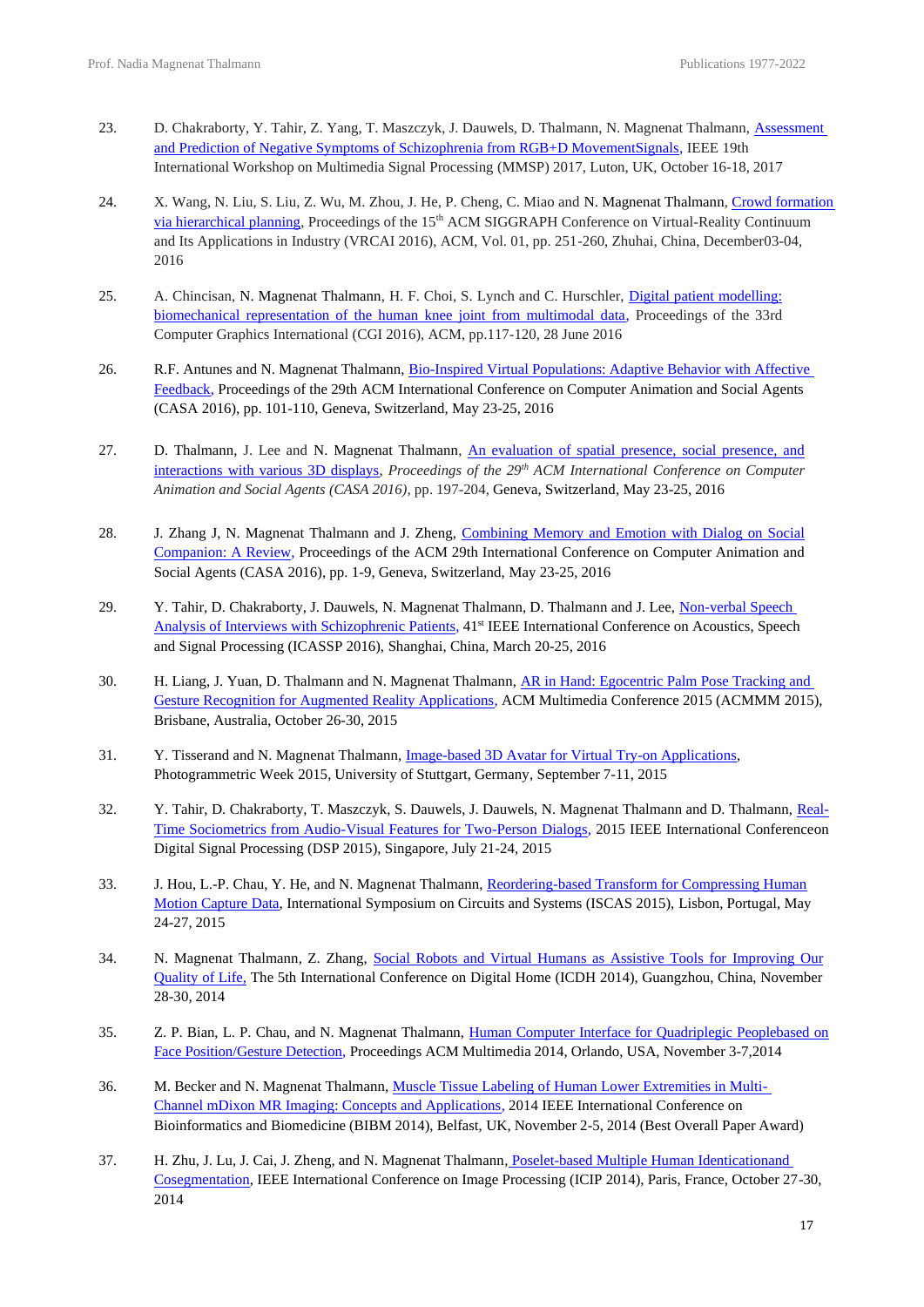23. D. Chakraborty, Y. Tahir, Z. Yang, T. Maszczyk, J. Dauwels, D. Thalmann, N. Magnenat Thalmann, Assessment and Prediction of Negative Symptoms of Schizophrenia from RGB+D MovementSignals, IEEE 19th International Workshop on Multimedia Signal Processing (MMSP) 2017, Luton, UK, October 16-18, 2017

24. X. Wang, N. Liu, S. Liu, Z. Wu, M. Zhou, J. He, P. Cheng, C. Miao and N. Magnenat Thalmann, Crowd formation via hierarchical planning, Proceedings of the 15th ACM SIGGRAPH Conference on Virtual-Reality Continuum and Its Applications in Industry (VRCAI 2016), ACM, Vol. 01, pp. 251-260, Zhuhai, China, December03-04, 2016

25. A. Chincisan, N. Magnenat Thalmann, H. F. Choi, S. Lynch and C. Hurschler, Digital patient modelling: biomechanical representation of the human knee joint from multimodal data, Proceedings of the 33rd Computer Graphics International (CGI 2016), ACM, pp.117-120, 28 June 2016

26. R.F. Antunes and N. Magnenat Thalmann, Bio-Inspired Virtual Populations: Adaptive Behavior with Affective Feedback, Proceedings of the 29th ACM International Conference on Computer Animation and Social Agents (CASA 2016), pp. 101-110, Geneva, Switzerland, May 23-25, 2016

27. D. Thalmann, J. Lee and N. Magnenat Thalmann, An evaluation of spatial presence, social presence, and interactions with various 3D displays, *Proceedings of the 29th ACM International Conference on Computer Animation and Social Agents (CASA 2016)*, pp. 197-204, Geneva, Switzerland, May 23-25, 2016

28. J. Zhang J, N. Magnenat Thalmann and J. Zheng, Combining Memory and Emotion with Dialog on Social Companion: A Review, Proceedings of the ACM 29th International Conference on Computer Animation and Social Agents (CASA 2016), pp. 1-9, Geneva, Switzerland, May 23-25, 2016

29. Y. Tahir, D. Chakraborty, J. Dauwels, N. Magnenat Thalmann, D. Thalmann and J. Lee, Non-verbal Speech Analysis of Interviews with Schizophrenic Patients, 41st IEEE International Conference on Acoustics, Speech and Signal Processing (ICASSP 2016), Shanghai, China, March 20-25, 2016

30. H. Liang, J. Yuan, D. Thalmann and N. Magnenat Thalmann, AR in Hand: Egocentric Palm Pose Tracking and Gesture Recognition for Augmented Reality Applications, ACM Multimedia Conference 2015 (ACMMM 2015), Brisbane, Australia, October 26-30, 2015

31. Y. Tisserand and N. Magnenat Thalmann, Image-based 3D Avatar for Virtual Try-on Applications, Photogrammetric Week 2015, University of Stuttgart, Germany, September 7-11, 2015

32. Y. Tahir, D. Chakraborty, T. Maszczyk, S. Dauwels, J. Dauwels, N. Magnenat Thalmann and D. Thalmann, Real-Time Sociometrics from Audio-Visual Features for Two-Person Dialogs, 2015 IEEE International Conferenceon Digital Signal Processing (DSP 2015), Singapore, July 21-24, 2015

33. J. Hou, L.-P. Chau, Y. He, and N. Magnenat Thalmann, Reordering-based Transform for Compressing Human Motion Capture Data, International Symposium on Circuits and Systems (ISCAS 2015), Lisbon, Portugal, May 24-27, 2015

34. N. Magnenat Thalmann, Z. Zhang, Social Robots and Virtual Humans as Assistive Tools for Improving Our Quality of Life, The 5th International Conference on Digital Home (ICDH 2014), Guangzhou, China, November 28-30, 2014

35. Z. P. Bian, L. P. Chau, and N. Magnenat Thalmann, Human Computer Interface for Quadriplegic Peoplebased on Face Position/Gesture Detection, Proceedings ACM Multimedia 2014, Orlando, USA, November 3-7,2014

36. M. Becker and N. Magnenat Thalmann, Muscle Tissue Labeling of Human Lower Extremities in Multi-Channel mDixon MR Imaging: Concepts and Applications, 2014 IEEE International Conference on Bioinformatics and Biomedicine (BIBM 2014), Belfast, UK, November 2-5, 2014 (Best Overall Paper Award)

37. H. Zhu, J. Lu, J. Cai, J. Zheng, and N. Magnenat Thalmann, Poselet-based Multiple Human Identicationand Cosegmentation, IEEE International Conference on Image Processing (ICIP 2014), Paris, France, October 27-30, 2014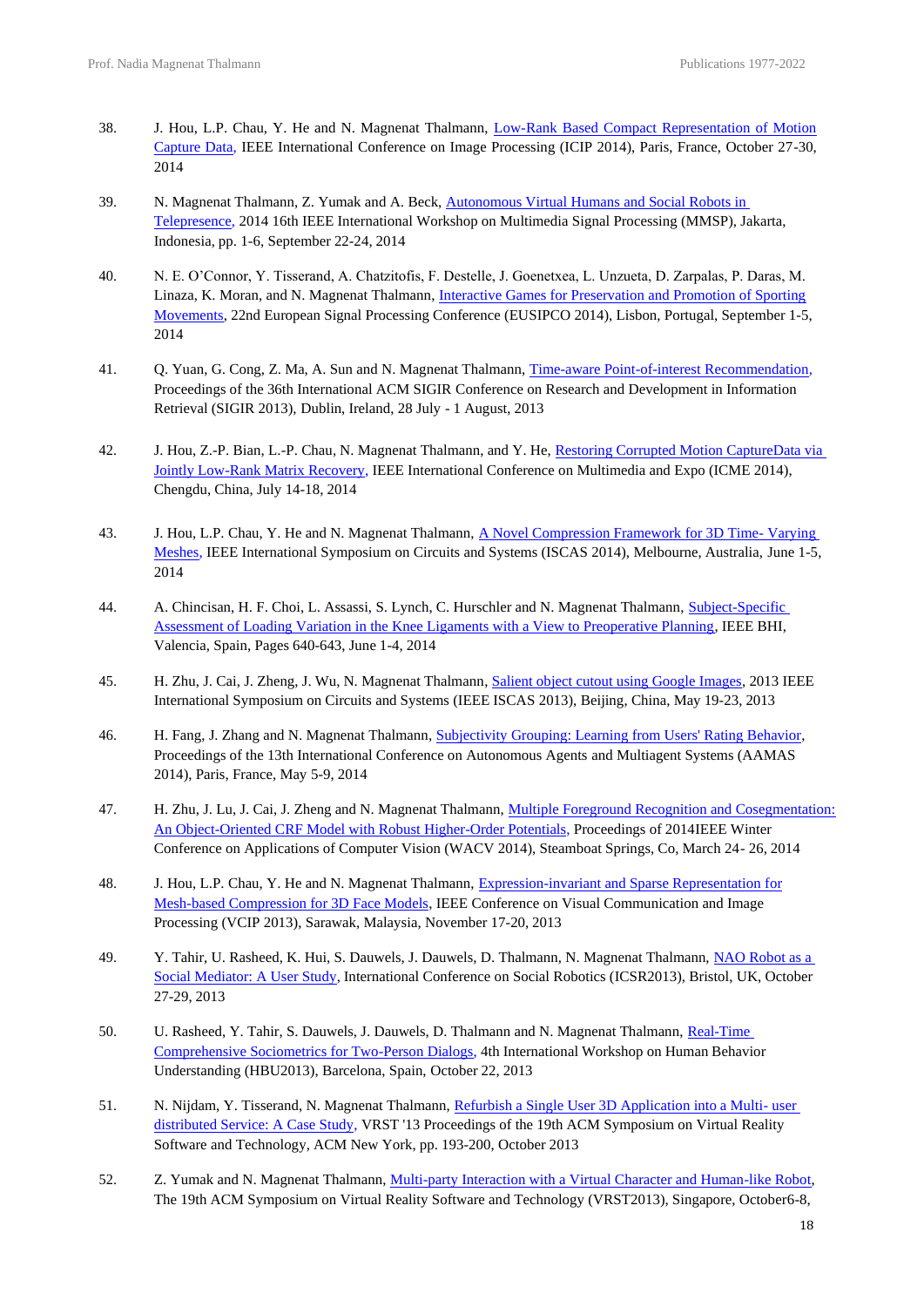38. J. Hou, L.P. Chau, Y. He and N. Magnenat Thalmann, Low-Rank Based Compact Representation of Motion Capture Data, IEEE International Conference on Image Processing (ICIP 2014), Paris, France, October 27-30, 2014

39. N. Magnenat Thalmann, Z. Yumak and A. Beck, Autonomous Virtual Humans and Social Robots in Telepresence, 2014 16th IEEE International Workshop on Multimedia Signal Processing (MMSP), Jakarta, Indonesia, pp. 1-6, September 22-24, 2014

40. N. E. O'Connor, Y. Tisserand, A. Chatzitofis, F. Destelle, J. Goenetxea, L. Unzueta, D. Zarpalas, P. Daras, M. Linaza, K. Moran, and N. Magnenat Thalmann, Interactive Games for Preservation and Promotion of Sporting Movements, 22nd European Signal Processing Conference (EUSIPCO 2014), Lisbon, Portugal, September 1-5, 2014

41. Q. Yuan, G. Cong, Z. Ma, A. Sun and N. Magnenat Thalmann, Time-aware Point-of-interest Recommendation, Proceedings of the 36th International ACM SIGIR Conference on Research and Development in Information Retrieval (SIGIR 2013), Dublin, Ireland, 28 July - 1 August, 2013

42. J. Hou, Z.-P. Bian, L.-P. Chau, N. Magnenat Thalmann, and Y. He, Restoring Corrupted Motion CaptureData via Jointly Low-Rank Matrix Recovery, IEEE International Conference on Multimedia and Expo (ICME 2014), Chengdu, China, July 14-18, 2014

43. J. Hou, L.P. Chau, Y. He and N. Magnenat Thalmann, A Novel Compression Framework for 3D Time- Varying Meshes, IEEE International Symposium on Circuits and Systems (ISCAS 2014), Melbourne, Australia, June 1-5, 2014

44. A. Chincisan, H. F. Choi, L. Assassi, S. Lynch, C. Hurschler and N. Magnenat Thalmann, Subject-Specific Assessment of Loading Variation in the Knee Ligaments with a View to Preoperative Planning, IEEE BHI, Valencia, Spain, Pages 640-643, June 1-4, 2014

45. H. Zhu, J. Cai, J. Zheng, J. Wu, N. Magnenat Thalmann, Salient object cutout using Google Images, 2013 IEEE International Symposium on Circuits and Systems (IEEE ISCAS 2013), Beijing, China, May 19-23, 2013

46. H. Fang, J. Zhang and N. Magnenat Thalmann, Subjectivity Grouping: Learning from Users' Rating Behavior, Proceedings of the 13th International Conference on Autonomous Agents and Multiagent Systems (AAMAS 2014), Paris, France, May 5-9, 2014

47. H. Zhu, J. Lu, J. Cai, J. Zheng and N. Magnenat Thalmann, Multiple Foreground Recognition and Cosegmentation: An Object-Oriented CRF Model with Robust Higher-Order Potentials, Proceedings of 2014IEEE Winter Conference on Applications of Computer Vision (WACV 2014), Steamboat Springs, Co, March 24- 26, 2014

48. J. Hou, L.P. Chau, Y. He and N. Magnenat Thalmann, Expression-invariant and Sparse Representation for Mesh-based Compression for 3D Face Models, IEEE Conference on Visual Communication and Image Processing (VCIP 2013), Sarawak, Malaysia, November 17-20, 2013

49. Y. Tahir, U. Rasheed, K. Hui, S. Dauwels, J. Dauwels, D. Thalmann, N. Magnenat Thalmann, NAO Robot as a Social Mediator: A User Study, International Conference on Social Robotics (ICSR2013), Bristol, UK, October 27-29, 2013

50. U. Rasheed, Y. Tahir, S. Dauwels, J. Dauwels, D. Thalmann and N. Magnenat Thalmann, Real-Time Comprehensive Sociometrics for Two-Person Dialogs, 4th International Workshop on Human Behavior Understanding (HBU2013), Barcelona, Spain, October 22, 2013

51. N. Nijdam, Y. Tisserand, N. Magnenat Thalmann, Refurbish a Single User 3D Application into a Multi- user distributed Service: A Case Study, VRST '13 Proceedings of the 19th ACM Symposium on Virtual Reality Software and Technology, ACM New York, pp. 193-200, October 2013

52. Z. Yumak and N. Magnenat Thalmann, Multi-party Interaction with a Virtual Character and Human-like Robot, The 19th ACM Symposium on Virtual Reality Software and Technology (VRST2013), Singapore, October6-8,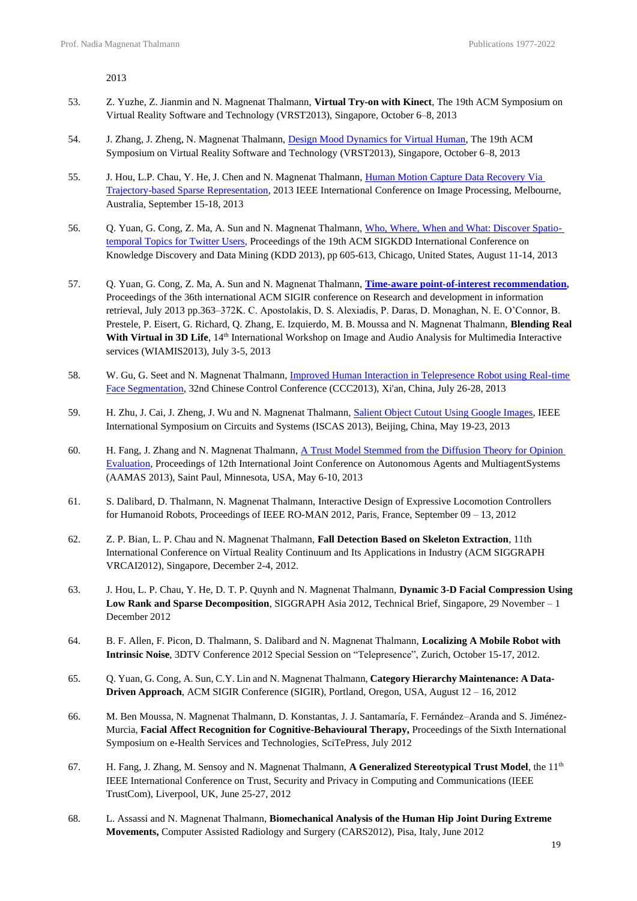2013

53. Z. Yuzhe, Z. Jianmin and N. Magnenat Thalmann, **Virtual Try-on with Kinect**, The 19th ACM Symposium on Virtual Reality Software and Technology (VRST2013), Singapore, October 6–8, 2013

54. J. Zhang, J. Zheng, N. Magnenat Thalmann, Design Mood Dynamics for Virtual Human, The 19th ACM Symposium on Virtual Reality Software and Technology (VRST2013), Singapore, October 6–8, 2013

55. J. Hou, L.P. Chau, Y. He, J. Chen and N. Magnenat Thalmann, Human Motion Capture Data Recovery Via Trajectory-based Sparse Representation, 2013 IEEE International Conference on Image Processing, Melbourne, Australia, September 15-18, 2013

56. Q. Yuan, G. Cong, Z. Ma, A. Sun and N. Magnenat Thalmann, Who, Where, When and What: Discover Spatio-temporal Topics for Twitter Users, Proceedings of the 19th ACM SIGKDD International Conference on Knowledge Discovery and Data Mining (KDD 2013), pp 605-613, Chicago, United States, August 11-14, 2013

57. Q. Yuan, G. Cong, Z. Ma, A. Sun and N. Magnenat Thalmann, **Time-aware point-of-interest recommendation**, Proceedings of the 36th international ACM SIGIR conference on Research and development in information retrieval, July 2013 pp.363–372K. C. Apostolakis, D. S. Alexiadis, P. Daras, D. Monaghan, N. E. O'Connor, B. Prestele, P. Eisert, G. Richard, Q. Zhang, E. Izquierdo, M. B. Moussa and N. Magnenat Thalmann, **Blending Real With Virtual in 3D Life**, 14th International Workshop on Image and Audio Analysis for Multimedia Interactive services (WIAMIS2013), July 3-5, 2013

58. W. Gu, G. Seet and N. Magnenat Thalmann, Improved Human Interaction in Telepresence Robot using Real-time Face Segmentation, 32nd Chinese Control Conference (CCC2013), Xi'an, China, July 26-28, 2013

59. H. Zhu, J. Cai, J. Zheng, J. Wu and N. Magnenat Thalmann, Salient Object Cutout Using Google Images, IEEE International Symposium on Circuits and Systems (ISCAS 2013), Beijing, China, May 19-23, 2013

60. H. Fang, J. Zhang and N. Magnenat Thalmann, A Trust Model Stemmed from the Diffusion Theory for Opinion Evaluation, Proceedings of 12th International Joint Conference on Autonomous Agents and MultiagentSystems (AAMAS 2013), Saint Paul, Minnesota, USA, May 6-10, 2013

61. S. Dalibard, D. Thalmann, N. Magnenat Thalmann, Interactive Design of Expressive Locomotion Controllers for Humanoid Robots, Proceedings of IEEE RO-MAN 2012, Paris, France, September 09 – 13, 2012

62. Z. P. Bian, L. P. Chau and N. Magnenat Thalmann, **Fall Detection Based on Skeleton Extraction**, 11th International Conference on Virtual Reality Continuum and Its Applications in Industry (ACM SIGGRAPH VRCAI2012), Singapore, December 2-4, 2012.

63. J. Hou, L. P. Chau, Y. He, D. T. P. Quynh and N. Magnenat Thalmann, **Dynamic 3-D Facial Compression Using Low Rank and Sparse Decomposition**, SIGGRAPH Asia 2012, Technical Brief, Singapore, 29 November – 1 December 2012

64. B. F. Allen, F. Picon, D. Thalmann, S. Dalibard and N. Magnenat Thalmann, **Localizing A Mobile Robot with Intrinsic Noise**, 3DTV Conference 2012 Special Session on "Telepresence", Zurich, October 15-17, 2012.

65. Q. Yuan, G. Cong, A. Sun, C.Y. Lin and N. Magnenat Thalmann, **Category Hierarchy Maintenance: A Data-Driven Approach**, ACM SIGIR Conference (SIGIR), Portland, Oregon, USA, August 12 – 16, 2012

66. M. Ben Moussa, N. Magnenat Thalmann, D. Konstantas, J. J. Santamaría, F. Fernández–Aranda and S. Jiménez-Murcia, **Facial Affect Recognition for Cognitive-Behavioural Therapy,** Proceedings of the Sixth International Symposium on e-Health Services and Technologies, SciTePress, July 2012

67. H. Fang, J. Zhang, M. Sensoy and N. Magnenat Thalmann, **A Generalized Stereotypical Trust Model**, the 11th IEEE International Conference on Trust, Security and Privacy in Computing and Communications (IEEE TrustCom), Liverpool, UK, June 25-27, 2012

68. L. Assassi and N. Magnenat Thalmann, **Biomechanical Analysis of the Human Hip Joint During Extreme Movements,** Computer Assisted Radiology and Surgery (CARS2012), Pisa, Italy, June 2012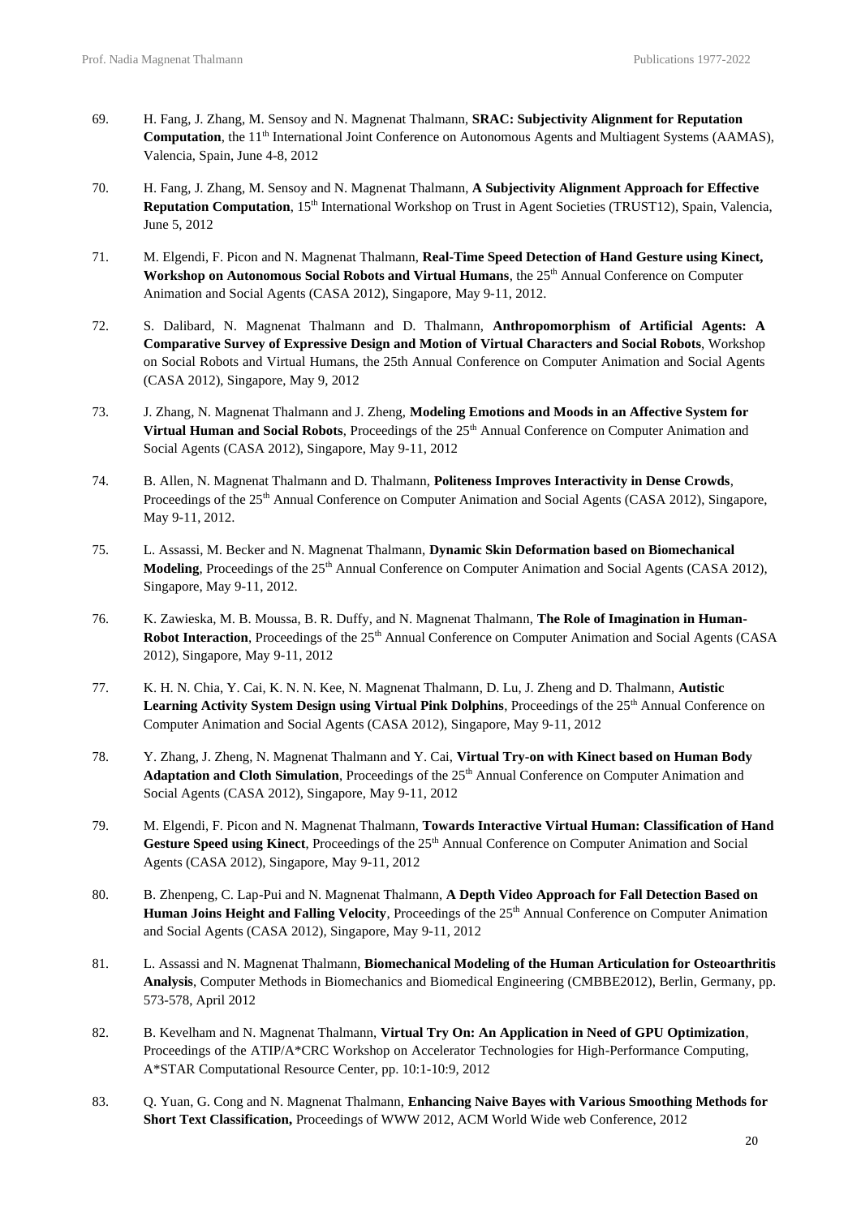69. H. Fang, J. Zhang, M. Sensoy and N. Magnenat Thalmann, **SRAC: Subjectivity Alignment for Reputation Computation**, the 11th International Joint Conference on Autonomous Agents and Multiagent Systems (AAMAS), Valencia, Spain, June 4-8, 2012

70. H. Fang, J. Zhang, M. Sensoy and N. Magnenat Thalmann, **A Subjectivity Alignment Approach for Effective Reputation Computation**, 15th International Workshop on Trust in Agent Societies (TRUST12), Spain, Valencia, June 5, 2012

71. M. Elgendi, F. Picon and N. Magnenat Thalmann, **Real-Time Speed Detection of Hand Gesture using Kinect, Workshop on Autonomous Social Robots and Virtual Humans**, the 25th Annual Conference on Computer Animation and Social Agents (CASA 2012), Singapore, May 9-11, 2012.

72. S. Dalibard, N. Magnenat Thalmann and D. Thalmann, **Anthropomorphism of Artificial Agents: A Comparative Survey of Expressive Design and Motion of Virtual Characters and Social Robots**, Workshop on Social Robots and Virtual Humans, the 25th Annual Conference on Computer Animation and Social Agents (CASA 2012), Singapore, May 9, 2012

73. J. Zhang, N. Magnenat Thalmann and J. Zheng, **Modeling Emotions and Moods in an Affective System for Virtual Human and Social Robots**, Proceedings of the 25th Annual Conference on Computer Animation and Social Agents (CASA 2012), Singapore, May 9-11, 2012

74. B. Allen, N. Magnenat Thalmann and D. Thalmann, **Politeness Improves Interactivity in Dense Crowds**, Proceedings of the 25th Annual Conference on Computer Animation and Social Agents (CASA 2012), Singapore, May 9-11, 2012.

75. L. Assassi, M. Becker and N. Magnenat Thalmann, **Dynamic Skin Deformation based on Biomechanical Modeling**, Proceedings of the 25th Annual Conference on Computer Animation and Social Agents (CASA 2012), Singapore, May 9-11, 2012.

76. K. Zawieska, M. B. Moussa, B. R. Duffy, and N. Magnenat Thalmann, **The Role of Imagination in Human-Robot Interaction**, Proceedings of the 25th Annual Conference on Computer Animation and Social Agents (CASA 2012), Singapore, May 9-11, 2012

77. K. H. N. Chia, Y. Cai, K. N. N. Kee, N. Magnenat Thalmann, D. Lu, J. Zheng and D. Thalmann, **Autistic Learning Activity System Design using Virtual Pink Dolphins**, Proceedings of the 25th Annual Conference on Computer Animation and Social Agents (CASA 2012), Singapore, May 9-11, 2012

78. Y. Zhang, J. Zheng, N. Magnenat Thalmann and Y. Cai, **Virtual Try-on with Kinect based on Human Body Adaptation and Cloth Simulation**, Proceedings of the 25th Annual Conference on Computer Animation and Social Agents (CASA 2012), Singapore, May 9-11, 2012

79. M. Elgendi, F. Picon and N. Magnenat Thalmann, **Towards Interactive Virtual Human: Classification of Hand Gesture Speed using Kinect**, Proceedings of the 25th Annual Conference on Computer Animation and Social Agents (CASA 2012), Singapore, May 9-11, 2012

80. B. Zhenpeng, C. Lap-Pui and N. Magnenat Thalmann, **A Depth Video Approach for Fall Detection Based on Human Joins Height and Falling Velocity**, Proceedings of the 25th Annual Conference on Computer Animation and Social Agents (CASA 2012), Singapore, May 9-11, 2012

81. L. Assassi and N. Magnenat Thalmann, **Biomechanical Modeling of the Human Articulation for Osteoarthritis Analysis**, Computer Methods in Biomechanics and Biomedical Engineering (CMBBE2012), Berlin, Germany, pp. 573-578, April 2012

82. B. Kevelham and N. Magnenat Thalmann, **Virtual Try On: An Application in Need of GPU Optimization**, Proceedings of the ATIP/A*CRC Workshop on Accelerator Technologies for High-Performance Computing, A*STAR Computational Resource Center, pp. 10:1-10:9, 2012

83. Q. Yuan, G. Cong and N. Magnenat Thalmann, **Enhancing Naive Bayes with Various Smoothing Methods for Short Text Classification,** Proceedings of WWW 2012, ACM World Wide web Conference, 2012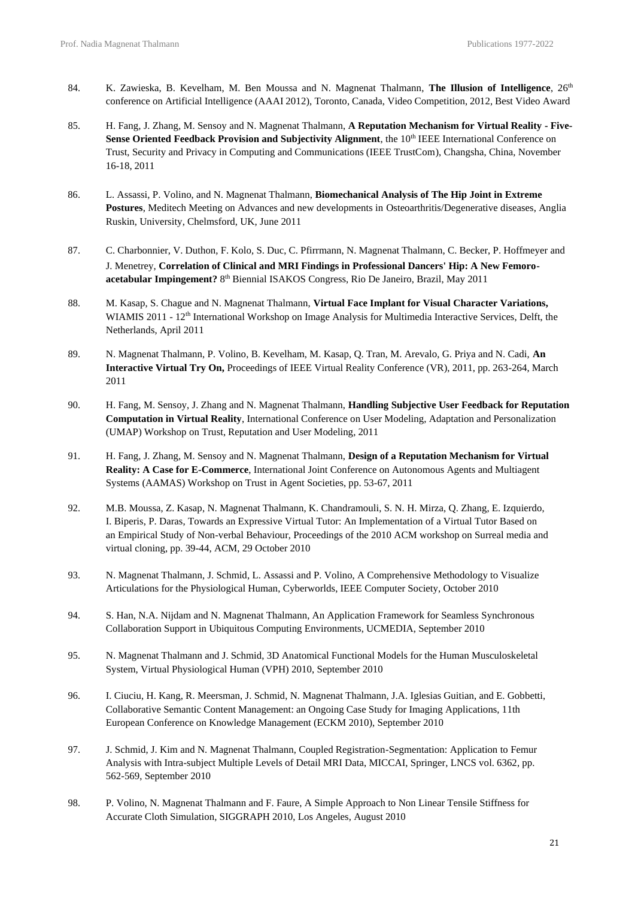84. K. Zawieska, B. Kevelham, M. Ben Moussa and N. Magnenat Thalmann, **The Illusion of Intelligence**, 26th conference on Artificial Intelligence (AAAI 2012), Toronto, Canada, Video Competition, 2012, Best Video Award

85. H. Fang, J. Zhang, M. Sensoy and N. Magnenat Thalmann, **A Reputation Mechanism for Virtual Reality - Five-Sense Oriented Feedback Provision and Subjectivity Alignment**, the 10th IEEE International Conference on Trust, Security and Privacy in Computing and Communications (IEEE TrustCom), Changsha, China, November 16-18, 2011

86. L. Assassi, P. Volino, and N. Magnenat Thalmann, **Biomechanical Analysis of The Hip Joint in Extreme Postures**, Meditech Meeting on Advances and new developments in Osteoarthritis/Degenerative diseases, Anglia Ruskin, University, Chelmsford, UK, June 2011

87. C. Charbonnier, V. Duthon, F. Kolo, S. Duc, C. Pfirrmann, N. Magnenat Thalmann, C. Becker, P. Hoffmeyer and J. Menetrey, **Correlation of Clinical and MRI Findings in Professional Dancers' Hip: A New Femoro-acetabular Impingement?** 8th Biennial ISAKOS Congress, Rio De Janeiro, Brazil, May 2011

88. M. Kasap, S. Chague and N. Magnenat Thalmann, **Virtual Face Implant for Visual Character Variations,** WIAMIS 2011 - 12th International Workshop on Image Analysis for Multimedia Interactive Services, Delft, the Netherlands, April 2011

89. N. Magnenat Thalmann, P. Volino, B. Kevelham, M. Kasap, Q. Tran, M. Arevalo, G. Priya and N. Cadi, **An Interactive Virtual Try On,** Proceedings of IEEE Virtual Reality Conference (VR), 2011, pp. 263-264, March 2011

90. H. Fang, M. Sensoy, J. Zhang and N. Magnenat Thalmann, **Handling Subjective User Feedback for Reputation Computation in Virtual Reality**, International Conference on User Modeling, Adaptation and Personalization (UMAP) Workshop on Trust, Reputation and User Modeling, 2011

91. H. Fang, J. Zhang, M. Sensoy and N. Magnenat Thalmann, **Design of a Reputation Mechanism for Virtual Reality: A Case for E-Commerce**, International Joint Conference on Autonomous Agents and Multiagent Systems (AAMAS) Workshop on Trust in Agent Societies, pp. 53-67, 2011

92. M.B. Moussa, Z. Kasap, N. Magnenat Thalmann, K. Chandramouli, S. N. H. Mirza, Q. Zhang, E. Izquierdo, I. Biperis, P. Daras, Towards an Expressive Virtual Tutor: An Implementation of a Virtual Tutor Based on an Empirical Study of Non-verbal Behaviour, Proceedings of the 2010 ACM workshop on Surreal media and virtual cloning, pp. 39-44, ACM, 29 October 2010

93. N. Magnenat Thalmann, J. Schmid, L. Assassi and P. Volino, A Comprehensive Methodology to Visualize Articulations for the Physiological Human, Cyberworlds, IEEE Computer Society, October 2010

94. S. Han, N.A. Nijdam and N. Magnenat Thalmann, An Application Framework for Seamless Synchronous Collaboration Support in Ubiquitous Computing Environments, UCMEDIA, September 2010

95. N. Magnenat Thalmann and J. Schmid, 3D Anatomical Functional Models for the Human Musculoskeletal System, Virtual Physiological Human (VPH) 2010, September 2010

96. I. Ciuciu, H. Kang, R. Meersman, J. Schmid, N. Magnenat Thalmann, J.A. Iglesias Guitian, and E. Gobbetti, Collaborative Semantic Content Management: an Ongoing Case Study for Imaging Applications, 11th European Conference on Knowledge Management (ECKM 2010), September 2010

97. J. Schmid, J. Kim and N. Magnenat Thalmann, Coupled Registration-Segmentation: Application to Femur Analysis with Intra-subject Multiple Levels of Detail MRI Data, MICCAI, Springer, LNCS vol. 6362, pp. 562-569, September 2010

98. P. Volino, N. Magnenat Thalmann and F. Faure, A Simple Approach to Non Linear Tensile Stiffness for Accurate Cloth Simulation, SIGGRAPH 2010, Los Angeles, August 2010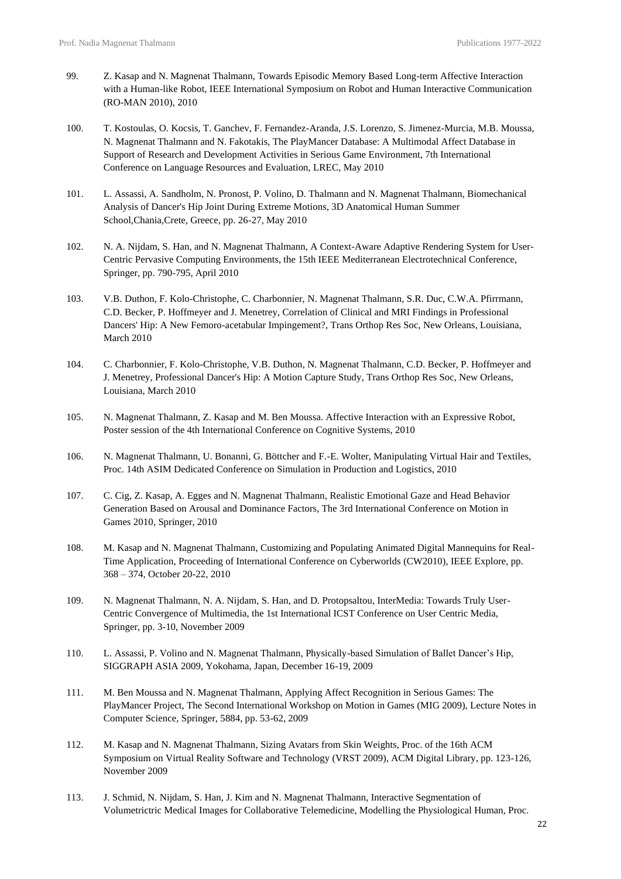99. Z. Kasap and N. Magnenat Thalmann, Towards Episodic Memory Based Long-term Affective Interaction with a Human-like Robot, IEEE International Symposium on Robot and Human Interactive Communication (RO-MAN 2010), 2010

100. T. Kostoulas, O. Kocsis, T. Ganchev, F. Fernandez-Aranda, J.S. Lorenzo, S. Jimenez-Murcia, M.B. Moussa, N. Magnenat Thalmann and N. Fakotakis, The PlayMancer Database: A Multimodal Affect Database in Support of Research and Development Activities in Serious Game Environment, 7th International Conference on Language Resources and Evaluation, LREC, May 2010

101. L. Assassi, A. Sandholm, N. Pronost, P. Volino, D. Thalmann and N. Magnenat Thalmann, Biomechanical Analysis of Dancer's Hip Joint During Extreme Motions, 3D Anatomical Human Summer School,Chania,Crete, Greece, pp. 26-27, May 2010

102. N. A. Nijdam, S. Han, and N. Magnenat Thalmann, A Context-Aware Adaptive Rendering System for User-Centric Pervasive Computing Environments, the 15th IEEE Mediterranean Electrotechnical Conference, Springer, pp. 790-795, April 2010

103. V.B. Duthon, F. Kolo-Christophe, C. Charbonnier, N. Magnenat Thalmann, S.R. Duc, C.W.A. Pfirrmann, C.D. Becker, P. Hoffmeyer and J. Menetrey, Correlation of Clinical and MRI Findings in Professional Dancers' Hip: A New Femoro-acetabular Impingement?, Trans Orthop Res Soc, New Orleans, Louisiana, March 2010

104. C. Charbonnier, F. Kolo-Christophe, V.B. Duthon, N. Magnenat Thalmann, C.D. Becker, P. Hoffmeyer and J. Menetrey, Professional Dancer's Hip: A Motion Capture Study, Trans Orthop Res Soc, New Orleans, Louisiana, March 2010

105. N. Magnenat Thalmann, Z. Kasap and M. Ben Moussa. Affective Interaction with an Expressive Robot, Poster session of the 4th International Conference on Cognitive Systems, 2010

106. N. Magnenat Thalmann, U. Bonanni, G. Böttcher and F.-E. Wolter, Manipulating Virtual Hair and Textiles, Proc. 14th ASIM Dedicated Conference on Simulation in Production and Logistics, 2010

107. C. Cig, Z. Kasap, A. Egges and N. Magnenat Thalmann, Realistic Emotional Gaze and Head Behavior Generation Based on Arousal and Dominance Factors, The 3rd International Conference on Motion in Games 2010, Springer, 2010

108. M. Kasap and N. Magnenat Thalmann, Customizing and Populating Animated Digital Mannequins for Real-Time Application, Proceeding of International Conference on Cyberworlds (CW2010), IEEE Explore, pp. 368 – 374, October 20-22, 2010

109. N. Magnenat Thalmann, N. A. Nijdam, S. Han, and D. Protopsaltou, InterMedia: Towards Truly User-Centric Convergence of Multimedia, the 1st International ICST Conference on User Centric Media, Springer, pp. 3-10, November 2009

110. L. Assassi, P. Volino and N. Magnenat Thalmann, Physically-based Simulation of Ballet Dancer's Hip, SIGGRAPH ASIA 2009, Yokohama, Japan, December 16-19, 2009

111. M. Ben Moussa and N. Magnenat Thalmann, Applying Affect Recognition in Serious Games: The PlayMancer Project, The Second International Workshop on Motion in Games (MIG 2009), Lecture Notes in Computer Science, Springer, 5884, pp. 53-62, 2009

112. M. Kasap and N. Magnenat Thalmann, Sizing Avatars from Skin Weights, Proc. of the 16th ACM Symposium on Virtual Reality Software and Technology (VRST 2009), ACM Digital Library, pp. 123-126, November 2009

113. J. Schmid, N. Nijdam, S. Han, J. Kim and N. Magnenat Thalmann, Interactive Segmentation of Volumetrictric Medical Images for Collaborative Telemedicine, Modelling the Physiological Human, Proc.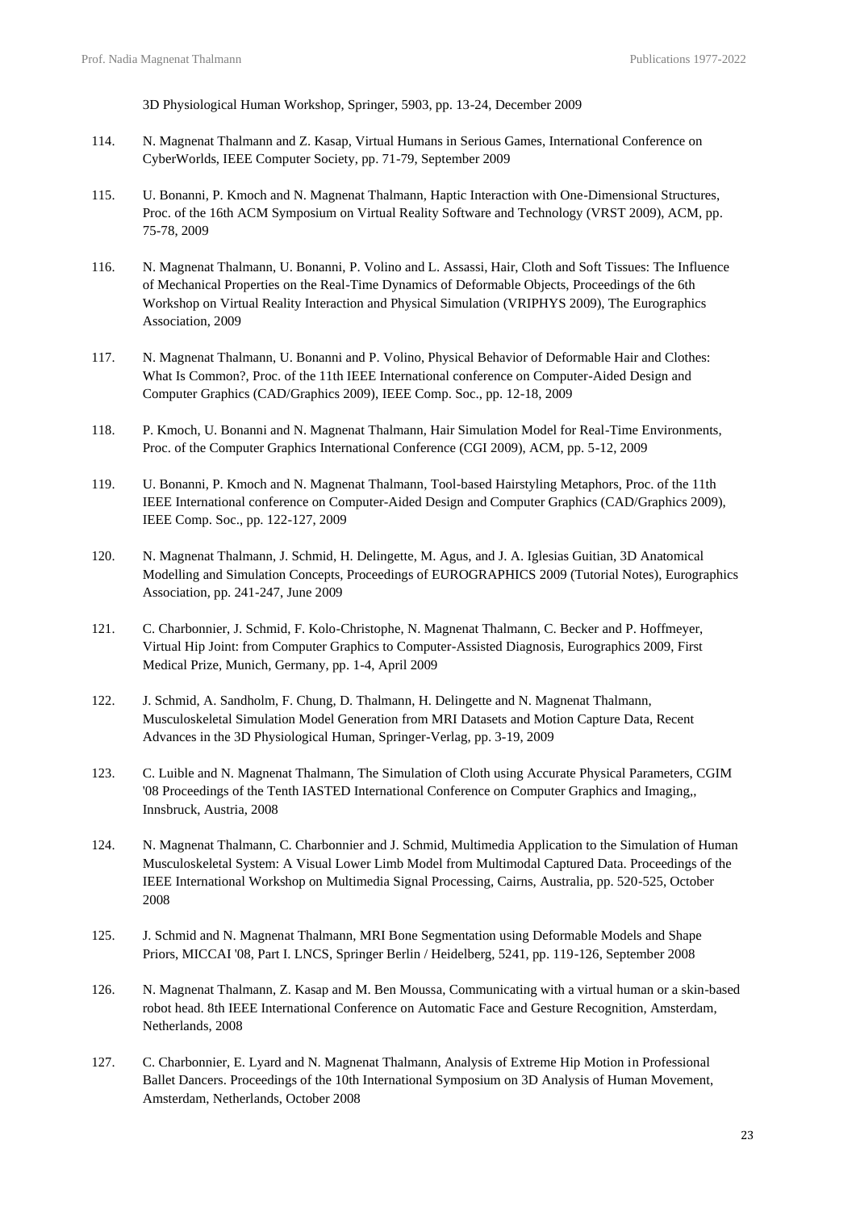3D Physiological Human Workshop, Springer, 5903, pp. 13-24, December 2009

114. N. Magnenat Thalmann and Z. Kasap, Virtual Humans in Serious Games, International Conference on CyberWorlds, IEEE Computer Society, pp. 71-79, September 2009

115. U. Bonanni, P. Kmoch and N. Magnenat Thalmann, Haptic Interaction with One-Dimensional Structures, Proc. of the 16th ACM Symposium on Virtual Reality Software and Technology (VRST 2009), ACM, pp. 75-78, 2009

116. N. Magnenat Thalmann, U. Bonanni, P. Volino and L. Assassi, Hair, Cloth and Soft Tissues: The Influence of Mechanical Properties on the Real-Time Dynamics of Deformable Objects, Proceedings of the 6th Workshop on Virtual Reality Interaction and Physical Simulation (VRIPHYS 2009), The Eurographics Association, 2009

117. N. Magnenat Thalmann, U. Bonanni and P. Volino, Physical Behavior of Deformable Hair and Clothes: What Is Common?, Proc. of the 11th IEEE International conference on Computer-Aided Design and Computer Graphics (CAD/Graphics 2009), IEEE Comp. Soc., pp. 12-18, 2009

118. P. Kmoch, U. Bonanni and N. Magnenat Thalmann, Hair Simulation Model for Real-Time Environments, Proc. of the Computer Graphics International Conference (CGI 2009), ACM, pp. 5-12, 2009

119. U. Bonanni, P. Kmoch and N. Magnenat Thalmann, Tool-based Hairstyling Metaphors, Proc. of the 11th IEEE International conference on Computer-Aided Design and Computer Graphics (CAD/Graphics 2009), IEEE Comp. Soc., pp. 122-127, 2009

120. N. Magnenat Thalmann, J. Schmid, H. Delingette, M. Agus, and J. A. Iglesias Guitian, 3D Anatomical Modelling and Simulation Concepts, Proceedings of EUROGRAPHICS 2009 (Tutorial Notes), Eurographics Association, pp. 241-247, June 2009

121. C. Charbonnier, J. Schmid, F. Kolo-Christophe, N. Magnenat Thalmann, C. Becker and P. Hoffmeyer, Virtual Hip Joint: from Computer Graphics to Computer-Assisted Diagnosis, Eurographics 2009, First Medical Prize, Munich, Germany, pp. 1-4, April 2009

122. J. Schmid, A. Sandholm, F. Chung, D. Thalmann, H. Delingette and N. Magnenat Thalmann, Musculoskeletal Simulation Model Generation from MRI Datasets and Motion Capture Data, Recent Advances in the 3D Physiological Human, Springer-Verlag, pp. 3-19, 2009

123. C. Luible and N. Magnenat Thalmann, The Simulation of Cloth using Accurate Physical Parameters, CGIM '08 Proceedings of the Tenth IASTED International Conference on Computer Graphics and Imaging,, Innsbruck, Austria, 2008

124. N. Magnenat Thalmann, C. Charbonnier and J. Schmid, Multimedia Application to the Simulation of Human Musculoskeletal System: A Visual Lower Limb Model from Multimodal Captured Data. Proceedings of the IEEE International Workshop on Multimedia Signal Processing, Cairns, Australia, pp. 520-525, October 2008

125. J. Schmid and N. Magnenat Thalmann, MRI Bone Segmentation using Deformable Models and Shape Priors, MICCAI '08, Part I. LNCS, Springer Berlin / Heidelberg, 5241, pp. 119-126, September 2008

126. N. Magnenat Thalmann, Z. Kasap and M. Ben Moussa, Communicating with a virtual human or a skin-based robot head. 8th IEEE International Conference on Automatic Face and Gesture Recognition, Amsterdam, Netherlands, 2008

127. C. Charbonnier, E. Lyard and N. Magnenat Thalmann, Analysis of Extreme Hip Motion in Professional Ballet Dancers. Proceedings of the 10th International Symposium on 3D Analysis of Human Movement, Amsterdam, Netherlands, October 2008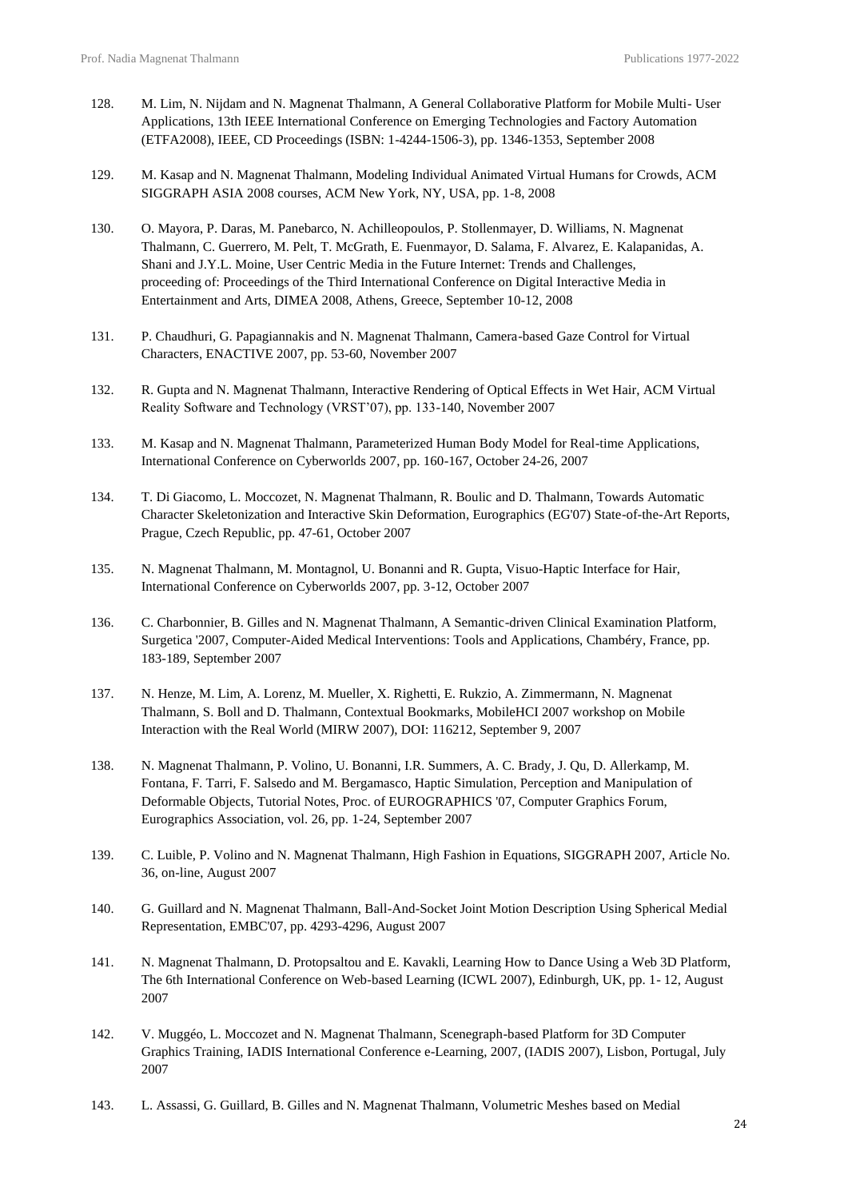128. M. Lim, N. Nijdam and N. Magnenat Thalmann, A General Collaborative Platform for Mobile Multi- User Applications, 13th IEEE International Conference on Emerging Technologies and Factory Automation (ETFA2008), IEEE, CD Proceedings (ISBN: 1-4244-1506-3), pp. 1346-1353, September 2008

129. M. Kasap and N. Magnenat Thalmann, Modeling Individual Animated Virtual Humans for Crowds, ACM SIGGRAPH ASIA 2008 courses, ACM New York, NY, USA, pp. 1-8, 2008

130. O. Mayora, P. Daras, M. Panebarco, N. Achilleopoulos, P. Stollenmayer, D. Williams, N. Magnenat Thalmann, C. Guerrero, M. Pelt, T. McGrath, E. Fuenmayor, D. Salama, F. Alvarez, E. Kalapanidas, A. Shani and J.Y.L. Moine, User Centric Media in the Future Internet: Trends and Challenges, proceeding of: Proceedings of the Third International Conference on Digital Interactive Media in Entertainment and Arts, DIMEA 2008, Athens, Greece, September 10-12, 2008

131. P. Chaudhuri, G. Papagiannakis and N. Magnenat Thalmann, Camera-based Gaze Control for Virtual Characters, ENACTIVE 2007, pp. 53-60, November 2007

132. R. Gupta and N. Magnenat Thalmann, Interactive Rendering of Optical Effects in Wet Hair, ACM Virtual Reality Software and Technology (VRST'07), pp. 133-140, November 2007

133. M. Kasap and N. Magnenat Thalmann, Parameterized Human Body Model for Real-time Applications, International Conference on Cyberworlds 2007, pp. 160-167, October 24-26, 2007

134. T. Di Giacomo, L. Moccozet, N. Magnenat Thalmann, R. Boulic and D. Thalmann, Towards Automatic Character Skeletonization and Interactive Skin Deformation, Eurographics (EG'07) State-of-the-Art Reports, Prague, Czech Republic, pp. 47-61, October 2007

135. N. Magnenat Thalmann, M. Montagnol, U. Bonanni and R. Gupta, Visuo-Haptic Interface for Hair, International Conference on Cyberworlds 2007, pp. 3-12, October 2007

136. C. Charbonnier, B. Gilles and N. Magnenat Thalmann, A Semantic-driven Clinical Examination Platform, Surgetica '2007, Computer-Aided Medical Interventions: Tools and Applications, Chambéry, France, pp. 183-189, September 2007

137. N. Henze, M. Lim, A. Lorenz, M. Mueller, X. Righetti, E. Rukzio, A. Zimmermann, N. Magnenat Thalmann, S. Boll and D. Thalmann, Contextual Bookmarks, MobileHCI 2007 workshop on Mobile Interaction with the Real World (MIRW 2007), DOI: 116212, September 9, 2007

138. N. Magnenat Thalmann, P. Volino, U. Bonanni, I.R. Summers, A. C. Brady, J. Qu, D. Allerkamp, M. Fontana, F. Tarri, F. Salsedo and M. Bergamasco, Haptic Simulation, Perception and Manipulation of Deformable Objects, Tutorial Notes, Proc. of EUROGRAPHICS '07, Computer Graphics Forum, Eurographics Association, vol. 26, pp. 1-24, September 2007

139. C. Luible, P. Volino and N. Magnenat Thalmann, High Fashion in Equations, SIGGRAPH 2007, Article No. 36, on-line, August 2007

140. G. Guillard and N. Magnenat Thalmann, Ball-And-Socket Joint Motion Description Using Spherical Medial Representation, EMBC'07, pp. 4293-4296, August 2007

141. N. Magnenat Thalmann, D. Protopsaltou and E. Kavakli, Learning How to Dance Using a Web 3D Platform, The 6th International Conference on Web-based Learning (ICWL 2007), Edinburgh, UK, pp. 1- 12, August 2007

142. V. Muggéo, L. Moccozet and N. Magnenat Thalmann, Scenegraph-based Platform for 3D Computer Graphics Training, IADIS International Conference e-Learning, 2007, (IADIS 2007), Lisbon, Portugal, July 2007

143. L. Assassi, G. Guillard, B. Gilles and N. Magnenat Thalmann, Volumetric Meshes based on Medial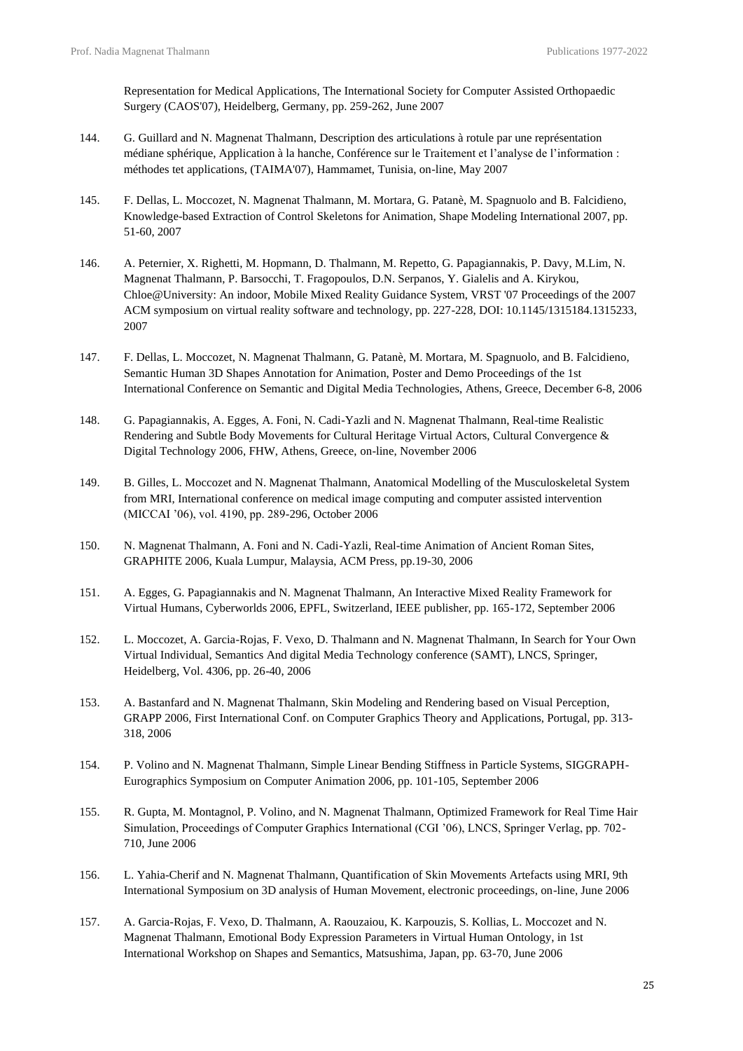Representation for Medical Applications, The International Society for Computer Assisted Orthopaedic Surgery (CAOS'07), Heidelberg, Germany, pp. 259-262, June 2007

144. G. Guillard and N. Magnenat Thalmann, Description des articulations à rotule par une représentation médiane sphérique, Application à la hanche, Conférence sur le Traitement et l'analyse de l'information : méthodes tet applications, (TAIMA'07), Hammamet, Tunisia, on-line, May 2007

145. F. Dellas, L. Moccozet, N. Magnenat Thalmann, M. Mortara, G. Patanè, M. Spagnuolo and B. Falcidieno, Knowledge-based Extraction of Control Skeletons for Animation, Shape Modeling International 2007, pp. 51-60, 2007

146. A. Peternier, X. Righetti, M. Hopmann, D. Thalmann, M. Repetto, G. Papagiannakis, P. Davy, M.Lim, N. Magnenat Thalmann, P. Barsocchi, T. Fragopoulos, D.N. Serpanos, Y. Gialelis and A. Kirykou, Chloe@University: An indoor, Mobile Mixed Reality Guidance System, VRST '07 Proceedings of the 2007 ACM symposium on virtual reality software and technology, pp. 227-228, DOI: 10.1145/1315184.1315233, 2007

147. F. Dellas, L. Moccozet, N. Magnenat Thalmann, G. Patanè, M. Mortara, M. Spagnuolo, and B. Falcidieno, Semantic Human 3D Shapes Annotation for Animation, Poster and Demo Proceedings of the 1st International Conference on Semantic and Digital Media Technologies, Athens, Greece, December 6-8, 2006

148. G. Papagiannakis, A. Egges, A. Foni, N. Cadi-Yazli and N. Magnenat Thalmann, Real-time Realistic Rendering and Subtle Body Movements for Cultural Heritage Virtual Actors, Cultural Convergence & Digital Technology 2006, FHW, Athens, Greece, on-line, November 2006

149. B. Gilles, L. Moccozet and N. Magnenat Thalmann, Anatomical Modelling of the Musculoskeletal System from MRI, International conference on medical image computing and computer assisted intervention (MICCAI '06), vol. 4190, pp. 289-296, October 2006

150. N. Magnenat Thalmann, A. Foni and N. Cadi-Yazli, Real-time Animation of Ancient Roman Sites, GRAPHITE 2006, Kuala Lumpur, Malaysia, ACM Press, pp.19-30, 2006

151. A. Egges, G. Papagiannakis and N. Magnenat Thalmann, An Interactive Mixed Reality Framework for Virtual Humans, Cyberworlds 2006, EPFL, Switzerland, IEEE publisher, pp. 165-172, September 2006

152. L. Moccozet, A. Garcia-Rojas, F. Vexo, D. Thalmann and N. Magnenat Thalmann, In Search for Your Own Virtual Individual, Semantics And digital Media Technology conference (SAMT), LNCS, Springer, Heidelberg, Vol. 4306, pp. 26-40, 2006

153. A. Bastanfard and N. Magnenat Thalmann, Skin Modeling and Rendering based on Visual Perception, GRAPP 2006, First International Conf. on Computer Graphics Theory and Applications, Portugal, pp. 313-318, 2006

154. P. Volino and N. Magnenat Thalmann, Simple Linear Bending Stiffness in Particle Systems, SIGGRAPH-Eurographics Symposium on Computer Animation 2006, pp. 101-105, September 2006

155. R. Gupta, M. Montagnol, P. Volino, and N. Magnenat Thalmann, Optimized Framework for Real Time Hair Simulation, Proceedings of Computer Graphics International (CGI '06), LNCS, Springer Verlag, pp. 702-710, June 2006

156. L. Yahia-Cherif and N. Magnenat Thalmann, Quantification of Skin Movements Artefacts using MRI, 9th International Symposium on 3D analysis of Human Movement, electronic proceedings, on-line, June 2006

157. A. Garcia-Rojas, F. Vexo, D. Thalmann, A. Raouzaiou, K. Karpouzis, S. Kollias, L. Moccozet and N. Magnenat Thalmann, Emotional Body Expression Parameters in Virtual Human Ontology, in 1st International Workshop on Shapes and Semantics, Matsushima, Japan, pp. 63-70, June 2006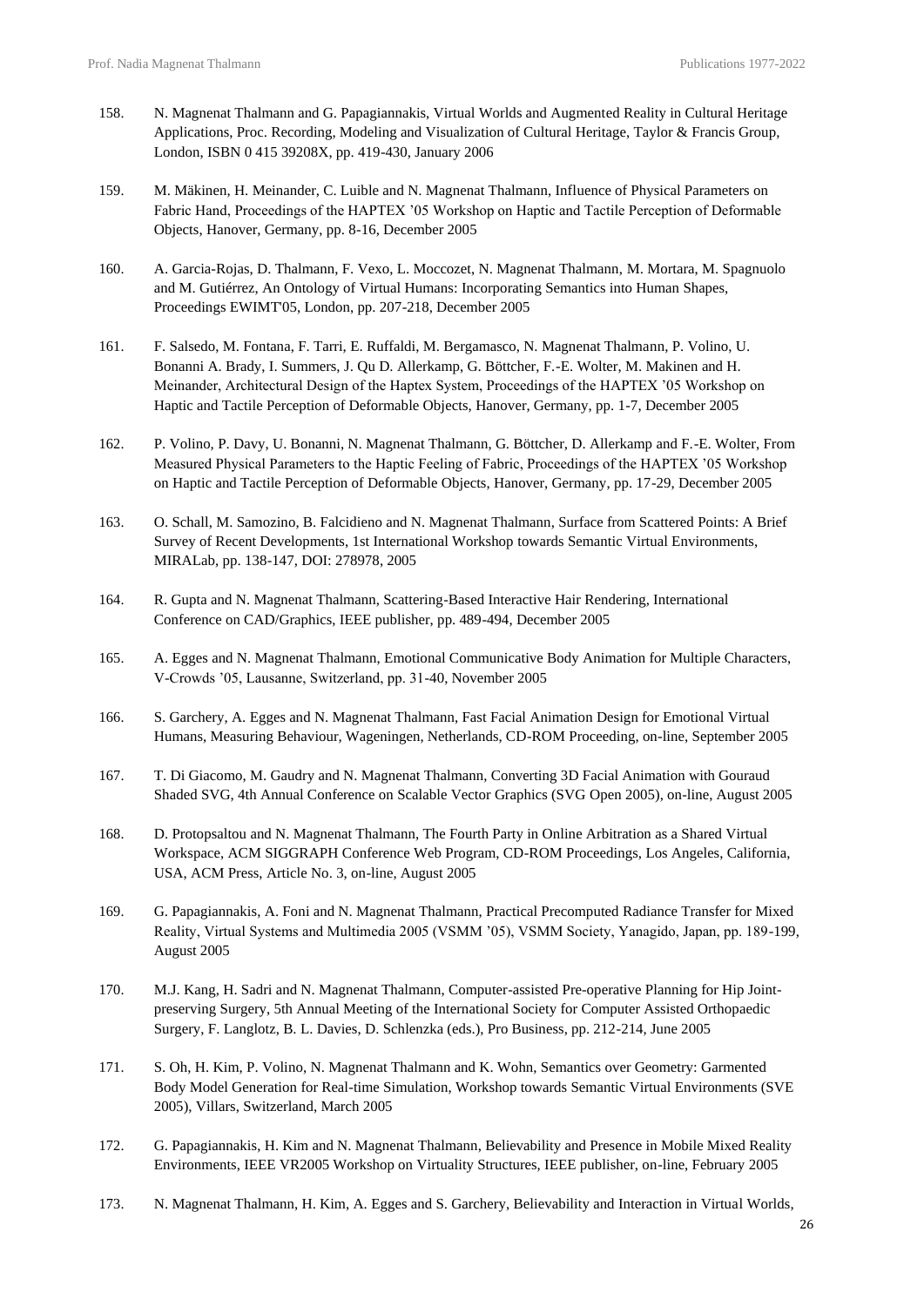158. N. Magnenat Thalmann and G. Papagiannakis, Virtual Worlds and Augmented Reality in Cultural Heritage Applications, Proc. Recording, Modeling and Visualization of Cultural Heritage, Taylor & Francis Group, London, ISBN 0 415 39208X, pp. 419-430, January 2006

159. M. Mäkinen, H. Meinander, C. Luible and N. Magnenat Thalmann, Influence of Physical Parameters on Fabric Hand, Proceedings of the HAPTEX '05 Workshop on Haptic and Tactile Perception of Deformable Objects, Hanover, Germany, pp. 8-16, December 2005

160. A. Garcia-Rojas, D. Thalmann, F. Vexo, L. Moccozet, N. Magnenat Thalmann, M. Mortara, M. Spagnuolo and M. Gutiérrez, An Ontology of Virtual Humans: Incorporating Semantics into Human Shapes, Proceedings EWIMT'05, London, pp. 207-218, December 2005

161. F. Salsedo, M. Fontana, F. Tarri, E. Ruffaldi, M. Bergamasco, N. Magnenat Thalmann, P. Volino, U. Bonanni A. Brady, I. Summers, J. Qu D. Allerkamp, G. Böttcher, F.-E. Wolter, M. Makinen and H. Meinander, Architectural Design of the Haptex System, Proceedings of the HAPTEX '05 Workshop on Haptic and Tactile Perception of Deformable Objects, Hanover, Germany, pp. 1-7, December 2005

162. P. Volino, P. Davy, U. Bonanni, N. Magnenat Thalmann, G. Böttcher, D. Allerkamp and F.-E. Wolter, From Measured Physical Parameters to the Haptic Feeling of Fabric, Proceedings of the HAPTEX '05 Workshop on Haptic and Tactile Perception of Deformable Objects, Hanover, Germany, pp. 17-29, December 2005

163. O. Schall, M. Samozino, B. Falcidieno and N. Magnenat Thalmann, Surface from Scattered Points: A Brief Survey of Recent Developments, 1st International Workshop towards Semantic Virtual Environments, MIRALab, pp. 138-147, DOI: 278978, 2005

164. R. Gupta and N. Magnenat Thalmann, Scattering-Based Interactive Hair Rendering, International Conference on CAD/Graphics, IEEE publisher, pp. 489-494, December 2005

165. A. Egges and N. Magnenat Thalmann, Emotional Communicative Body Animation for Multiple Characters, V-Crowds '05, Lausanne, Switzerland, pp. 31-40, November 2005

166. S. Garchery, A. Egges and N. Magnenat Thalmann, Fast Facial Animation Design for Emotional Virtual Humans, Measuring Behaviour, Wageningen, Netherlands, CD-ROM Proceeding, on-line, September 2005

167. T. Di Giacomo, M. Gaudry and N. Magnenat Thalmann, Converting 3D Facial Animation with Gouraud Shaded SVG, 4th Annual Conference on Scalable Vector Graphics (SVG Open 2005), on-line, August 2005

168. D. Protopsaltou and N. Magnenat Thalmann, The Fourth Party in Online Arbitration as a Shared Virtual Workspace, ACM SIGGRAPH Conference Web Program, CD-ROM Proceedings, Los Angeles, California, USA, ACM Press, Article No. 3, on-line, August 2005

169. G. Papagiannakis, A. Foni and N. Magnenat Thalmann, Practical Precomputed Radiance Transfer for Mixed Reality, Virtual Systems and Multimedia 2005 (VSMM '05), VSMM Society, Yanagido, Japan, pp. 189-199, August 2005

170. M.J. Kang, H. Sadri and N. Magnenat Thalmann, Computer-assisted Pre-operative Planning for Hip Joint-preserving Surgery, 5th Annual Meeting of the International Society for Computer Assisted Orthopaedic Surgery, F. Langlotz, B. L. Davies, D. Schlenzka (eds.), Pro Business, pp. 212-214, June 2005

171. S. Oh, H. Kim, P. Volino, N. Magnenat Thalmann and K. Wohn, Semantics over Geometry: Garmented Body Model Generation for Real-time Simulation, Workshop towards Semantic Virtual Environments (SVE 2005), Villars, Switzerland, March 2005

172. G. Papagiannakis, H. Kim and N. Magnenat Thalmann, Believability and Presence in Mobile Mixed Reality Environments, IEEE VR2005 Workshop on Virtuality Structures, IEEE publisher, on-line, February 2005

173. N. Magnenat Thalmann, H. Kim, A. Egges and S. Garchery, Believability and Interaction in Virtual Worlds,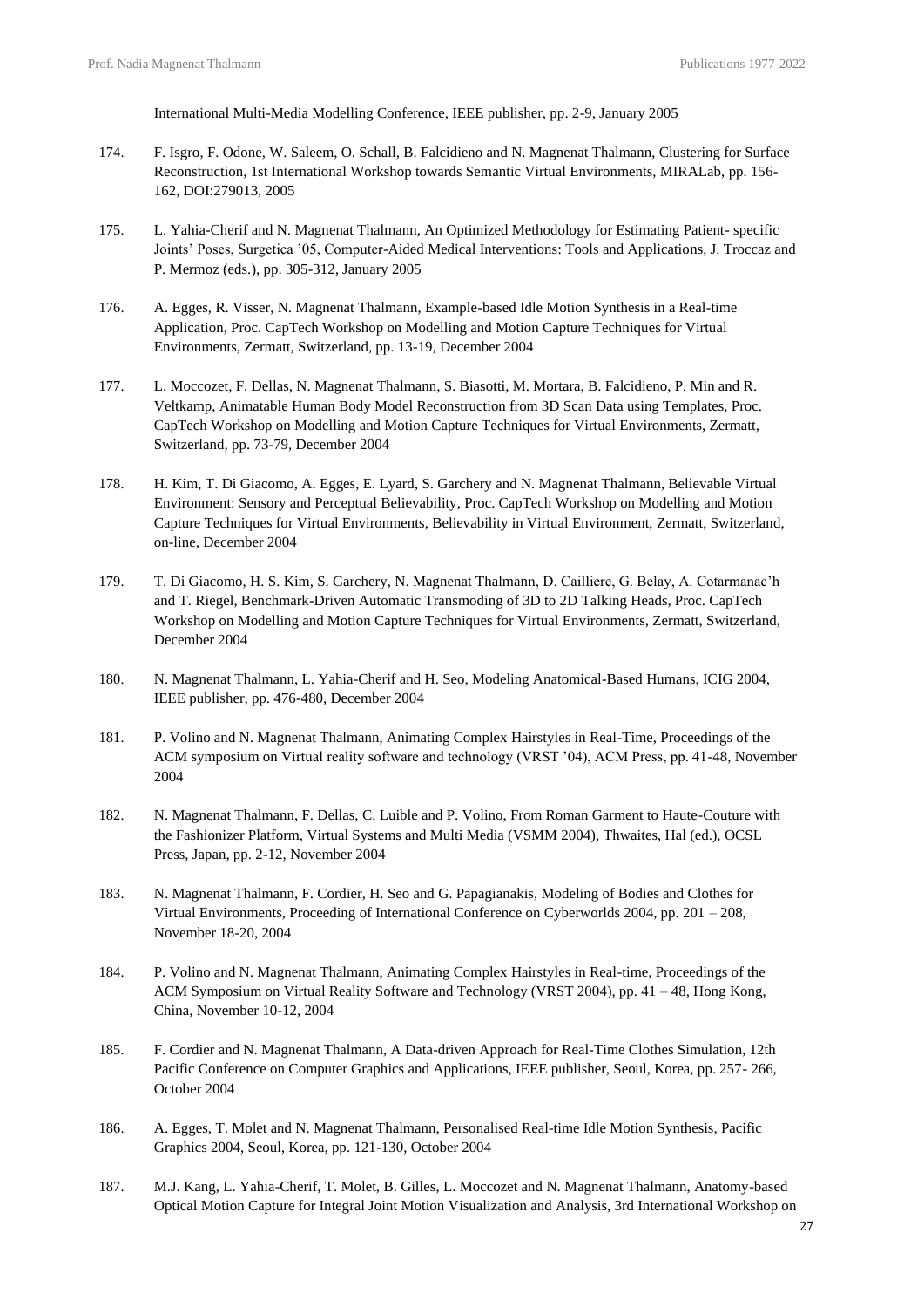International Multi-Media Modelling Conference, IEEE publisher, pp. 2-9, January 2005

174. F. Isgro, F. Odone, W. Saleem, O. Schall, B. Falcidieno and N. Magnenat Thalmann, Clustering for Surface Reconstruction, 1st International Workshop towards Semantic Virtual Environments, MIRALab, pp. 156-162, DOI:279013, 2005

175. L. Yahia-Cherif and N. Magnenat Thalmann, An Optimized Methodology for Estimating Patient- specific Joints' Poses, Surgetica '05, Computer-Aided Medical Interventions: Tools and Applications, J. Troccaz and P. Mermoz (eds.), pp. 305-312, January 2005

176. A. Egges, R. Visser, N. Magnenat Thalmann, Example-based Idle Motion Synthesis in a Real-time Application, Proc. CapTech Workshop on Modelling and Motion Capture Techniques for Virtual Environments, Zermatt, Switzerland, pp. 13-19, December 2004

177. L. Moccozet, F. Dellas, N. Magnenat Thalmann, S. Biasotti, M. Mortara, B. Falcidieno, P. Min and R. Veltkamp, Animatable Human Body Model Reconstruction from 3D Scan Data using Templates, Proc. CapTech Workshop on Modelling and Motion Capture Techniques for Virtual Environments, Zermatt, Switzerland, pp. 73-79, December 2004

178. H. Kim, T. Di Giacomo, A. Egges, E. Lyard, S. Garchery and N. Magnenat Thalmann, Believable Virtual Environment: Sensory and Perceptual Believability, Proc. CapTech Workshop on Modelling and Motion Capture Techniques for Virtual Environments, Believability in Virtual Environment, Zermatt, Switzerland, on-line, December 2004

179. T. Di Giacomo, H. S. Kim, S. Garchery, N. Magnenat Thalmann, D. Cailliere, G. Belay, A. Cotarmanac'h and T. Riegel, Benchmark-Driven Automatic Transmoding of 3D to 2D Talking Heads, Proc. CapTech Workshop on Modelling and Motion Capture Techniques for Virtual Environments, Zermatt, Switzerland, December 2004

180. N. Magnenat Thalmann, L. Yahia-Cherif and H. Seo, Modeling Anatomical-Based Humans, ICIG 2004, IEEE publisher, pp. 476-480, December 2004

181. P. Volino and N. Magnenat Thalmann, Animating Complex Hairstyles in Real-Time, Proceedings of the ACM symposium on Virtual reality software and technology (VRST '04), ACM Press, pp. 41-48, November 2004

182. N. Magnenat Thalmann, F. Dellas, C. Luible and P. Volino, From Roman Garment to Haute-Couture with the Fashionizer Platform, Virtual Systems and Multi Media (VSMM 2004), Thwaites, Hal (ed.), OCSL Press, Japan, pp. 2-12, November 2004

183. N. Magnenat Thalmann, F. Cordier, H. Seo and G. Papagianakis, Modeling of Bodies and Clothes for Virtual Environments, Proceeding of International Conference on Cyberworlds 2004, pp. 201 – 208, November 18-20, 2004

184. P. Volino and N. Magnenat Thalmann, Animating Complex Hairstyles in Real-time, Proceedings of the ACM Symposium on Virtual Reality Software and Technology (VRST 2004), pp. 41 – 48, Hong Kong, China, November 10-12, 2004

185. F. Cordier and N. Magnenat Thalmann, A Data-driven Approach for Real-Time Clothes Simulation, 12th Pacific Conference on Computer Graphics and Applications, IEEE publisher, Seoul, Korea, pp. 257- 266, October 2004

186. A. Egges, T. Molet and N. Magnenat Thalmann, Personalised Real-time Idle Motion Synthesis, Pacific Graphics 2004, Seoul, Korea, pp. 121-130, October 2004

187. M.J. Kang, L. Yahia-Cherif, T. Molet, B. Gilles, L. Moccozet and N. Magnenat Thalmann, Anatomy-based Optical Motion Capture for Integral Joint Motion Visualization and Analysis, 3rd International Workshop on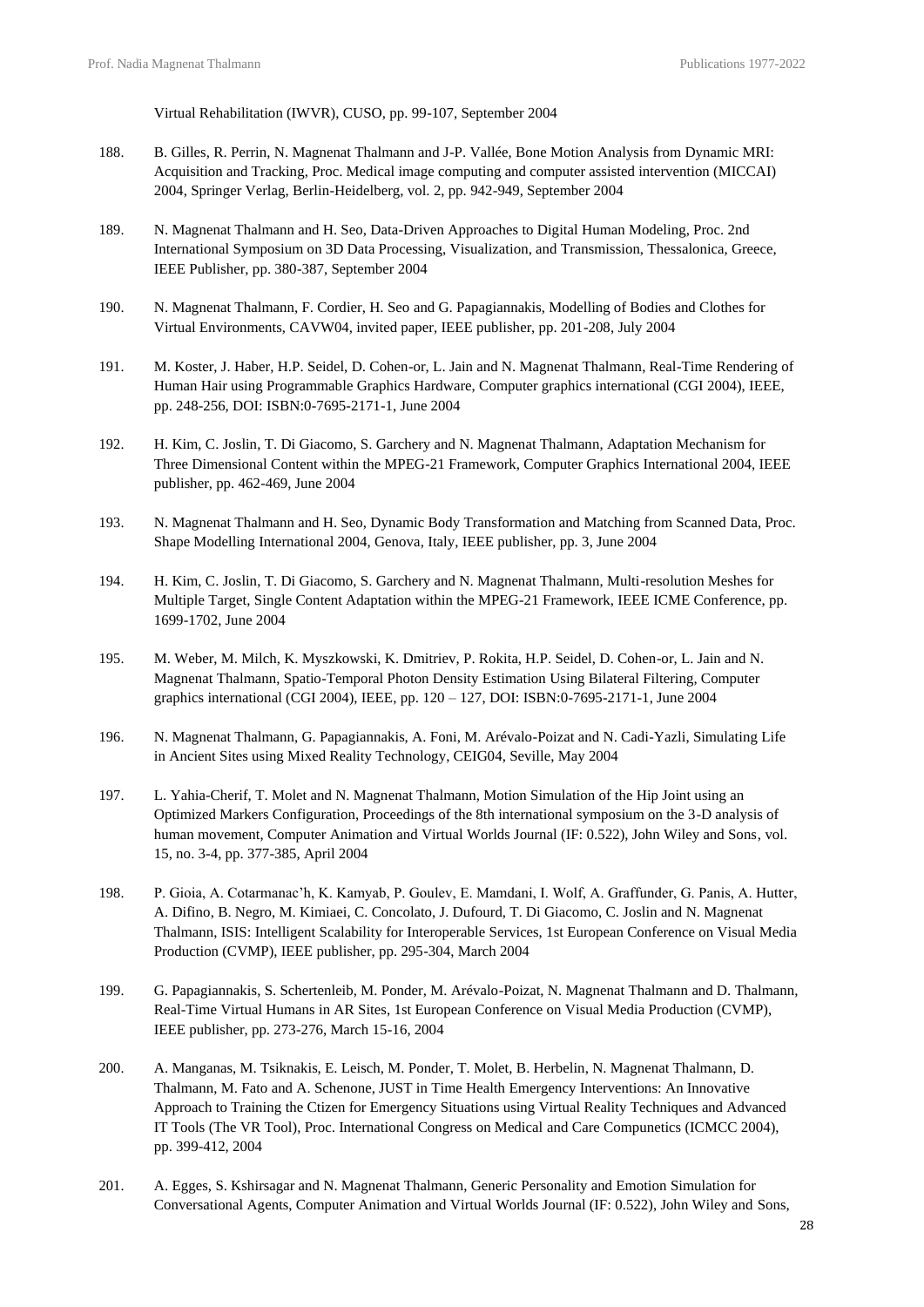Virtual Rehabilitation (IWVR), CUSO, pp. 99-107, September 2004

188. B. Gilles, R. Perrin, N. Magnenat Thalmann and J-P. Vallée, Bone Motion Analysis from Dynamic MRI: Acquisition and Tracking, Proc. Medical image computing and computer assisted intervention (MICCAI) 2004, Springer Verlag, Berlin-Heidelberg, vol. 2, pp. 942-949, September 2004

189. N. Magnenat Thalmann and H. Seo, Data-Driven Approaches to Digital Human Modeling, Proc. 2nd International Symposium on 3D Data Processing, Visualization, and Transmission, Thessalonica, Greece, IEEE Publisher, pp. 380-387, September 2004

190. N. Magnenat Thalmann, F. Cordier, H. Seo and G. Papagiannakis, Modelling of Bodies and Clothes for Virtual Environments, CAVW04, invited paper, IEEE publisher, pp. 201-208, July 2004

191. M. Koster, J. Haber, H.P. Seidel, D. Cohen-or, L. Jain and N. Magnenat Thalmann, Real-Time Rendering of Human Hair using Programmable Graphics Hardware, Computer graphics international (CGI 2004), IEEE, pp. 248-256, DOI: ISBN:0-7695-2171-1, June 2004

192. H. Kim, C. Joslin, T. Di Giacomo, S. Garchery and N. Magnenat Thalmann, Adaptation Mechanism for Three Dimensional Content within the MPEG-21 Framework, Computer Graphics International 2004, IEEE publisher, pp. 462-469, June 2004

193. N. Magnenat Thalmann and H. Seo, Dynamic Body Transformation and Matching from Scanned Data, Proc. Shape Modelling International 2004, Genova, Italy, IEEE publisher, pp. 3, June 2004

194. H. Kim, C. Joslin, T. Di Giacomo, S. Garchery and N. Magnenat Thalmann, Multi-resolution Meshes for Multiple Target, Single Content Adaptation within the MPEG-21 Framework, IEEE ICME Conference, pp. 1699-1702, June 2004

195. M. Weber, M. Milch, K. Myszkowski, K. Dmitriev, P. Rokita, H.P. Seidel, D. Cohen-or, L. Jain and N. Magnenat Thalmann, Spatio-Temporal Photon Density Estimation Using Bilateral Filtering, Computer graphics international (CGI 2004), IEEE, pp. 120 – 127, DOI: ISBN:0-7695-2171-1, June 2004

196. N. Magnenat Thalmann, G. Papagiannakis, A. Foni, M. Arévalo-Poizat and N. Cadi-Yazli, Simulating Life in Ancient Sites using Mixed Reality Technology, CEIG04, Seville, May 2004

197. L. Yahia-Cherif, T. Molet and N. Magnenat Thalmann, Motion Simulation of the Hip Joint using an Optimized Markers Configuration, Proceedings of the 8th international symposium on the 3-D analysis of human movement, Computer Animation and Virtual Worlds Journal (IF: 0.522), John Wiley and Sons, vol. 15, no. 3-4, pp. 377-385, April 2004

198. P. Gioia, A. Cotarmanac'h, K. Kamyab, P. Goulev, E. Mamdani, I. Wolf, A. Graffunder, G. Panis, A. Hutter, A. Difino, B. Negro, M. Kimiaei, C. Concolato, J. Dufourd, T. Di Giacomo, C. Joslin and N. Magnenat Thalmann, ISIS: Intelligent Scalability for Interoperable Services, 1st European Conference on Visual Media Production (CVMP), IEEE publisher, pp. 295-304, March 2004

199. G. Papagiannakis, S. Schertenleib, M. Ponder, M. Arévalo-Poizat, N. Magnenat Thalmann and D. Thalmann, Real-Time Virtual Humans in AR Sites, 1st European Conference on Visual Media Production (CVMP), IEEE publisher, pp. 273-276, March 15-16, 2004

200. A. Manganas, M. Tsiknakis, E. Leisch, M. Ponder, T. Molet, B. Herbelin, N. Magnenat Thalmann, D. Thalmann, M. Fato and A. Schenone, JUST in Time Health Emergency Interventions: An Innovative Approach to Training the Ctizen for Emergency Situations using Virtual Reality Techniques and Advanced IT Tools (The VR Tool), Proc. International Congress on Medical and Care Compunetics (ICMCC 2004), pp. 399-412, 2004

201. A. Egges, S. Kshirsagar and N. Magnenat Thalmann, Generic Personality and Emotion Simulation for Conversational Agents, Computer Animation and Virtual Worlds Journal (IF: 0.522), John Wiley and Sons,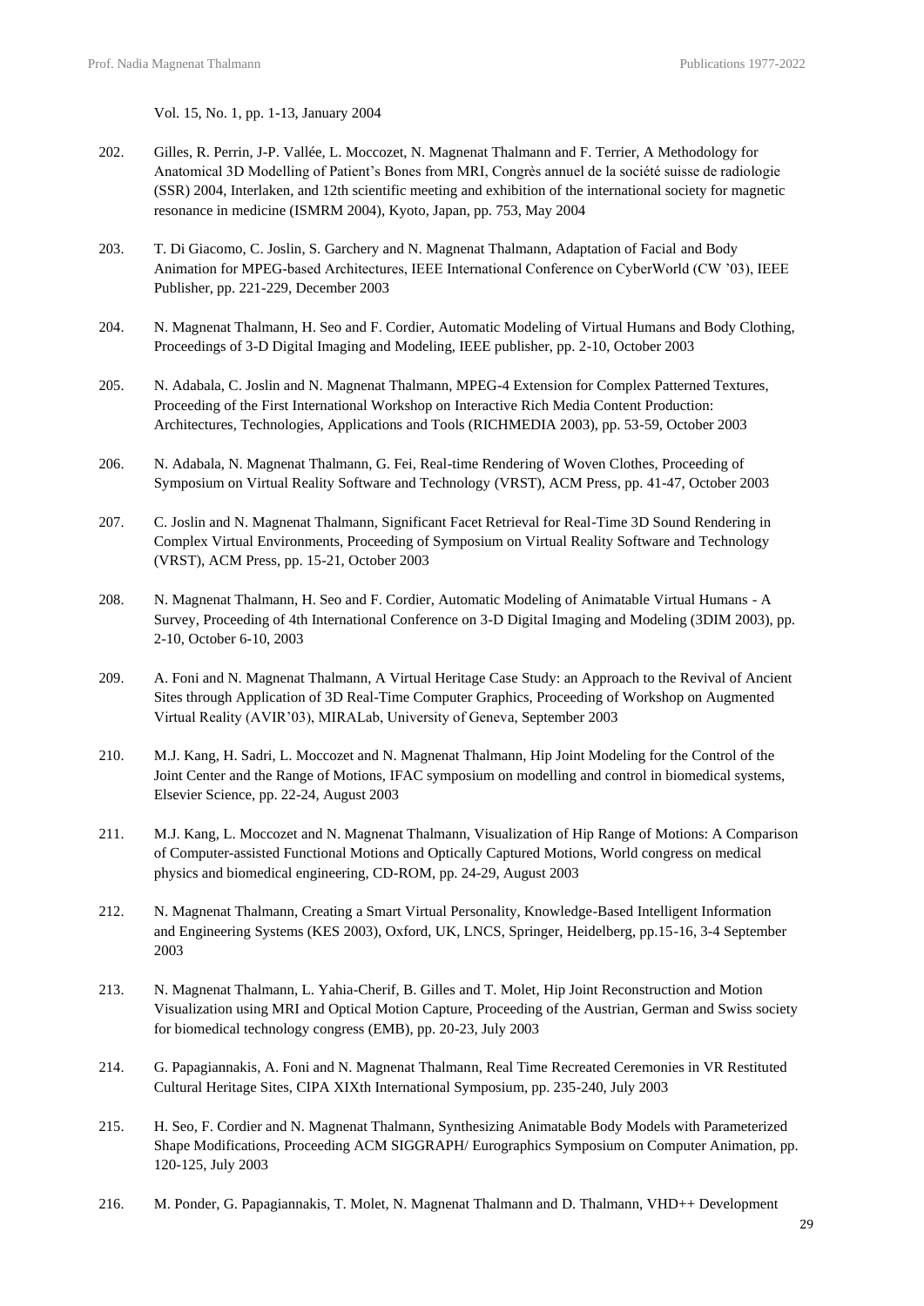Vol. 15, No. 1, pp. 1-13, January 2004

202. Gilles, R. Perrin, J-P. Vallée, L. Moccozet, N. Magnenat Thalmann and F. Terrier, A Methodology for Anatomical 3D Modelling of Patient's Bones from MRI, Congrès annuel de la société suisse de radiologie (SSR) 2004, Interlaken, and 12th scientific meeting and exhibition of the international society for magnetic resonance in medicine (ISMRM 2004), Kyoto, Japan, pp. 753, May 2004

203. T. Di Giacomo, C. Joslin, S. Garchery and N. Magnenat Thalmann, Adaptation of Facial and Body Animation for MPEG-based Architectures, IEEE International Conference on CyberWorld (CW '03), IEEE Publisher, pp. 221-229, December 2003

204. N. Magnenat Thalmann, H. Seo and F. Cordier, Automatic Modeling of Virtual Humans and Body Clothing, Proceedings of 3-D Digital Imaging and Modeling, IEEE publisher, pp. 2-10, October 2003

205. N. Adabala, C. Joslin and N. Magnenat Thalmann, MPEG-4 Extension for Complex Patterned Textures, Proceeding of the First International Workshop on Interactive Rich Media Content Production: Architectures, Technologies, Applications and Tools (RICHMEDIA 2003), pp. 53-59, October 2003

206. N. Adabala, N. Magnenat Thalmann, G. Fei, Real-time Rendering of Woven Clothes, Proceeding of Symposium on Virtual Reality Software and Technology (VRST), ACM Press, pp. 41-47, October 2003

207. C. Joslin and N. Magnenat Thalmann, Significant Facet Retrieval for Real-Time 3D Sound Rendering in Complex Virtual Environments, Proceeding of Symposium on Virtual Reality Software and Technology (VRST), ACM Press, pp. 15-21, October 2003

208. N. Magnenat Thalmann, H. Seo and F. Cordier, Automatic Modeling of Animatable Virtual Humans - A Survey, Proceeding of 4th International Conference on 3-D Digital Imaging and Modeling (3DIM 2003), pp. 2-10, October 6-10, 2003

209. A. Foni and N. Magnenat Thalmann, A Virtual Heritage Case Study: an Approach to the Revival of Ancient Sites through Application of 3D Real-Time Computer Graphics, Proceeding of Workshop on Augmented Virtual Reality (AVIR'03), MIRALab, University of Geneva, September 2003

210. M.J. Kang, H. Sadri, L. Moccozet and N. Magnenat Thalmann, Hip Joint Modeling for the Control of the Joint Center and the Range of Motions, IFAC symposium on modelling and control in biomedical systems, Elsevier Science, pp. 22-24, August 2003

211. M.J. Kang, L. Moccozet and N. Magnenat Thalmann, Visualization of Hip Range of Motions: A Comparison of Computer-assisted Functional Motions and Optically Captured Motions, World congress on medical physics and biomedical engineering, CD-ROM, pp. 24-29, August 2003

212. N. Magnenat Thalmann, Creating a Smart Virtual Personality, Knowledge-Based Intelligent Information and Engineering Systems (KES 2003), Oxford, UK, LNCS, Springer, Heidelberg, pp.15-16, 3-4 September 2003

213. N. Magnenat Thalmann, L. Yahia-Cherif, B. Gilles and T. Molet, Hip Joint Reconstruction and Motion Visualization using MRI and Optical Motion Capture, Proceeding of the Austrian, German and Swiss society for biomedical technology congress (EMB), pp. 20-23, July 2003

214. G. Papagiannakis, A. Foni and N. Magnenat Thalmann, Real Time Recreated Ceremonies in VR Restituted Cultural Heritage Sites, CIPA XIXth International Symposium, pp. 235-240, July 2003

215. H. Seo, F. Cordier and N. Magnenat Thalmann, Synthesizing Animatable Body Models with Parameterized Shape Modifications, Proceeding ACM SIGGRAPH/ Eurographics Symposium on Computer Animation, pp. 120-125, July 2003

216. M. Ponder, G. Papagiannakis, T. Molet, N. Magnenat Thalmann and D. Thalmann, VHD++ Development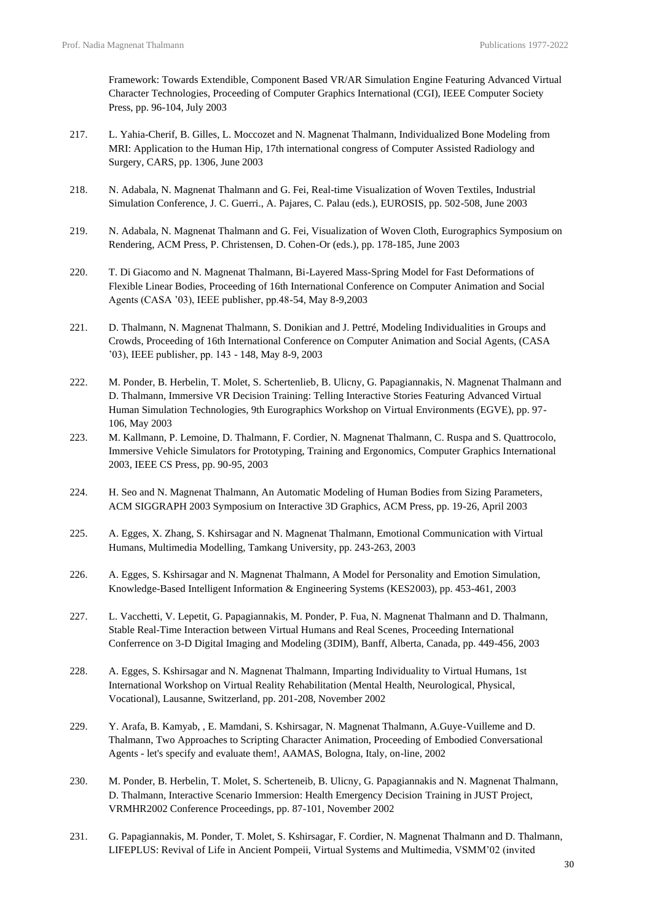Framework: Towards Extendible, Component Based VR/AR Simulation Engine Featuring Advanced Virtual Character Technologies, Proceeding of Computer Graphics International (CGI), IEEE Computer Society Press, pp. 96-104, July 2003

217. L. Yahia-Cherif, B. Gilles, L. Moccozet and N. Magnenat Thalmann, Individualized Bone Modeling from MRI: Application to the Human Hip, 17th international congress of Computer Assisted Radiology and Surgery, CARS, pp. 1306, June 2003

218. N. Adabala, N. Magnenat Thalmann and G. Fei, Real-time Visualization of Woven Textiles, Industrial Simulation Conference, J. C. Guerri., A. Pajares, C. Palau (eds.), EUROSIS, pp. 502-508, June 2003

219. N. Adabala, N. Magnenat Thalmann and G. Fei, Visualization of Woven Cloth, Eurographics Symposium on Rendering, ACM Press, P. Christensen, D. Cohen-Or (eds.), pp. 178-185, June 2003

220. T. Di Giacomo and N. Magnenat Thalmann, Bi-Layered Mass-Spring Model for Fast Deformations of Flexible Linear Bodies, Proceeding of 16th International Conference on Computer Animation and Social Agents (CASA '03), IEEE publisher, pp.48-54, May 8-9,2003

221. D. Thalmann, N. Magnenat Thalmann, S. Donikian and J. Pettré, Modeling Individualities in Groups and Crowds, Proceeding of 16th International Conference on Computer Animation and Social Agents, (CASA '03), IEEE publisher, pp. 143 - 148, May 8-9, 2003

222. M. Ponder, B. Herbelin, T. Molet, S. Schertenlieb, B. Ulicny, G. Papagiannakis, N. Magnenat Thalmann and D. Thalmann, Immersive VR Decision Training: Telling Interactive Stories Featuring Advanced Virtual Human Simulation Technologies, 9th Eurographics Workshop on Virtual Environments (EGVE), pp. 97-106, May 2003

223. M. Kallmann, P. Lemoine, D. Thalmann, F. Cordier, N. Magnenat Thalmann, C. Ruspa and S. Quattrocolo, Immersive Vehicle Simulators for Prototyping, Training and Ergonomics, Computer Graphics International 2003, IEEE CS Press, pp. 90-95, 2003

224. H. Seo and N. Magnenat Thalmann, An Automatic Modeling of Human Bodies from Sizing Parameters, ACM SIGGRAPH 2003 Symposium on Interactive 3D Graphics, ACM Press, pp. 19-26, April 2003

225. A. Egges, X. Zhang, S. Kshirsagar and N. Magnenat Thalmann, Emotional Communication with Virtual Humans, Multimedia Modelling, Tamkang University, pp. 243-263, 2003

226. A. Egges, S. Kshirsagar and N. Magnenat Thalmann, A Model for Personality and Emotion Simulation, Knowledge-Based Intelligent Information & Engineering Systems (KES2003), pp. 453-461, 2003

227. L. Vacchetti, V. Lepetit, G. Papagiannakis, M. Ponder, P. Fua, N. Magnenat Thalmann and D. Thalmann, Stable Real-Time Interaction between Virtual Humans and Real Scenes, Proceeding International Conferrence on 3-D Digital Imaging and Modeling (3DIM), Banff, Alberta, Canada, pp. 449-456, 2003

228. A. Egges, S. Kshirsagar and N. Magnenat Thalmann, Imparting Individuality to Virtual Humans, 1st International Workshop on Virtual Reality Rehabilitation (Mental Health, Neurological, Physical, Vocational), Lausanne, Switzerland, pp. 201-208, November 2002

229. Y. Arafa, B. Kamyab, , E. Mamdani, S. Kshirsagar, N. Magnenat Thalmann, A.Guye-Vuilleme and D. Thalmann, Two Approaches to Scripting Character Animation, Proceeding of Embodied Conversational Agents - let's specify and evaluate them!, AAMAS, Bologna, Italy, on-line, 2002

230. M. Ponder, B. Herbelin, T. Molet, S. Scherteneib, B. Ulicny, G. Papagiannakis and N. Magnenat Thalmann, D. Thalmann, Interactive Scenario Immersion: Health Emergency Decision Training in JUST Project, VRMHR2002 Conference Proceedings, pp. 87-101, November 2002

231. G. Papagiannakis, M. Ponder, T. Molet, S. Kshirsagar, F. Cordier, N. Magnenat Thalmann and D. Thalmann, LIFEPLUS: Revival of Life in Ancient Pompeii, Virtual Systems and Multimedia, VSMM'02 (invited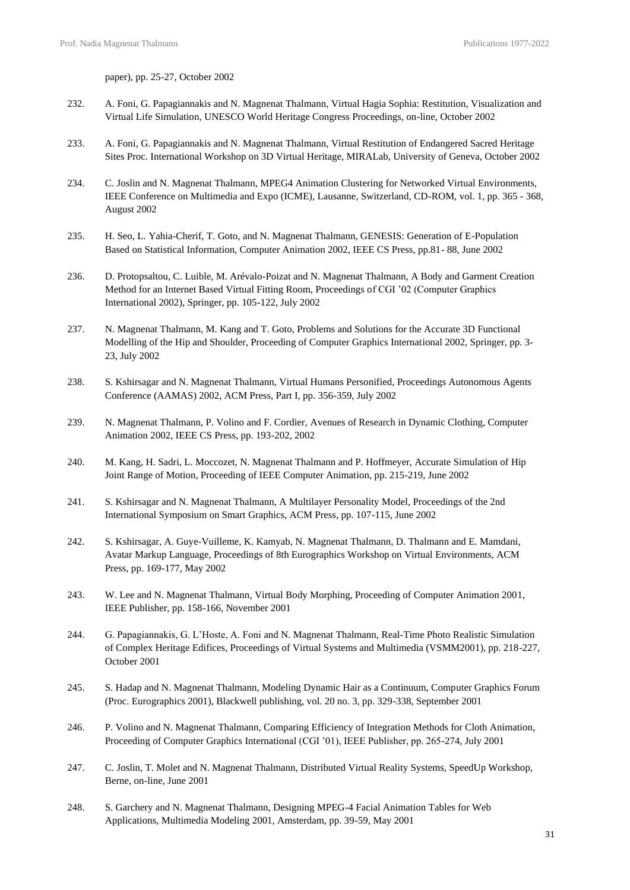paper), pp. 25-27, October 2002

232. A. Foni, G. Papagiannakis and N. Magnenat Thalmann, Virtual Hagia Sophia: Restitution, Visualization and Virtual Life Simulation, UNESCO World Heritage Congress Proceedings, on-line, October 2002

233. A. Foni, G. Papagiannakis and N. Magnenat Thalmann, Virtual Restitution of Endangered Sacred Heritage Sites Proc. International Workshop on 3D Virtual Heritage, MIRALab, University of Geneva, October 2002

234. C. Joslin and N. Magnenat Thalmann, MPEG4 Animation Clustering for Networked Virtual Environments, IEEE Conference on Multimedia and Expo (ICME), Lausanne, Switzerland, CD-ROM, vol. 1, pp. 365 - 368, August 2002

235. H. Seo, L. Yahia-Cherif, T. Goto, and N. Magnenat Thalmann, GENESIS: Generation of E-Population Based on Statistical Information, Computer Animation 2002, IEEE CS Press, pp.81- 88, June 2002

236. D. Protopsaltou, C. Luible, M. Arévalo-Poizat and N. Magnenat Thalmann, A Body and Garment Creation Method for an Internet Based Virtual Fitting Room, Proceedings of CGI '02 (Computer Graphics International 2002), Springer, pp. 105-122, July 2002

237. N. Magnenat Thalmann, M. Kang and T. Goto, Problems and Solutions for the Accurate 3D Functional Modelling of the Hip and Shoulder, Proceeding of Computer Graphics International 2002, Springer, pp. 3-23, July 2002

238. S. Kshirsagar and N. Magnenat Thalmann, Virtual Humans Personified, Proceedings Autonomous Agents Conference (AAMAS) 2002, ACM Press, Part I, pp. 356-359, July 2002

239. N. Magnenat Thalmann, P. Volino and F. Cordier, Avenues of Research in Dynamic Clothing, Computer Animation 2002, IEEE CS Press, pp. 193-202, 2002

240. M. Kang, H. Sadri, L. Moccozet, N. Magnenat Thalmann and P. Hoffmeyer, Accurate Simulation of Hip Joint Range of Motion, Proceeding of IEEE Computer Animation, pp. 215-219, June 2002

241. S. Kshirsagar and N. Magnenat Thalmann, A Multilayer Personality Model, Proceedings of the 2nd International Symposium on Smart Graphics, ACM Press, pp. 107-115, June 2002

242. S. Kshirsagar, A. Guye-Vuilleme, K. Kamyab, N. Magnenat Thalmann, D. Thalmann and E. Mamdani, Avatar Markup Language, Proceedings of 8th Eurographics Workshop on Virtual Environments, ACM Press, pp. 169-177, May 2002

243. W. Lee and N. Magnenat Thalmann, Virtual Body Morphing, Proceeding of Computer Animation 2001, IEEE Publisher, pp. 158-166, November 2001

244. G. Papagiannakis, G. L'Hoste, A. Foni and N. Magnenat Thalmann, Real-Time Photo Realistic Simulation of Complex Heritage Edifices, Proceedings of Virtual Systems and Multimedia (VSMM2001), pp. 218-227, October 2001

245. S. Hadap and N. Magnenat Thalmann, Modeling Dynamic Hair as a Continuum, Computer Graphics Forum (Proc. Eurographics 2001), Blackwell publishing, vol. 20 no. 3, pp. 329-338, September 2001

246. P. Volino and N. Magnenat Thalmann, Comparing Efficiency of Integration Methods for Cloth Animation, Proceeding of Computer Graphics International (CGI '01), IEEE Publisher, pp. 265-274, July 2001

247. C. Joslin, T. Molet and N. Magnenat Thalmann, Distributed Virtual Reality Systems, SpeedUp Workshop, Berne, on-line, June 2001

248. S. Garchery and N. Magnenat Thalmann, Designing MPEG-4 Facial Animation Tables for Web Applications, Multimedia Modeling 2001, Amsterdam, pp. 39-59, May 2001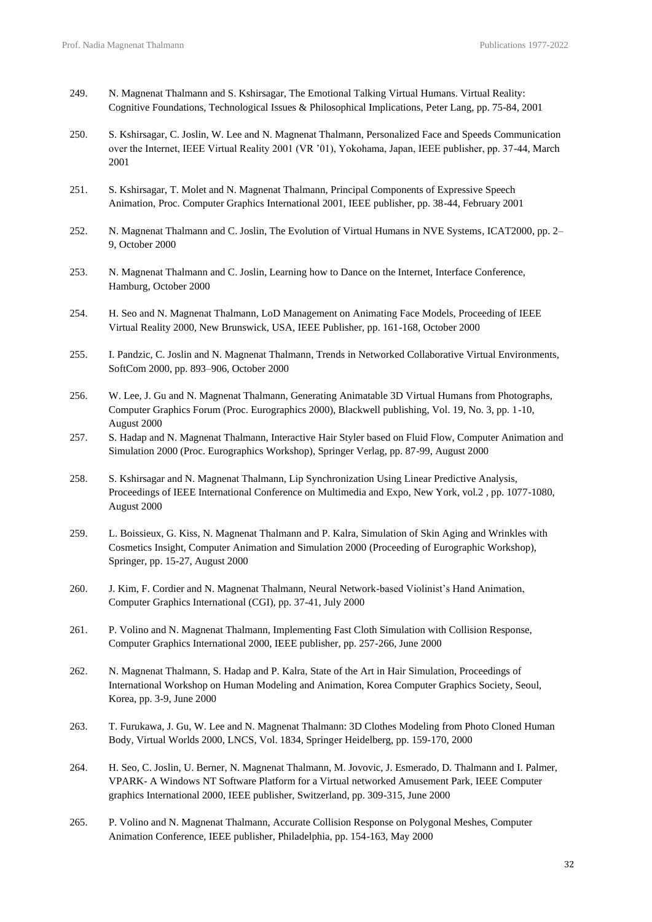249. N. Magnenat Thalmann and S. Kshirsagar, The Emotional Talking Virtual Humans. Virtual Reality: Cognitive Foundations, Technological Issues & Philosophical Implications, Peter Lang, pp. 75-84, 2001

250. S. Kshirsagar, C. Joslin, W. Lee and N. Magnenat Thalmann, Personalized Face and Speeds Communication over the Internet, IEEE Virtual Reality 2001 (VR '01), Yokohama, Japan, IEEE publisher, pp. 37-44, March 2001

251. S. Kshirsagar, T. Molet and N. Magnenat Thalmann, Principal Components of Expressive Speech Animation, Proc. Computer Graphics International 2001, IEEE publisher, pp. 38-44, February 2001

252. N. Magnenat Thalmann and C. Joslin, The Evolution of Virtual Humans in NVE Systems, ICAT2000, pp. 2–9, October 2000

253. N. Magnenat Thalmann and C. Joslin, Learning how to Dance on the Internet, Interface Conference, Hamburg, October 2000

254. H. Seo and N. Magnenat Thalmann, LoD Management on Animating Face Models, Proceeding of IEEE Virtual Reality 2000, New Brunswick, USA, IEEE Publisher, pp. 161-168, October 2000

255. I. Pandzic, C. Joslin and N. Magnenat Thalmann, Trends in Networked Collaborative Virtual Environments, SoftCom 2000, pp. 893–906, October 2000

256. W. Lee, J. Gu and N. Magnenat Thalmann, Generating Animatable 3D Virtual Humans from Photographs, Computer Graphics Forum (Proc. Eurographics 2000), Blackwell publishing, Vol. 19, No. 3, pp. 1-10, August 2000

257. S. Hadap and N. Magnenat Thalmann, Interactive Hair Styler based on Fluid Flow, Computer Animation and Simulation 2000 (Proc. Eurographics Workshop), Springer Verlag, pp. 87-99, August 2000

258. S. Kshirsagar and N. Magnenat Thalmann, Lip Synchronization Using Linear Predictive Analysis, Proceedings of IEEE International Conference on Multimedia and Expo, New York, vol.2 , pp. 1077-1080, August 2000

259. L. Boissieux, G. Kiss, N. Magnenat Thalmann and P. Kalra, Simulation of Skin Aging and Wrinkles with Cosmetics Insight, Computer Animation and Simulation 2000 (Proceeding of Eurographic Workshop), Springer, pp. 15-27, August 2000

260. J. Kim, F. Cordier and N. Magnenat Thalmann, Neural Network-based Violinist's Hand Animation, Computer Graphics International (CGI), pp. 37-41, July 2000

261. P. Volino and N. Magnenat Thalmann, Implementing Fast Cloth Simulation with Collision Response, Computer Graphics International 2000, IEEE publisher, pp. 257-266, June 2000

262. N. Magnenat Thalmann, S. Hadap and P. Kalra, State of the Art in Hair Simulation, Proceedings of International Workshop on Human Modeling and Animation, Korea Computer Graphics Society, Seoul, Korea, pp. 3-9, June 2000

263. T. Furukawa, J. Gu, W. Lee and N. Magnenat Thalmann: 3D Clothes Modeling from Photo Cloned Human Body, Virtual Worlds 2000, LNCS, Vol. 1834, Springer Heidelberg, pp. 159-170, 2000

264. H. Seo, C. Joslin, U. Berner, N. Magnenat Thalmann, M. Jovovic, J. Esmerado, D. Thalmann and I. Palmer, VPARK- A Windows NT Software Platform for a Virtual networked Amusement Park, IEEE Computer graphics International 2000, IEEE publisher, Switzerland, pp. 309-315, June 2000

265. P. Volino and N. Magnenat Thalmann, Accurate Collision Response on Polygonal Meshes, Computer Animation Conference, IEEE publisher, Philadelphia, pp. 154-163, May 2000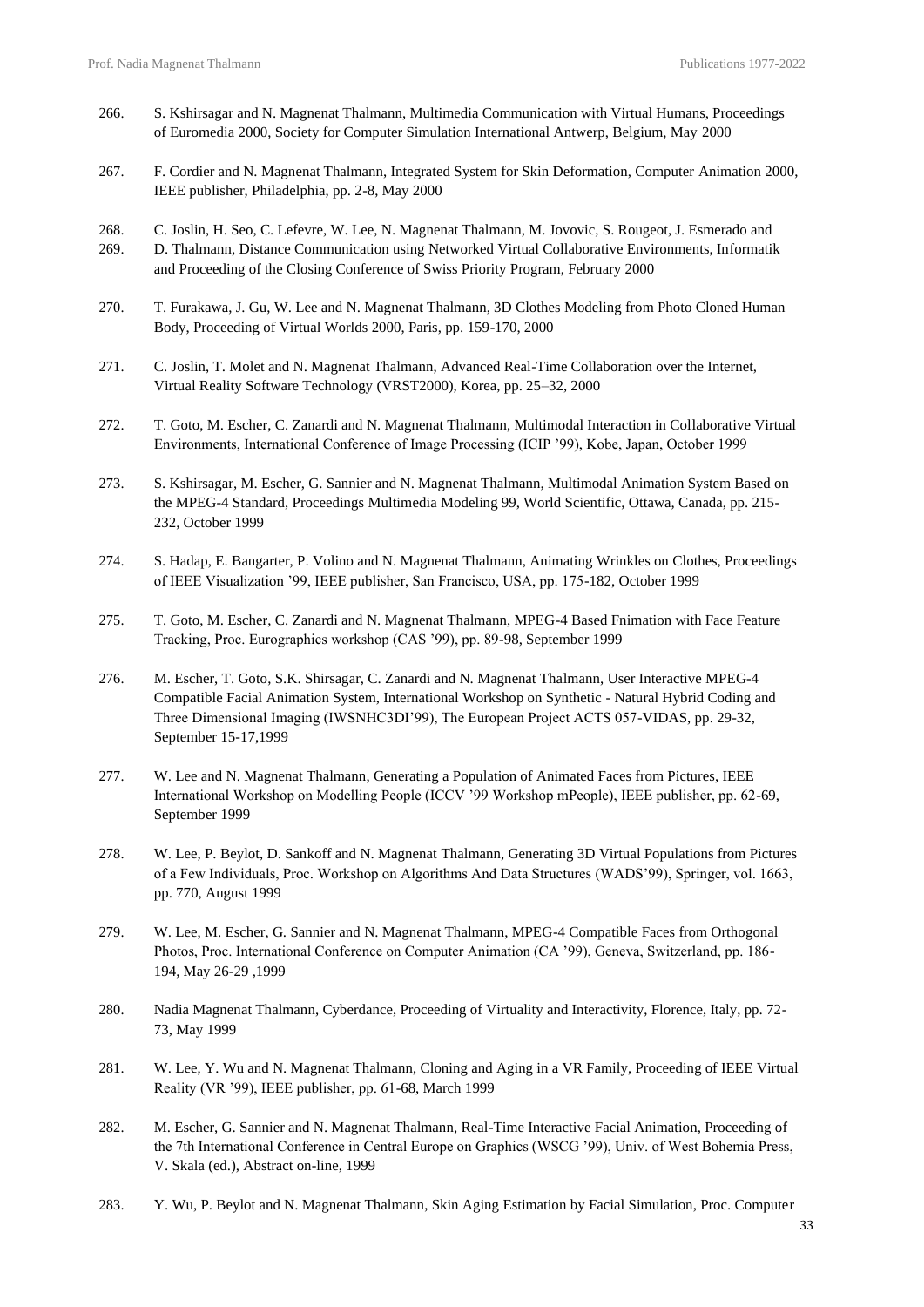266. S. Kshirsagar and N. Magnenat Thalmann, Multimedia Communication with Virtual Humans, Proceedings of Euromedia 2000, Society for Computer Simulation International Antwerp, Belgium, May 2000

267. F. Cordier and N. Magnenat Thalmann, Integrated System for Skin Deformation, Computer Animation 2000, IEEE publisher, Philadelphia, pp. 2-8, May 2000

268. C. Joslin, H. Seo, C. Lefevre, W. Lee, N. Magnenat Thalmann, M. Jovovic, S. Rougeot, J. Esmerado and
269. D. Thalmann, Distance Communication using Networked Virtual Collaborative Environments, Informatik and Proceeding of the Closing Conference of Swiss Priority Program, February 2000

270. T. Furakawa, J. Gu, W. Lee and N. Magnenat Thalmann, 3D Clothes Modeling from Photo Cloned Human Body, Proceeding of Virtual Worlds 2000, Paris, pp. 159-170, 2000

271. C. Joslin, T. Molet and N. Magnenat Thalmann, Advanced Real-Time Collaboration over the Internet, Virtual Reality Software Technology (VRST2000), Korea, pp. 25–32, 2000

272. T. Goto, M. Escher, C. Zanardi and N. Magnenat Thalmann, Multimodal Interaction in Collaborative Virtual Environments, International Conference of Image Processing (ICIP '99), Kobe, Japan, October 1999

273. S. Kshirsagar, M. Escher, G. Sannier and N. Magnenat Thalmann, Multimodal Animation System Based on the MPEG-4 Standard, Proceedings Multimedia Modeling 99, World Scientific, Ottawa, Canada, pp. 215-232, October 1999

274. S. Hadap, E. Bangarter, P. Volino and N. Magnenat Thalmann, Animating Wrinkles on Clothes, Proceedings of IEEE Visualization '99, IEEE publisher, San Francisco, USA, pp. 175-182, October 1999

275. T. Goto, M. Escher, C. Zanardi and N. Magnenat Thalmann, MPEG-4 Based Fnimation with Face Feature Tracking, Proc. Eurographics workshop (CAS '99), pp. 89-98, September 1999

276. M. Escher, T. Goto, S.K. Shirsagar, C. Zanardi and N. Magnenat Thalmann, User Interactive MPEG-4 Compatible Facial Animation System, International Workshop on Synthetic - Natural Hybrid Coding and Three Dimensional Imaging (IWSNHC3DI'99), The European Project ACTS 057-VIDAS, pp. 29-32, September 15-17,1999

277. W. Lee and N. Magnenat Thalmann, Generating a Population of Animated Faces from Pictures, IEEE International Workshop on Modelling People (ICCV '99 Workshop mPeople), IEEE publisher, pp. 62-69, September 1999

278. W. Lee, P. Beylot, D. Sankoff and N. Magnenat Thalmann, Generating 3D Virtual Populations from Pictures of a Few Individuals, Proc. Workshop on Algorithms And Data Structures (WADS'99), Springer, vol. 1663, pp. 770, August 1999

279. W. Lee, M. Escher, G. Sannier and N. Magnenat Thalmann, MPEG-4 Compatible Faces from Orthogonal Photos, Proc. International Conference on Computer Animation (CA '99), Geneva, Switzerland, pp. 186-194, May 26-29 ,1999

280. Nadia Magnenat Thalmann, Cyberdance, Proceeding of Virtuality and Interactivity, Florence, Italy, pp. 72-73, May 1999

281. W. Lee, Y. Wu and N. Magnenat Thalmann, Cloning and Aging in a VR Family, Proceeding of IEEE Virtual Reality (VR '99), IEEE publisher, pp. 61-68, March 1999

282. M. Escher, G. Sannier and N. Magnenat Thalmann, Real-Time Interactive Facial Animation, Proceeding of the 7th International Conference in Central Europe on Graphics (WSCG '99), Univ. of West Bohemia Press, V. Skala (ed.), Abstract on-line, 1999

283. Y. Wu, P. Beylot and N. Magnenat Thalmann, Skin Aging Estimation by Facial Simulation, Proc. Computer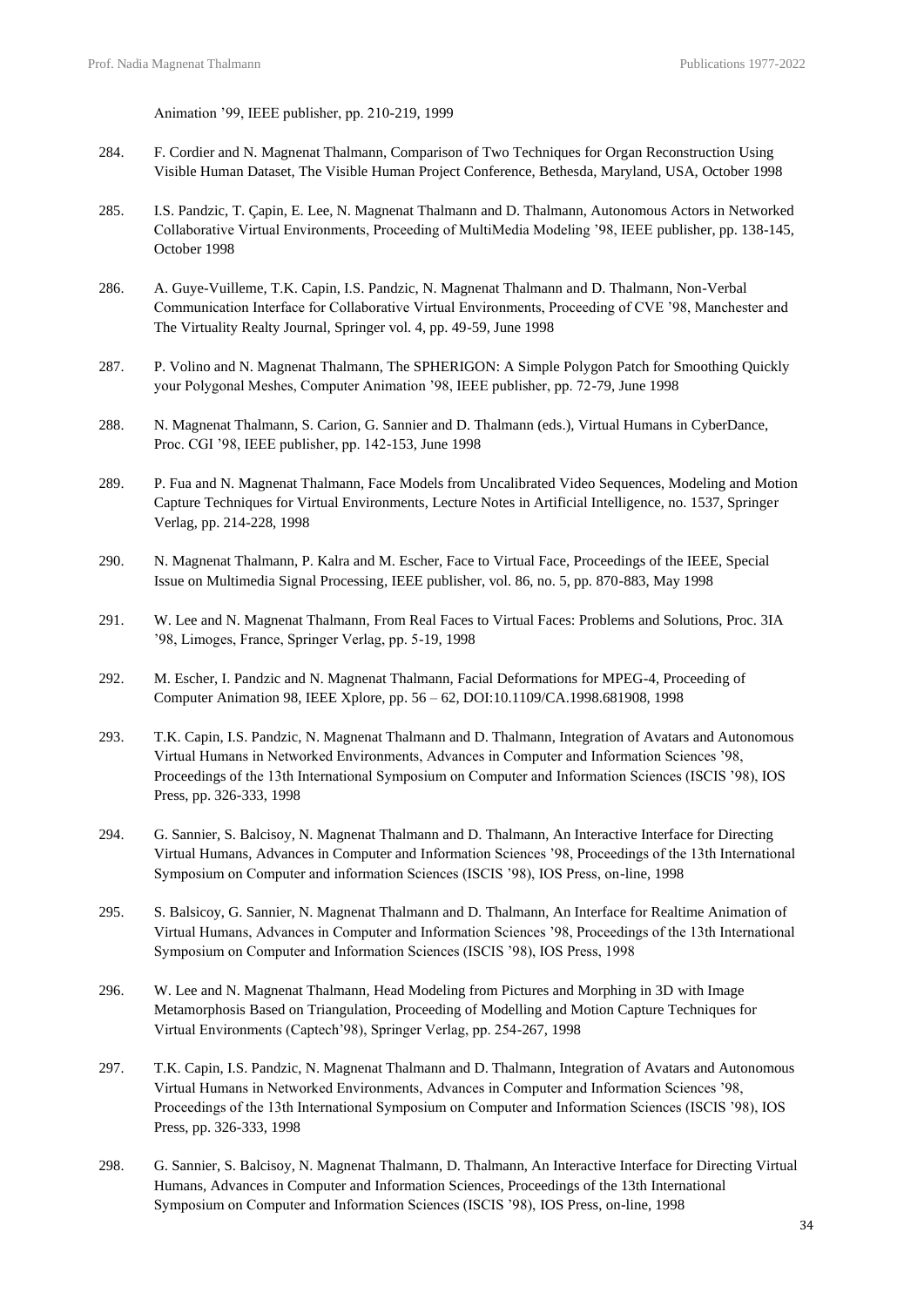Animation ’99, IEEE publisher, pp. 210-219, 1999

284. F. Cordier and N. Magnenat Thalmann, Comparison of Two Techniques for Organ Reconstruction Using Visible Human Dataset, The Visible Human Project Conference, Bethesda, Maryland, USA, October 1998

285. I.S. Pandzic, T. Çapin, E. Lee, N. Magnenat Thalmann and D. Thalmann, Autonomous Actors in Networked Collaborative Virtual Environments, Proceeding of MultiMedia Modeling ’98, IEEE publisher, pp. 138-145, October 1998

286. A. Guye-Vuilleme, T.K. Capin, I.S. Pandzic, N. Magnenat Thalmann and D. Thalmann, Non-Verbal Communication Interface for Collaborative Virtual Environments, Proceeding of CVE ’98, Manchester and The Virtuality Realty Journal, Springer vol. 4, pp. 49-59, June 1998

287. P. Volino and N. Magnenat Thalmann, The SPHERIGON: A Simple Polygon Patch for Smoothing Quickly your Polygonal Meshes, Computer Animation ’98, IEEE publisher, pp. 72-79, June 1998

288. N. Magnenat Thalmann, S. Carion, G. Sannier and D. Thalmann (eds.), Virtual Humans in CyberDance, Proc. CGI ’98, IEEE publisher, pp. 142-153, June 1998

289. P. Fua and N. Magnenat Thalmann, Face Models from Uncalibrated Video Sequences, Modeling and Motion Capture Techniques for Virtual Environments, Lecture Notes in Artificial Intelligence, no. 1537, Springer Verlag, pp. 214-228, 1998

290. N. Magnenat Thalmann, P. Kalra and M. Escher, Face to Virtual Face, Proceedings of the IEEE, Special Issue on Multimedia Signal Processing, IEEE publisher, vol. 86, no. 5, pp. 870-883, May 1998

291. W. Lee and N. Magnenat Thalmann, From Real Faces to Virtual Faces: Problems and Solutions, Proc. 3IA ’98, Limoges, France, Springer Verlag, pp. 5-19, 1998

292. M. Escher, I. Pandzic and N. Magnenat Thalmann, Facial Deformations for MPEG-4, Proceeding of Computer Animation 98, IEEE Xplore, pp. 56 – 62, DOI:10.1109/CA.1998.681908, 1998

293. T.K. Capin, I.S. Pandzic, N. Magnenat Thalmann and D. Thalmann, Integration of Avatars and Autonomous Virtual Humans in Networked Environments, Advances in Computer and Information Sciences ’98, Proceedings of the 13th International Symposium on Computer and Information Sciences (ISCIS ’98), IOS Press, pp. 326-333, 1998

294. G. Sannier, S. Balcisoy, N. Magnenat Thalmann and D. Thalmann, An Interactive Interface for Directing Virtual Humans, Advances in Computer and Information Sciences ’98, Proceedings of the 13th International Symposium on Computer and information Sciences (ISCIS ’98), IOS Press, on-line, 1998

295. S. Balsicoy, G. Sannier, N. Magnenat Thalmann and D. Thalmann, An Interface for Realtime Animation of Virtual Humans, Advances in Computer and Information Sciences ’98, Proceedings of the 13th International Symposium on Computer and Information Sciences (ISCIS ’98), IOS Press, 1998

296. W. Lee and N. Magnenat Thalmann, Head Modeling from Pictures and Morphing in 3D with Image Metamorphosis Based on Triangulation, Proceeding of Modelling and Motion Capture Techniques for Virtual Environments (Captech’98), Springer Verlag, pp. 254-267, 1998

297. T.K. Capin, I.S. Pandzic, N. Magnenat Thalmann and D. Thalmann, Integration of Avatars and Autonomous Virtual Humans in Networked Environments, Advances in Computer and Information Sciences ’98, Proceedings of the 13th International Symposium on Computer and Information Sciences (ISCIS ’98), IOS Press, pp. 326-333, 1998

298. G. Sannier, S. Balcisoy, N. Magnenat Thalmann, D. Thalmann, An Interactive Interface for Directing Virtual Humans, Advances in Computer and Information Sciences, Proceedings of the 13th International Symposium on Computer and Information Sciences (ISCIS ’98), IOS Press, on-line, 1998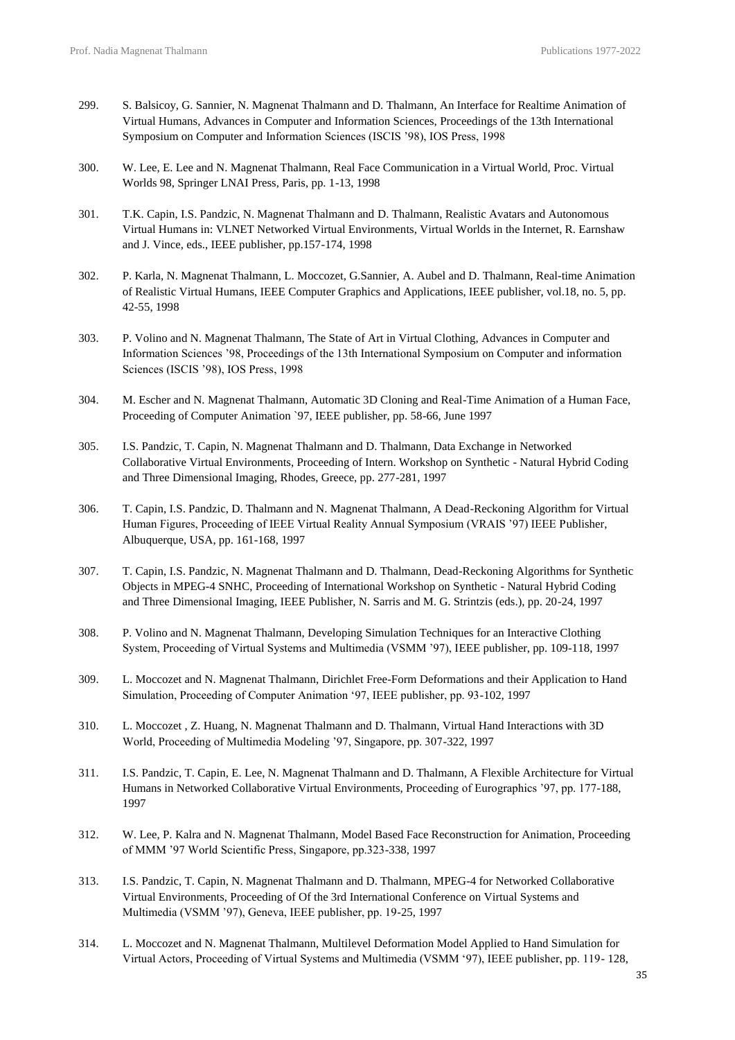299. S. Balsicoy, G. Sannier, N. Magnenat Thalmann and D. Thalmann, An Interface for Realtime Animation of Virtual Humans, Advances in Computer and Information Sciences, Proceedings of the 13th International Symposium on Computer and Information Sciences (ISCIS '98), IOS Press, 1998

300. W. Lee, E. Lee and N. Magnenat Thalmann, Real Face Communication in a Virtual World, Proc. Virtual Worlds 98, Springer LNAI Press, Paris, pp. 1-13, 1998

301. T.K. Capin, I.S. Pandzic, N. Magnenat Thalmann and D. Thalmann, Realistic Avatars and Autonomous Virtual Humans in: VLNET Networked Virtual Environments, Virtual Worlds in the Internet, R. Earnshaw and J. Vince, eds., IEEE publisher, pp.157-174, 1998

302. P. Karla, N. Magnenat Thalmann, L. Moccozet, G.Sannier, A. Aubel and D. Thalmann, Real-time Animation of Realistic Virtual Humans, IEEE Computer Graphics and Applications, IEEE publisher, vol.18, no. 5, pp. 42-55, 1998

303. P. Volino and N. Magnenat Thalmann, The State of Art in Virtual Clothing, Advances in Computer and Information Sciences '98, Proceedings of the 13th International Symposium on Computer and information Sciences (ISCIS '98), IOS Press, 1998

304. M. Escher and N. Magnenat Thalmann, Automatic 3D Cloning and Real-Time Animation of a Human Face, Proceeding of Computer Animation `97, IEEE publisher, pp. 58-66, June 1997

305. I.S. Pandzic, T. Capin, N. Magnenat Thalmann and D. Thalmann, Data Exchange in Networked Collaborative Virtual Environments, Proceeding of Intern. Workshop on Synthetic - Natural Hybrid Coding and Three Dimensional Imaging, Rhodes, Greece, pp. 277-281, 1997

306. T. Capin, I.S. Pandzic, D. Thalmann and N. Magnenat Thalmann, A Dead-Reckoning Algorithm for Virtual Human Figures, Proceeding of IEEE Virtual Reality Annual Symposium (VRAIS '97) IEEE Publisher, Albuquerque, USA, pp. 161-168, 1997

307. T. Capin, I.S. Pandzic, N. Magnenat Thalmann and D. Thalmann, Dead-Reckoning Algorithms for Synthetic Objects in MPEG-4 SNHC, Proceeding of International Workshop on Synthetic - Natural Hybrid Coding and Three Dimensional Imaging, IEEE Publisher, N. Sarris and M. G. Strintzis (eds.), pp. 20-24, 1997

308. P. Volino and N. Magnenat Thalmann, Developing Simulation Techniques for an Interactive Clothing System, Proceeding of Virtual Systems and Multimedia (VSMM '97), IEEE publisher, pp. 109-118, 1997

309. L. Moccozet and N. Magnenat Thalmann, Dirichlet Free-Form Deformations and their Application to Hand Simulation, Proceeding of Computer Animation '97, IEEE publisher, pp. 93-102, 1997

310. L. Moccozet , Z. Huang, N. Magnenat Thalmann and D. Thalmann, Virtual Hand Interactions with 3D World, Proceeding of Multimedia Modeling '97, Singapore, pp. 307-322, 1997

311. I.S. Pandzic, T. Capin, E. Lee, N. Magnenat Thalmann and D. Thalmann, A Flexible Architecture for Virtual Humans in Networked Collaborative Virtual Environments, Proceeding of Eurographics '97, pp. 177-188, 1997

312. W. Lee, P. Kalra and N. Magnenat Thalmann, Model Based Face Reconstruction for Animation, Proceeding of MMM '97 World Scientific Press, Singapore, pp.323-338, 1997

313. I.S. Pandzic, T. Capin, N. Magnenat Thalmann and D. Thalmann, MPEG-4 for Networked Collaborative Virtual Environments, Proceeding of Of the 3rd International Conference on Virtual Systems and Multimedia (VSMM '97), Geneva, IEEE publisher, pp. 19-25, 1997

314. L. Moccozet and N. Magnenat Thalmann, Multilevel Deformation Model Applied to Hand Simulation for Virtual Actors, Proceeding of Virtual Systems and Multimedia (VSMM '97), IEEE publisher, pp. 119- 128,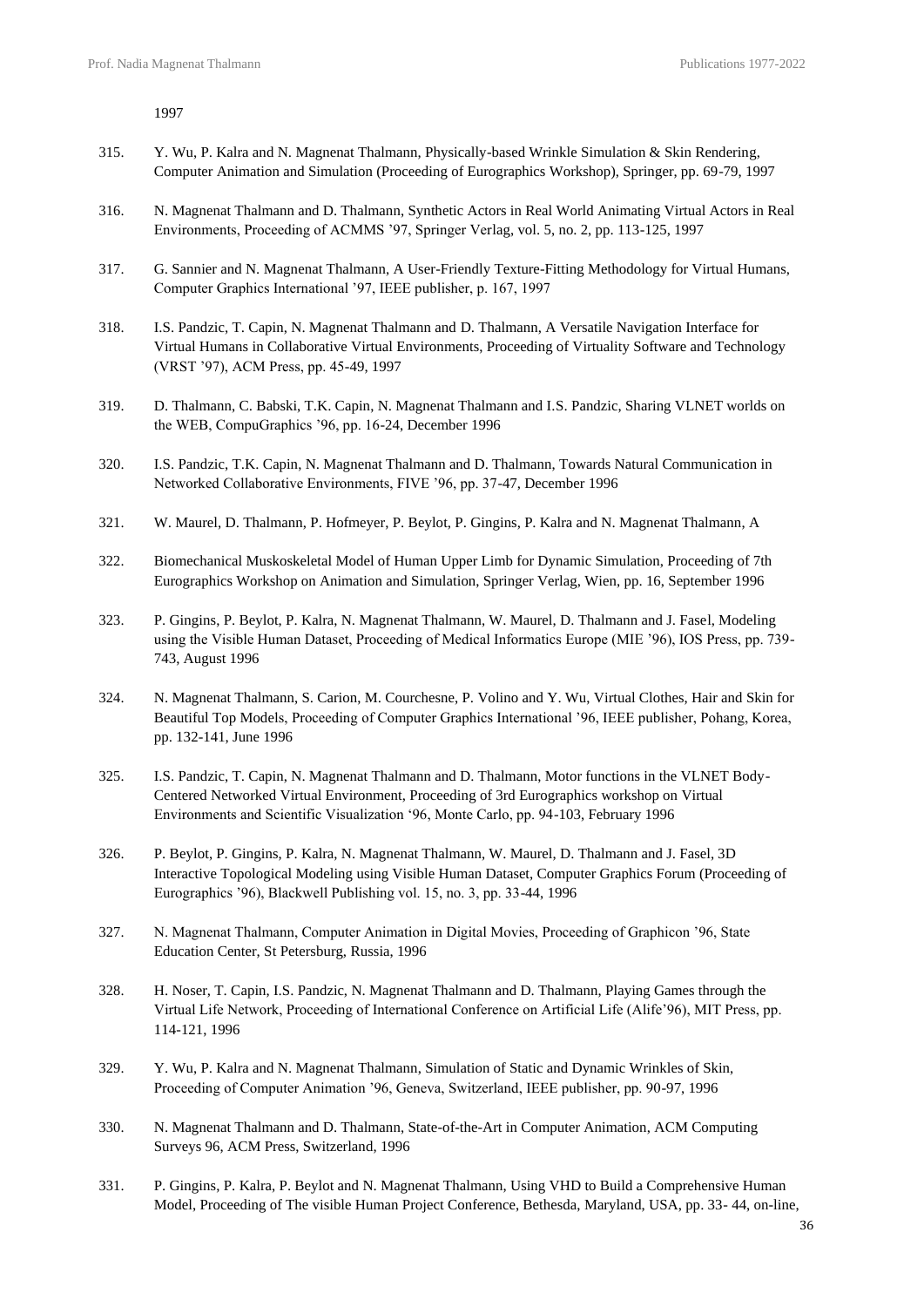1997

315. Y. Wu, P. Kalra and N. Magnenat Thalmann, Physically-based Wrinkle Simulation & Skin Rendering, Computer Animation and Simulation (Proceeding of Eurographics Workshop), Springer, pp. 69-79, 1997

316. N. Magnenat Thalmann and D. Thalmann, Synthetic Actors in Real World Animating Virtual Actors in Real Environments, Proceeding of ACMMS '97, Springer Verlag, vol. 5, no. 2, pp. 113-125, 1997

317. G. Sannier and N. Magnenat Thalmann, A User-Friendly Texture-Fitting Methodology for Virtual Humans, Computer Graphics International '97, IEEE publisher, p. 167, 1997

318. I.S. Pandzic, T. Capin, N. Magnenat Thalmann and D. Thalmann, A Versatile Navigation Interface for Virtual Humans in Collaborative Virtual Environments, Proceeding of Virtuality Software and Technology (VRST '97), ACM Press, pp. 45-49, 1997

319. D. Thalmann, C. Babski, T.K. Capin, N. Magnenat Thalmann and I.S. Pandzic, Sharing VLNET worlds on the WEB, CompuGraphics '96, pp. 16-24, December 1996

320. I.S. Pandzic, T.K. Capin, N. Magnenat Thalmann and D. Thalmann, Towards Natural Communication in Networked Collaborative Environments, FIVE '96, pp. 37-47, December 1996

321. W. Maurel, D. Thalmann, P. Hofmeyer, P. Beylot, P. Gingins, P. Kalra and N. Magnenat Thalmann, A

322. Biomechanical Muskoskeletal Model of Human Upper Limb for Dynamic Simulation, Proceeding of 7th Eurographics Workshop on Animation and Simulation, Springer Verlag, Wien, pp. 16, September 1996

323. P. Gingins, P. Beylot, P. Kalra, N. Magnenat Thalmann, W. Maurel, D. Thalmann and J. Fasel, Modeling using the Visible Human Dataset, Proceeding of Medical Informatics Europe (MIE '96), IOS Press, pp. 739-743, August 1996

324. N. Magnenat Thalmann, S. Carion, M. Courchesne, P. Volino and Y. Wu, Virtual Clothes, Hair and Skin for Beautiful Top Models, Proceeding of Computer Graphics International '96, IEEE publisher, Pohang, Korea, pp. 132-141, June 1996

325. I.S. Pandzic, T. Capin, N. Magnenat Thalmann and D. Thalmann, Motor functions in the VLNET Body-Centered Networked Virtual Environment, Proceeding of 3rd Eurographics workshop on Virtual Environments and Scientific Visualization '96, Monte Carlo, pp. 94-103, February 1996

326. P. Beylot, P. Gingins, P. Kalra, N. Magnenat Thalmann, W. Maurel, D. Thalmann and J. Fasel, 3D Interactive Topological Modeling using Visible Human Dataset, Computer Graphics Forum (Proceeding of Eurographics '96), Blackwell Publishing vol. 15, no. 3, pp. 33-44, 1996

327. N. Magnenat Thalmann, Computer Animation in Digital Movies, Proceeding of Graphicon '96, State Education Center, St Petersburg, Russia, 1996

328. H. Noser, T. Capin, I.S. Pandzic, N. Magnenat Thalmann and D. Thalmann, Playing Games through the Virtual Life Network, Proceeding of International Conference on Artificial Life (Alife'96), MIT Press, pp. 114-121, 1996

329. Y. Wu, P. Kalra and N. Magnenat Thalmann, Simulation of Static and Dynamic Wrinkles of Skin, Proceeding of Computer Animation '96, Geneva, Switzerland, IEEE publisher, pp. 90-97, 1996

330. N. Magnenat Thalmann and D. Thalmann, State-of-the-Art in Computer Animation, ACM Computing Surveys 96, ACM Press, Switzerland, 1996

331. P. Gingins, P. Kalra, P. Beylot and N. Magnenat Thalmann, Using VHD to Build a Comprehensive Human Model, Proceeding of The visible Human Project Conference, Bethesda, Maryland, USA, pp. 33- 44, on-line,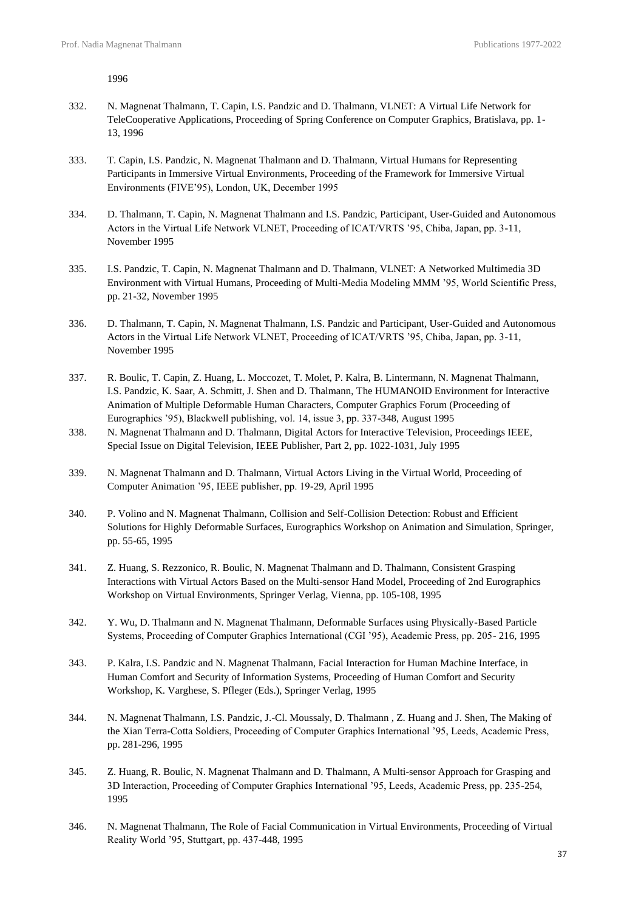1996

332. N. Magnenat Thalmann, T. Capin, I.S. Pandzic and D. Thalmann, VLNET: A Virtual Life Network for TeleCooperative Applications, Proceeding of Spring Conference on Computer Graphics, Bratislava, pp. 1-13, 1996

333. T. Capin, I.S. Pandzic, N. Magnenat Thalmann and D. Thalmann, Virtual Humans for Representing Participants in Immersive Virtual Environments, Proceeding of the Framework for Immersive Virtual Environments (FIVE'95), London, UK, December 1995

334. D. Thalmann, T. Capin, N. Magnenat Thalmann and I.S. Pandzic, Participant, User-Guided and Autonomous Actors in the Virtual Life Network VLNET, Proceeding of ICAT/VRTS '95, Chiba, Japan, pp. 3-11, November 1995

335. I.S. Pandzic, T. Capin, N. Magnenat Thalmann and D. Thalmann, VLNET: A Networked Multimedia 3D Environment with Virtual Humans, Proceeding of Multi-Media Modeling MMM '95, World Scientific Press, pp. 21-32, November 1995

336. D. Thalmann, T. Capin, N. Magnenat Thalmann, I.S. Pandzic and Participant, User-Guided and Autonomous Actors in the Virtual Life Network VLNET, Proceeding of ICAT/VRTS '95, Chiba, Japan, pp. 3-11, November 1995

337. R. Boulic, T. Capin, Z. Huang, L. Moccozet, T. Molet, P. Kalra, B. Lintermann, N. Magnenat Thalmann, I.S. Pandzic, K. Saar, A. Schmitt, J. Shen and D. Thalmann, The HUMANOID Environment for Interactive Animation of Multiple Deformable Human Characters, Computer Graphics Forum (Proceeding of Eurographics '95), Blackwell publishing, vol. 14, issue 3, pp. 337-348, August 1995

338. N. Magnenat Thalmann and D. Thalmann, Digital Actors for Interactive Television, Proceedings IEEE, Special Issue on Digital Television, IEEE Publisher, Part 2, pp. 1022-1031, July 1995

339. N. Magnenat Thalmann and D. Thalmann, Virtual Actors Living in the Virtual World, Proceeding of Computer Animation '95, IEEE publisher, pp. 19-29, April 1995

340. P. Volino and N. Magnenat Thalmann, Collision and Self-Collision Detection: Robust and Efficient Solutions for Highly Deformable Surfaces, Eurographics Workshop on Animation and Simulation, Springer, pp. 55-65, 1995

341. Z. Huang, S. Rezzonico, R. Boulic, N. Magnenat Thalmann and D. Thalmann, Consistent Grasping Interactions with Virtual Actors Based on the Multi-sensor Hand Model, Proceeding of 2nd Eurographics Workshop on Virtual Environments, Springer Verlag, Vienna, pp. 105-108, 1995

342. Y. Wu, D. Thalmann and N. Magnenat Thalmann, Deformable Surfaces using Physically-Based Particle Systems, Proceeding of Computer Graphics International (CGI '95), Academic Press, pp. 205- 216, 1995

343. P. Kalra, I.S. Pandzic and N. Magnenat Thalmann, Facial Interaction for Human Machine Interface, in Human Comfort and Security of Information Systems, Proceeding of Human Comfort and Security Workshop, K. Varghese, S. Pfleger (Eds.), Springer Verlag, 1995

344. N. Magnenat Thalmann, I.S. Pandzic, J.-Cl. Moussaly, D. Thalmann , Z. Huang and J. Shen, The Making of the Xian Terra-Cotta Soldiers, Proceeding of Computer Graphics International '95, Leeds, Academic Press, pp. 281-296, 1995

345. Z. Huang, R. Boulic, N. Magnenat Thalmann and D. Thalmann, A Multi-sensor Approach for Grasping and 3D Interaction, Proceeding of Computer Graphics International '95, Leeds, Academic Press, pp. 235-254, 1995

346. N. Magnenat Thalmann, The Role of Facial Communication in Virtual Environments, Proceeding of Virtual Reality World '95, Stuttgart, pp. 437-448, 1995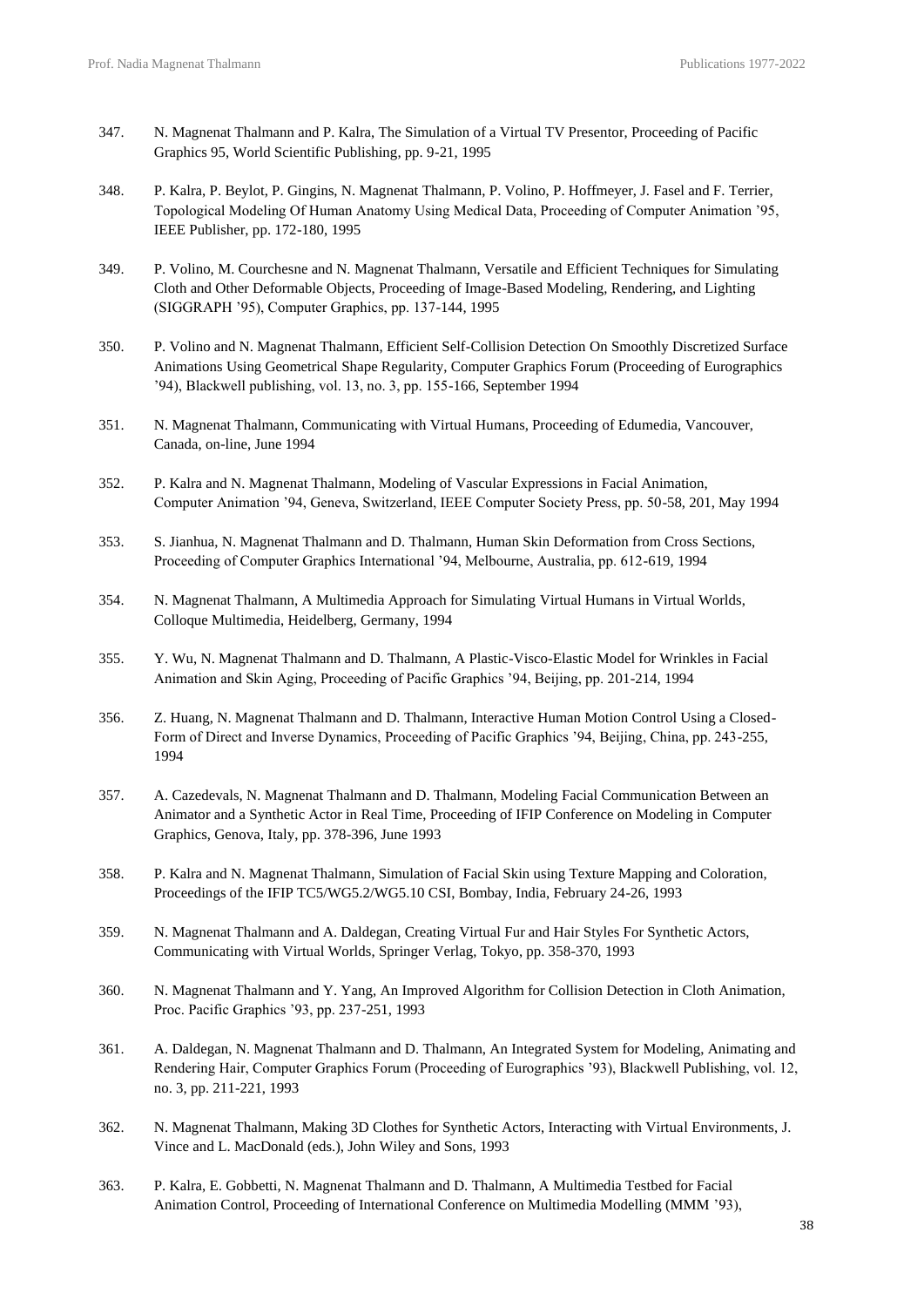347. N. Magnenat Thalmann and P. Kalra, The Simulation of a Virtual TV Presentor, Proceeding of Pacific Graphics 95, World Scientific Publishing, pp. 9-21, 1995

348. P. Kalra, P. Beylot, P. Gingins, N. Magnenat Thalmann, P. Volino, P. Hoffmeyer, J. Fasel and F. Terrier, Topological Modeling Of Human Anatomy Using Medical Data, Proceeding of Computer Animation ’95, IEEE Publisher, pp. 172-180, 1995

349. P. Volino, M. Courchesne and N. Magnenat Thalmann, Versatile and Efficient Techniques for Simulating Cloth and Other Deformable Objects, Proceeding of Image-Based Modeling, Rendering, and Lighting (SIGGRAPH ’95), Computer Graphics, pp. 137-144, 1995

350. P. Volino and N. Magnenat Thalmann, Efficient Self-Collision Detection On Smoothly Discretized Surface Animations Using Geometrical Shape Regularity, Computer Graphics Forum (Proceeding of Eurographics ’94), Blackwell publishing, vol. 13, no. 3, pp. 155-166, September 1994

351. N. Magnenat Thalmann, Communicating with Virtual Humans, Proceeding of Edumedia, Vancouver, Canada, on-line, June 1994

352. P. Kalra and N. Magnenat Thalmann, Modeling of Vascular Expressions in Facial Animation, Computer Animation ’94, Geneva, Switzerland, IEEE Computer Society Press, pp. 50-58, 201, May 1994

353. S. Jianhua, N. Magnenat Thalmann and D. Thalmann, Human Skin Deformation from Cross Sections, Proceeding of Computer Graphics International ’94, Melbourne, Australia, pp. 612-619, 1994

354. N. Magnenat Thalmann, A Multimedia Approach for Simulating Virtual Humans in Virtual Worlds, Colloque Multimedia, Heidelberg, Germany, 1994

355. Y. Wu, N. Magnenat Thalmann and D. Thalmann, A Plastic-Visco-Elastic Model for Wrinkles in Facial Animation and Skin Aging, Proceeding of Pacific Graphics ’94, Beijing, pp. 201-214, 1994

356. Z. Huang, N. Magnenat Thalmann and D. Thalmann, Interactive Human Motion Control Using a Closed-Form of Direct and Inverse Dynamics, Proceeding of Pacific Graphics ’94, Beijing, China, pp. 243-255, 1994

357. A. Cazedevals, N. Magnenat Thalmann and D. Thalmann, Modeling Facial Communication Between an Animator and a Synthetic Actor in Real Time, Proceeding of IFIP Conference on Modeling in Computer Graphics, Genova, Italy, pp. 378-396, June 1993

358. P. Kalra and N. Magnenat Thalmann, Simulation of Facial Skin using Texture Mapping and Coloration, Proceedings of the IFIP TC5/WG5.2/WG5.10 CSI, Bombay, India, February 24-26, 1993

359. N. Magnenat Thalmann and A. Daldegan, Creating Virtual Fur and Hair Styles For Synthetic Actors, Communicating with Virtual Worlds, Springer Verlag, Tokyo, pp. 358-370, 1993

360. N. Magnenat Thalmann and Y. Yang, An Improved Algorithm for Collision Detection in Cloth Animation, Proc. Pacific Graphics ’93, pp. 237-251, 1993

361. A. Daldegan, N. Magnenat Thalmann and D. Thalmann, An Integrated System for Modeling, Animating and Rendering Hair, Computer Graphics Forum (Proceeding of Eurographics ’93), Blackwell Publishing, vol. 12, no. 3, pp. 211-221, 1993

362. N. Magnenat Thalmann, Making 3D Clothes for Synthetic Actors, Interacting with Virtual Environments, J. Vince and L. MacDonald (eds.), John Wiley and Sons, 1993

363. P. Kalra, E. Gobbetti, N. Magnenat Thalmann and D. Thalmann, A Multimedia Testbed for Facial Animation Control, Proceeding of International Conference on Multimedia Modelling (MMM ’93),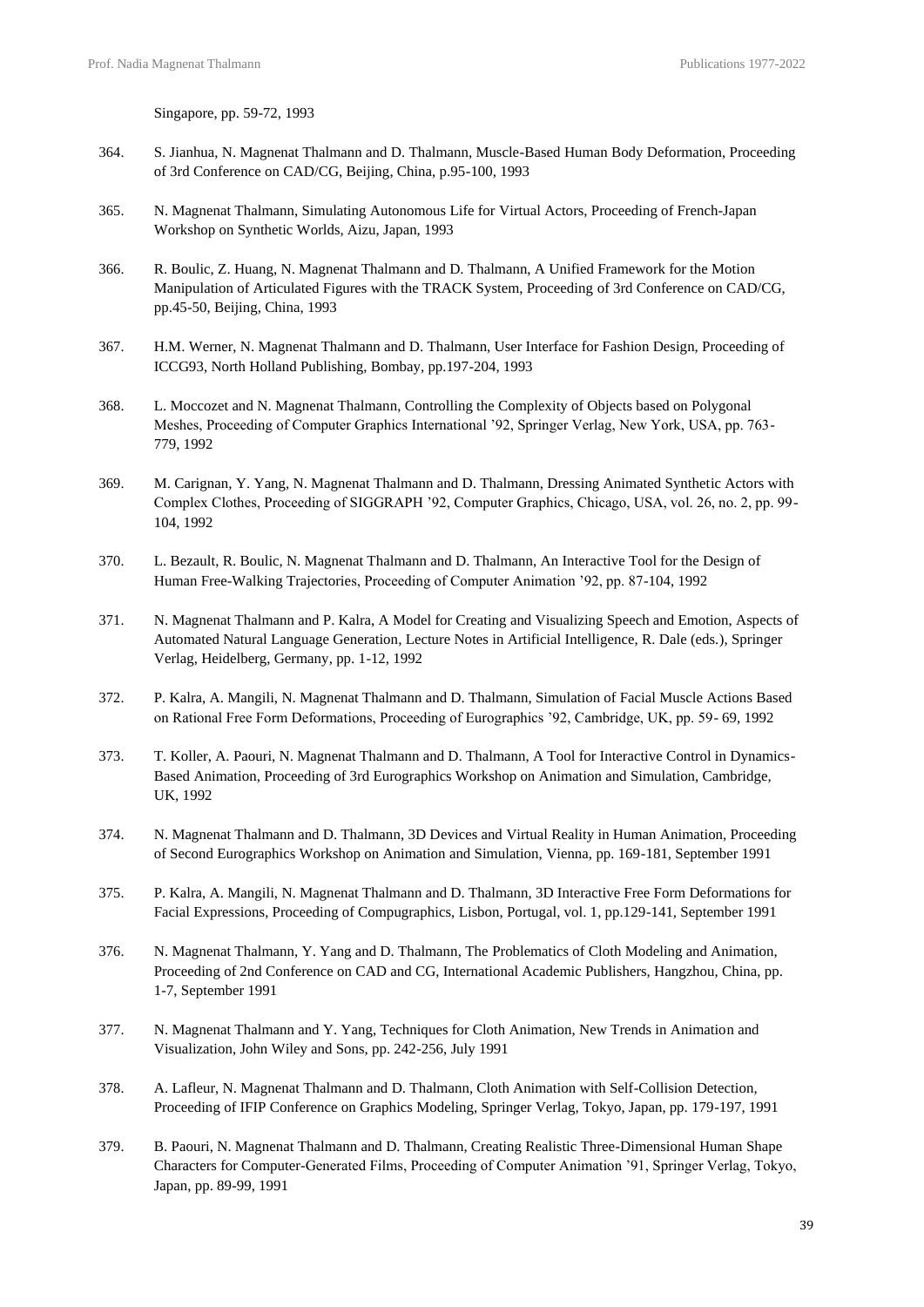Singapore, pp. 59-72, 1993

364. S. Jianhua, N. Magnenat Thalmann and D. Thalmann, Muscle-Based Human Body Deformation, Proceeding of 3rd Conference on CAD/CG, Beijing, China, p.95-100, 1993

365. N. Magnenat Thalmann, Simulating Autonomous Life for Virtual Actors, Proceeding of French-Japan Workshop on Synthetic Worlds, Aizu, Japan, 1993

366. R. Boulic, Z. Huang, N. Magnenat Thalmann and D. Thalmann, A Unified Framework for the Motion Manipulation of Articulated Figures with the TRACK System, Proceeding of 3rd Conference on CAD/CG, pp.45-50, Beijing, China, 1993

367. H.M. Werner, N. Magnenat Thalmann and D. Thalmann, User Interface for Fashion Design, Proceeding of ICCG93, North Holland Publishing, Bombay, pp.197-204, 1993

368. L. Moccozet and N. Magnenat Thalmann, Controlling the Complexity of Objects based on Polygonal Meshes, Proceeding of Computer Graphics International '92, Springer Verlag, New York, USA, pp. 763-779, 1992

369. M. Carignan, Y. Yang, N. Magnenat Thalmann and D. Thalmann, Dressing Animated Synthetic Actors with Complex Clothes, Proceeding of SIGGRAPH '92, Computer Graphics, Chicago, USA, vol. 26, no. 2, pp. 99-104, 1992

370. L. Bezault, R. Boulic, N. Magnenat Thalmann and D. Thalmann, An Interactive Tool for the Design of Human Free-Walking Trajectories, Proceeding of Computer Animation '92, pp. 87-104, 1992

371. N. Magnenat Thalmann and P. Kalra, A Model for Creating and Visualizing Speech and Emotion, Aspects of Automated Natural Language Generation, Lecture Notes in Artificial Intelligence, R. Dale (eds.), Springer Verlag, Heidelberg, Germany, pp. 1-12, 1992

372. P. Kalra, A. Mangili, N. Magnenat Thalmann and D. Thalmann, Simulation of Facial Muscle Actions Based on Rational Free Form Deformations, Proceeding of Eurographics '92, Cambridge, UK, pp. 59- 69, 1992

373. T. Koller, A. Paouri, N. Magnenat Thalmann and D. Thalmann, A Tool for Interactive Control in Dynamics-Based Animation, Proceeding of 3rd Eurographics Workshop on Animation and Simulation, Cambridge, UK, 1992

374. N. Magnenat Thalmann and D. Thalmann, 3D Devices and Virtual Reality in Human Animation, Proceeding of Second Eurographics Workshop on Animation and Simulation, Vienna, pp. 169-181, September 1991

375. P. Kalra, A. Mangili, N. Magnenat Thalmann and D. Thalmann, 3D Interactive Free Form Deformations for Facial Expressions, Proceeding of Compugraphics, Lisbon, Portugal, vol. 1, pp.129-141, September 1991

376. N. Magnenat Thalmann, Y. Yang and D. Thalmann, The Problematics of Cloth Modeling and Animation, Proceeding of 2nd Conference on CAD and CG, International Academic Publishers, Hangzhou, China, pp. 1-7, September 1991

377. N. Magnenat Thalmann and Y. Yang, Techniques for Cloth Animation, New Trends in Animation and Visualization, John Wiley and Sons, pp. 242-256, July 1991

378. A. Lafleur, N. Magnenat Thalmann and D. Thalmann, Cloth Animation with Self-Collision Detection, Proceeding of IFIP Conference on Graphics Modeling, Springer Verlag, Tokyo, Japan, pp. 179-197, 1991

379. B. Paouri, N. Magnenat Thalmann and D. Thalmann, Creating Realistic Three-Dimensional Human Shape Characters for Computer-Generated Films, Proceeding of Computer Animation '91, Springer Verlag, Tokyo, Japan, pp. 89-99, 1991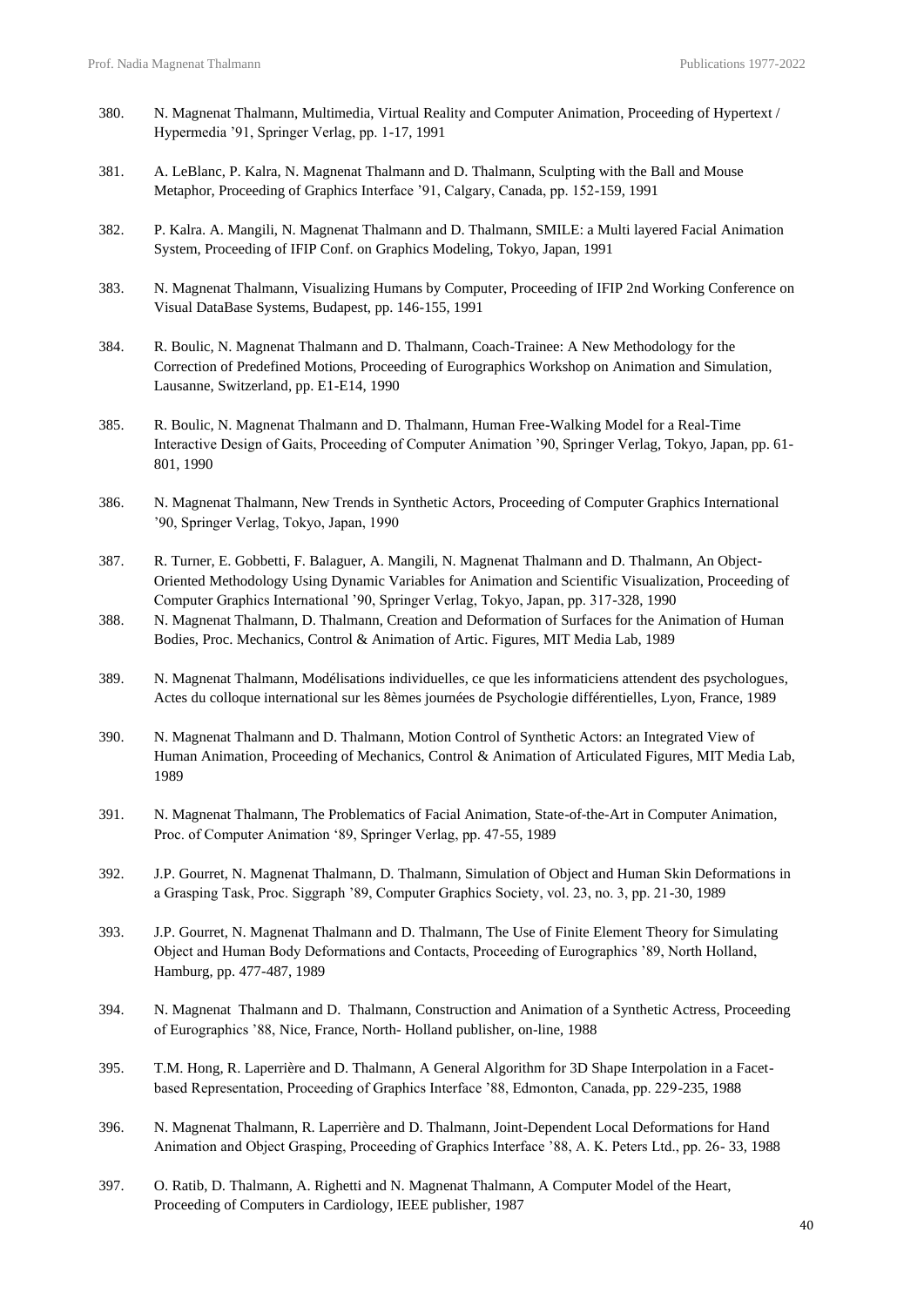380. N. Magnenat Thalmann, Multimedia, Virtual Reality and Computer Animation, Proceeding of Hypertext / Hypermedia '91, Springer Verlag, pp. 1-17, 1991

381. A. LeBlanc, P. Kalra, N. Magnenat Thalmann and D. Thalmann, Sculpting with the Ball and Mouse Metaphor, Proceeding of Graphics Interface '91, Calgary, Canada, pp. 152-159, 1991

382. P. Kalra. A. Mangili, N. Magnenat Thalmann and D. Thalmann, SMILE: a Multi layered Facial Animation System, Proceeding of IFIP Conf. on Graphics Modeling, Tokyo, Japan, 1991

383. N. Magnenat Thalmann, Visualizing Humans by Computer, Proceeding of IFIP 2nd Working Conference on Visual DataBase Systems, Budapest, pp. 146-155, 1991

384. R. Boulic, N. Magnenat Thalmann and D. Thalmann, Coach-Trainee: A New Methodology for the Correction of Predefined Motions, Proceeding of Eurographics Workshop on Animation and Simulation, Lausanne, Switzerland, pp. E1-E14, 1990

385. R. Boulic, N. Magnenat Thalmann and D. Thalmann, Human Free-Walking Model for a Real-Time Interactive Design of Gaits, Proceeding of Computer Animation '90, Springer Verlag, Tokyo, Japan, pp. 61-801, 1990

386. N. Magnenat Thalmann, New Trends in Synthetic Actors, Proceeding of Computer Graphics International '90, Springer Verlag, Tokyo, Japan, 1990

387. R. Turner, E. Gobbetti, F. Balaguer, A. Mangili, N. Magnenat Thalmann and D. Thalmann, An Object-Oriented Methodology Using Dynamic Variables for Animation and Scientific Visualization, Proceeding of Computer Graphics International '90, Springer Verlag, Tokyo, Japan, pp. 317-328, 1990

388. N. Magnenat Thalmann, D. Thalmann, Creation and Deformation of Surfaces for the Animation of Human Bodies, Proc. Mechanics, Control & Animation of Artic. Figures, MIT Media Lab, 1989

389. N. Magnenat Thalmann, Modélisations individuelles, ce que les informaticiens attendent des psychologues, Actes du colloque international sur les 8èmes journées de Psychologie différentielles, Lyon, France, 1989

390. N. Magnenat Thalmann and D. Thalmann, Motion Control of Synthetic Actors: an Integrated View of Human Animation, Proceeding of Mechanics, Control & Animation of Articulated Figures, MIT Media Lab, 1989

391. N. Magnenat Thalmann, The Problematics of Facial Animation, State-of-the-Art in Computer Animation, Proc. of Computer Animation '89, Springer Verlag, pp. 47-55, 1989

392. J.P. Gourret, N. Magnenat Thalmann, D. Thalmann, Simulation of Object and Human Skin Deformations in a Grasping Task, Proc. Siggraph '89, Computer Graphics Society, vol. 23, no. 3, pp. 21-30, 1989

393. J.P. Gourret, N. Magnenat Thalmann and D. Thalmann, The Use of Finite Element Theory for Simulating Object and Human Body Deformations and Contacts, Proceeding of Eurographics '89, North Holland, Hamburg, pp. 477-487, 1989

394. N. Magnenat Thalmann and D. Thalmann, Construction and Animation of a Synthetic Actress, Proceeding of Eurographics '88, Nice, France, North- Holland publisher, on-line, 1988

395. T.M. Hong, R. Laperrière and D. Thalmann, A General Algorithm for 3D Shape Interpolation in a Facet-based Representation, Proceeding of Graphics Interface '88, Edmonton, Canada, pp. 229-235, 1988

396. N. Magnenat Thalmann, R. Laperrière and D. Thalmann, Joint-Dependent Local Deformations for Hand Animation and Object Grasping, Proceeding of Graphics Interface '88, A. K. Peters Ltd., pp. 26- 33, 1988

397. O. Ratib, D. Thalmann, A. Righetti and N. Magnenat Thalmann, A Computer Model of the Heart, Proceeding of Computers in Cardiology, IEEE publisher, 1987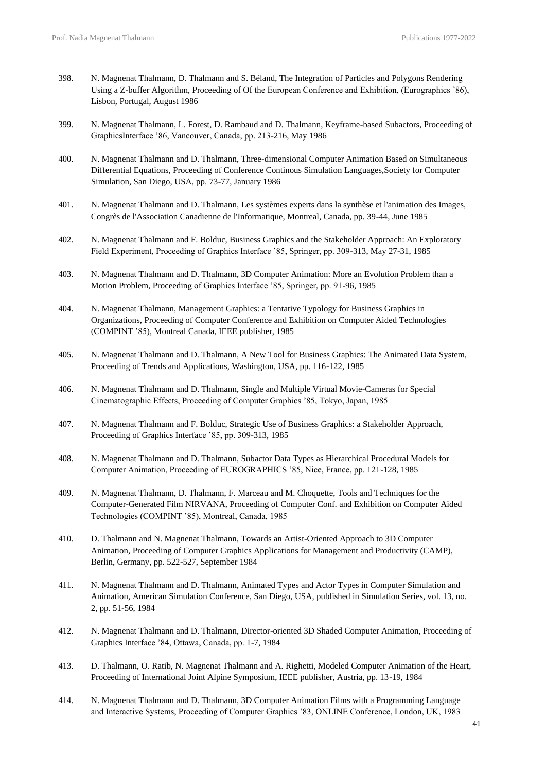398. N. Magnenat Thalmann, D. Thalmann and S. Béland, The Integration of Particles and Polygons Rendering Using a Z-buffer Algorithm, Proceeding of Of the European Conference and Exhibition, (Eurographics '86), Lisbon, Portugal, August 1986

399. N. Magnenat Thalmann, L. Forest, D. Rambaud and D. Thalmann, Keyframe-based Subactors, Proceeding of GraphicsInterface '86, Vancouver, Canada, pp. 213-216, May 1986

400. N. Magnenat Thalmann and D. Thalmann, Three-dimensional Computer Animation Based on Simultaneous Differential Equations, Proceeding of Conference Continous Simulation Languages,Society for Computer Simulation, San Diego, USA, pp. 73-77, January 1986

401. N. Magnenat Thalmann and D. Thalmann, Les systèmes experts dans la synthèse et l'animation des Images, Congrès de l'Association Canadienne de l'Informatique, Montreal, Canada, pp. 39-44, June 1985

402. N. Magnenat Thalmann and F. Bolduc, Business Graphics and the Stakeholder Approach: An Exploratory Field Experiment, Proceeding of Graphics Interface '85, Springer, pp. 309-313, May 27-31, 1985

403. N. Magnenat Thalmann and D. Thalmann, 3D Computer Animation: More an Evolution Problem than a Motion Problem, Proceeding of Graphics Interface '85, Springer, pp. 91-96, 1985

404. N. Magnenat Thalmann, Management Graphics: a Tentative Typology for Business Graphics in Organizations, Proceeding of Computer Conference and Exhibition on Computer Aided Technologies (COMPINT '85), Montreal Canada, IEEE publisher, 1985

405. N. Magnenat Thalmann and D. Thalmann, A New Tool for Business Graphics: The Animated Data System, Proceeding of Trends and Applications, Washington, USA, pp. 116-122, 1985

406. N. Magnenat Thalmann and D. Thalmann, Single and Multiple Virtual Movie-Cameras for Special Cinematographic Effects, Proceeding of Computer Graphics '85, Tokyo, Japan, 1985

407. N. Magnenat Thalmann and F. Bolduc, Strategic Use of Business Graphics: a Stakeholder Approach, Proceeding of Graphics Interface '85, pp. 309-313, 1985

408. N. Magnenat Thalmann and D. Thalmann, Subactor Data Types as Hierarchical Procedural Models for Computer Animation, Proceeding of EUROGRAPHICS '85, Nice, France, pp. 121-128, 1985

409. N. Magnenat Thalmann, D. Thalmann, F. Marceau and M. Choquette, Tools and Techniques for the Computer-Generated Film NIRVANA, Proceeding of Computer Conf. and Exhibition on Computer Aided Technologies (COMPINT '85), Montreal, Canada, 1985

410. D. Thalmann and N. Magnenat Thalmann, Towards an Artist-Oriented Approach to 3D Computer Animation, Proceeding of Computer Graphics Applications for Management and Productivity (CAMP), Berlin, Germany, pp. 522-527, September 1984

411. N. Magnenat Thalmann and D. Thalmann, Animated Types and Actor Types in Computer Simulation and Animation, American Simulation Conference, San Diego, USA, published in Simulation Series, vol. 13, no. 2, pp. 51-56, 1984

412. N. Magnenat Thalmann and D. Thalmann, Director-oriented 3D Shaded Computer Animation, Proceeding of Graphics Interface '84, Ottawa, Canada, pp. 1-7, 1984

413. D. Thalmann, O. Ratib, N. Magnenat Thalmann and A. Righetti, Modeled Computer Animation of the Heart, Proceeding of International Joint Alpine Symposium, IEEE publisher, Austria, pp. 13-19, 1984

414. N. Magnenat Thalmann and D. Thalmann, 3D Computer Animation Films with a Programming Language and Interactive Systems, Proceeding of Computer Graphics '83, ONLINE Conference, London, UK, 1983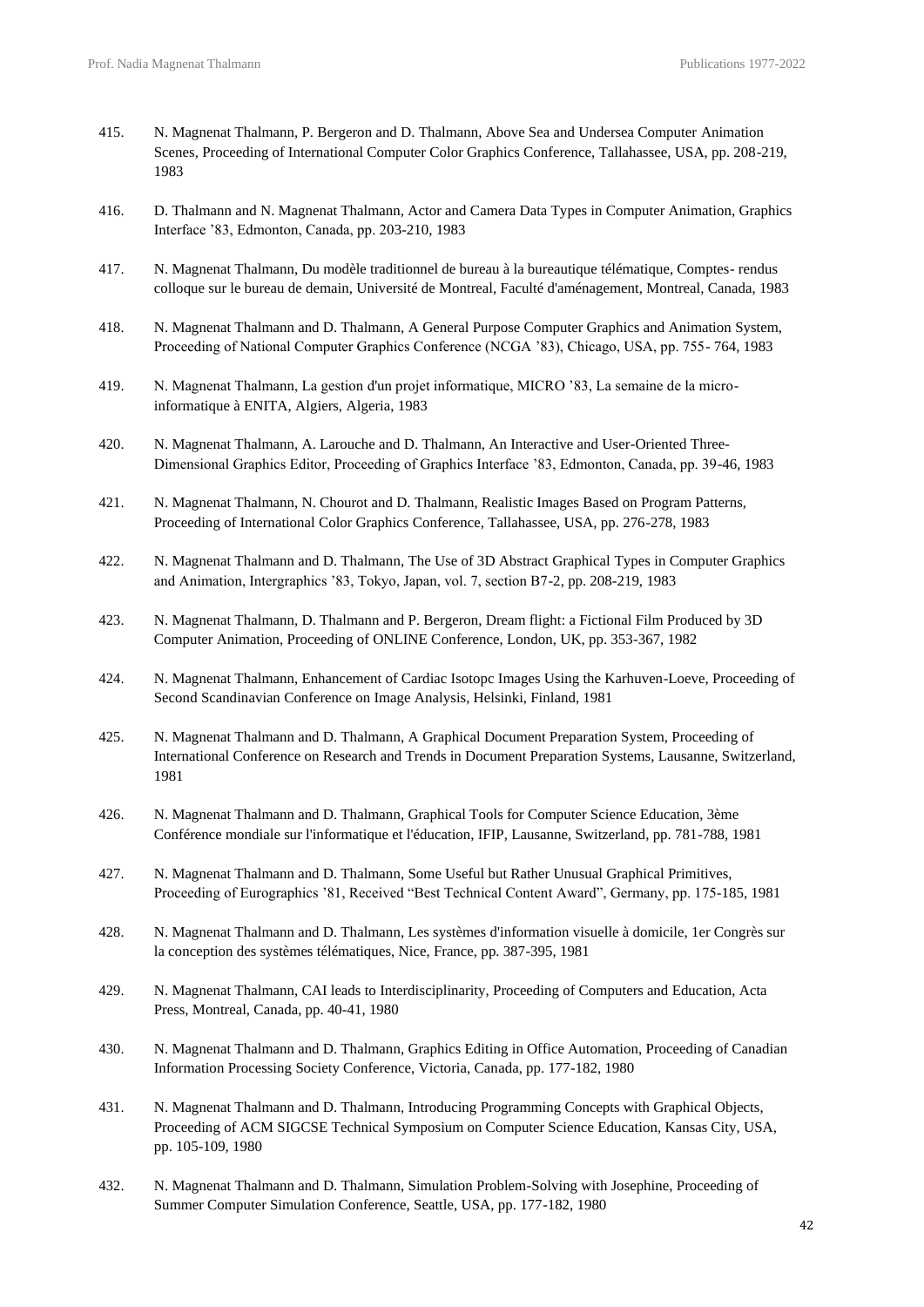415. N. Magnenat Thalmann, P. Bergeron and D. Thalmann, Above Sea and Undersea Computer Animation Scenes, Proceeding of International Computer Color Graphics Conference, Tallahassee, USA, pp. 208-219, 1983

416. D. Thalmann and N. Magnenat Thalmann, Actor and Camera Data Types in Computer Animation, Graphics Interface ’83, Edmonton, Canada, pp. 203-210, 1983

417. N. Magnenat Thalmann, Du modèle traditionnel de bureau à la bureautique télématique, Comptes- rendus colloque sur le bureau de demain, Université de Montreal, Faculté d'aménagement, Montreal, Canada, 1983

418. N. Magnenat Thalmann and D. Thalmann, A General Purpose Computer Graphics and Animation System, Proceeding of National Computer Graphics Conference (NCGA ’83), Chicago, USA, pp. 755- 764, 1983

419. N. Magnenat Thalmann, La gestion d'un projet informatique, MICRO ’83, La semaine de la micro-informatique à ENITA, Algiers, Algeria, 1983

420. N. Magnenat Thalmann, A. Larouche and D. Thalmann, An Interactive and User-Oriented Three-Dimensional Graphics Editor, Proceeding of Graphics Interface ’83, Edmonton, Canada, pp. 39-46, 1983

421. N. Magnenat Thalmann, N. Chourot and D. Thalmann, Realistic Images Based on Program Patterns, Proceeding of International Color Graphics Conference, Tallahassee, USA, pp. 276-278, 1983

422. N. Magnenat Thalmann and D. Thalmann, The Use of 3D Abstract Graphical Types in Computer Graphics and Animation, Intergraphics ’83, Tokyo, Japan, vol. 7, section B7-2, pp. 208-219, 1983

423. N. Magnenat Thalmann, D. Thalmann and P. Bergeron, Dream flight: a Fictional Film Produced by 3D Computer Animation, Proceeding of ONLINE Conference, London, UK, pp. 353-367, 1982

424. N. Magnenat Thalmann, Enhancement of Cardiac Isotopc Images Using the Karhuven-Loeve, Proceeding of Second Scandinavian Conference on Image Analysis, Helsinki, Finland, 1981

425. N. Magnenat Thalmann and D. Thalmann, A Graphical Document Preparation System, Proceeding of International Conference on Research and Trends in Document Preparation Systems, Lausanne, Switzerland, 1981

426. N. Magnenat Thalmann and D. Thalmann, Graphical Tools for Computer Science Education, 3ème Conférence mondiale sur l'informatique et l'éducation, IFIP, Lausanne, Switzerland, pp. 781-788, 1981

427. N. Magnenat Thalmann and D. Thalmann, Some Useful but Rather Unusual Graphical Primitives, Proceeding of Eurographics ’81, Received “Best Technical Content Award”, Germany, pp. 175-185, 1981

428. N. Magnenat Thalmann and D. Thalmann, Les systèmes d'information visuelle à domicile, 1er Congrès sur la conception des systèmes télématiques, Nice, France, pp. 387-395, 1981

429. N. Magnenat Thalmann, CAI leads to Interdisciplinarity, Proceeding of Computers and Education, Acta Press, Montreal, Canada, pp. 40-41, 1980

430. N. Magnenat Thalmann and D. Thalmann, Graphics Editing in Office Automation, Proceeding of Canadian Information Processing Society Conference, Victoria, Canada, pp. 177-182, 1980

431. N. Magnenat Thalmann and D. Thalmann, Introducing Programming Concepts with Graphical Objects, Proceeding of ACM SIGCSE Technical Symposium on Computer Science Education, Kansas City, USA, pp. 105-109, 1980

432. N. Magnenat Thalmann and D. Thalmann, Simulation Problem-Solving with Josephine, Proceeding of Summer Computer Simulation Conference, Seattle, USA, pp. 177-182, 1980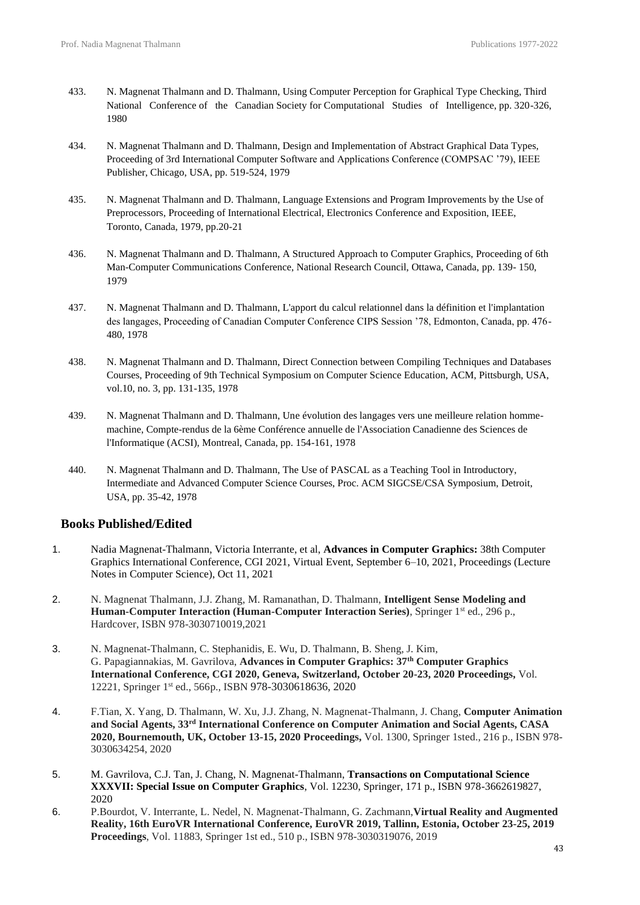433. N. Magnenat Thalmann and D. Thalmann, Using Computer Perception for Graphical Type Checking, Third National Conference of the Canadian Society for Computational Studies of Intelligence, pp. 320-326, 1980

434. N. Magnenat Thalmann and D. Thalmann, Design and Implementation of Abstract Graphical Data Types, Proceeding of 3rd International Computer Software and Applications Conference (COMPSAC ’79), IEEE Publisher, Chicago, USA, pp. 519-524, 1979

435. N. Magnenat Thalmann and D. Thalmann, Language Extensions and Program Improvements by the Use of Preprocessors, Proceeding of International Electrical, Electronics Conference and Exposition, IEEE, Toronto, Canada, 1979, pp.20-21

436. N. Magnenat Thalmann and D. Thalmann, A Structured Approach to Computer Graphics, Proceeding of 6th Man-Computer Communications Conference, National Research Council, Ottawa, Canada, pp. 139- 150, 1979

437. N. Magnenat Thalmann and D. Thalmann, L'apport du calcul relationnel dans la définition et l'implantation des langages, Proceeding of Canadian Computer Conference CIPS Session ’78, Edmonton, Canada, pp. 476-480, 1978

438. N. Magnenat Thalmann and D. Thalmann, Direct Connection between Compiling Techniques and Databases Courses, Proceeding of 9th Technical Symposium on Computer Science Education, ACM, Pittsburgh, USA, vol.10, no. 3, pp. 131-135, 1978

439. N. Magnenat Thalmann and D. Thalmann, Une évolution des langages vers une meilleure relation homme-machine, Compte-rendus de la 6ème Conférence annuelle de l'Association Canadienne des Sciences de l'Informatique (ACSI), Montreal, Canada, pp. 154-161, 1978

440. N. Magnenat Thalmann and D. Thalmann, The Use of PASCAL as a Teaching Tool in Introductory, Intermediate and Advanced Computer Science Courses, Proc. ACM SIGCSE/CSA Symposium, Detroit, USA, pp. 35-42, 1978

## Books Published/Edited

1. Nadia Magnenat-Thalmann, Victoria Interrante, et al, **Advances in Computer Graphics:** 38th Computer Graphics International Conference, CGI 2021, Virtual Event, September 6–10, 2021, Proceedings (Lecture Notes in Computer Science), Oct 11, 2021

2. N. Magnenat Thalmann, J.J. Zhang, M. Ramanathan, D. Thalmann, **Intelligent Sense Modeling and Human-Computer Interaction (Human-Computer Interaction Series)**, Springer 1st ed., 296 p., Hardcover, ISBN 978-3030710019,2021

3. N. Magnenat-Thalmann, C. Stephanidis, E. Wu, D. Thalmann, B. Sheng, J. Kim, G. Papagiannakias, M. Gavrilova, **Advances in Computer Graphics: 37th Computer Graphics International Conference, CGI 2020, Geneva, Switzerland, October 20-23, 2020 Proceedings,** Vol. 12221, Springer 1st ed., 566p., ISBN 978-3030618636, 2020

4. F.Tian, X. Yang, D. Thalmann, W. Xu, J.J. Zhang, N. Magnenat-Thalmann, J. Chang, **Computer Animation and Social Agents, 33rd International Conference on Computer Animation and Social Agents, CASA 2020, Bournemouth, UK, October 13-15, 2020 Proceedings,** Vol. 1300, Springer 1sted., 216 p., ISBN 978-3030634254, 2020

5. M. Gavrilova, C.J. Tan, J. Chang, N. Magnenat-Thalmann, **Transactions on Computational Science XXXVII: Special Issue on Computer Graphics**, Vol. 12230, Springer, 171 p., ISBN 978-3662619827, 2020

6. P.Bourdot, V. Interrante, L. Nedel, N. Magnenat-Thalmann, G. Zachmann,**Virtual Reality and Augmented Reality, 16th EuroVR International Conference, EuroVR 2019, Tallinn, Estonia, October 23-25, 2019 Proceedings**, Vol. 11883, Springer 1st ed., 510 p., ISBN 978-3030319076, 2019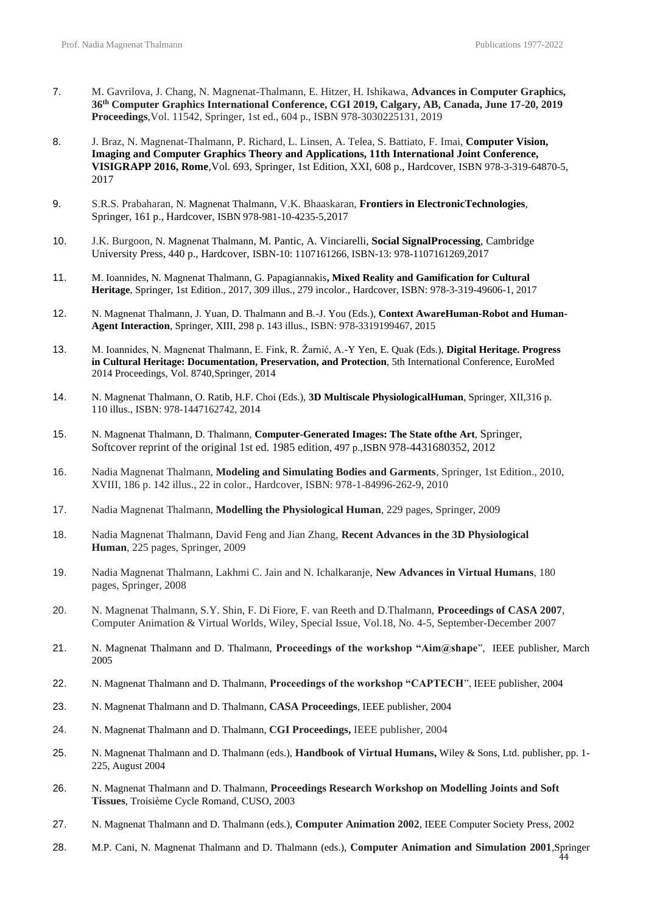7. M. Gavrilova, J. Chang, N. Magnenat-Thalmann, E. Hitzer, H. Ishikawa, **Advances in Computer Graphics, 36th Computer Graphics International Conference, CGI 2019, Calgary, AB, Canada, June 17-20, 2019 Proceedings**,Vol. 11542, Springer, 1st ed., 604 p., ISBN 978-3030225131, 2019

8. J. Braz, N. Magnenat-Thalmann, P. Richard, L. Linsen, A. Telea, S. Battiato, F. Imai, **Computer Vision, Imaging and Computer Graphics Theory and Applications, 11th International Joint Conference, VISIGRAPP 2016, Rome**,Vol. 693, Springer, 1st Edition, XXI, 608 p., Hardcover, ISBN 978-3-319-64870-5, 2017

9. S.R.S. Prabaharan, N. Magnenat Thalmann, V.K. Bhaaskaran, **Frontiers in ElectronicTechnologies**, Springer, 161 p., Hardcover, ISBN 978-981-10-4235-5,2017

10. J.K. Burgoon, N. Magnenat Thalmann, M. Pantic, A. Vinciarelli, **Social SignalProcessing**, Cambridge University Press, 440 p., Hardcover, ISBN-10: 1107161266, ISBN-13: 978-1107161269,2017

11. M. Ioannides, N. Magnenat Thalmann, G. Papagiannakis**, Mixed Reality and Gamification for Cultural Heritage**, Springer, 1st Edition., 2017, 309 illus., 279 incolor., Hardcover, ISBN: 978-3-319-49606-1, 2017

12. N. Magnenat Thalmann, J. Yuan, D. Thalmann and B.-J. You (Eds.), **Context AwareHuman-Robot and Human-Agent Interaction**, Springer, XIII, 298 p. 143 illus., ISBN: 978-3319199467, 2015

13. M. Ioannides, N. Magnenat Thalmann, E. Fink, R. Žarnić, A.-Y Yen, E. Quak (Eds.), **Digital Heritage. Progress in Cultural Heritage: Documentation, Preservation, and Protection**, 5th International Conference, EuroMed 2014 Proceedings, Vol. 8740,Springer, 2014

14. N. Magnenat Thalmann, O. Ratib, H.F. Choi (Eds.), **3D Multiscale PhysiologicalHuman**, Springer, XII,316 p. 110 illus., ISBN: 978-1447162742, 2014

15. N. Magnenat Thalmann, D. Thalmann, **Computer-Generated Images: The State ofthe Art**, Springer, Softcover reprint of the original 1st ed. 1985 edition, 497 p.,ISBN 978-4431680352, 2012

16. Nadia Magnenat Thalmann, **Modeling and Simulating Bodies and Garments**, Springer, 1st Edition., 2010, XVIII, 186 p. 142 illus., 22 in color., Hardcover, ISBN: 978-1-84996-262-9, 2010

17. Nadia Magnenat Thalmann, **Modelling the Physiological Human**, 229 pages, Springer, 2009

18. Nadia Magnenat Thalmann, David Feng and Jian Zhang, **Recent Advances in the 3D Physiological Human**, 225 pages, Springer, 2009

19. Nadia Magnenat Thalmann, Lakhmi C. Jain and N. Ichalkaranje, **New Advances in Virtual Humans**, 180 pages, Springer, 2008

20. N. Magnenat Thalmann, S.Y. Shin, F. Di Fiore, F. van Reeth and D.Thalmann, **Proceedings of CASA 2007**, Computer Animation & Virtual Worlds, Wiley, Special Issue, Vol.18, No. 4-5, September-December 2007

21. N. Magnenat Thalmann and D. Thalmann, **Proceedings of the workshop "Aim@shape**", IEEE publisher, March 2005

22. N. Magnenat Thalmann and D. Thalmann, **Proceedings of the workshop "CAPTECH**", IEEE publisher, 2004

23. N. Magnenat Thalmann and D. Thalmann, **CASA Proceedings**, IEEE publisher, 2004

24. N. Magnenat Thalmann and D. Thalmann, **CGI Proceedings,** IEEE publisher, 2004

25. N. Magnenat Thalmann and D. Thalmann (eds.), **Handbook of Virtual Humans,** Wiley & Sons, Ltd. publisher, pp. 1-225, August 2004

26. N. Magnenat Thalmann and D. Thalmann, **Proceedings Research Workshop on Modelling Joints and Soft Tissues**, Troisième Cycle Romand, CUSO, 2003

27. N. Magnenat Thalmann and D. Thalmann (eds.), **Computer Animation 2002**, IEEE Computer Society Press, 2002

28. M.P. Cani, N. Magnenat Thalmann and D. Thalmann (eds.), **Computer Animation and Simulation 2001**,Springer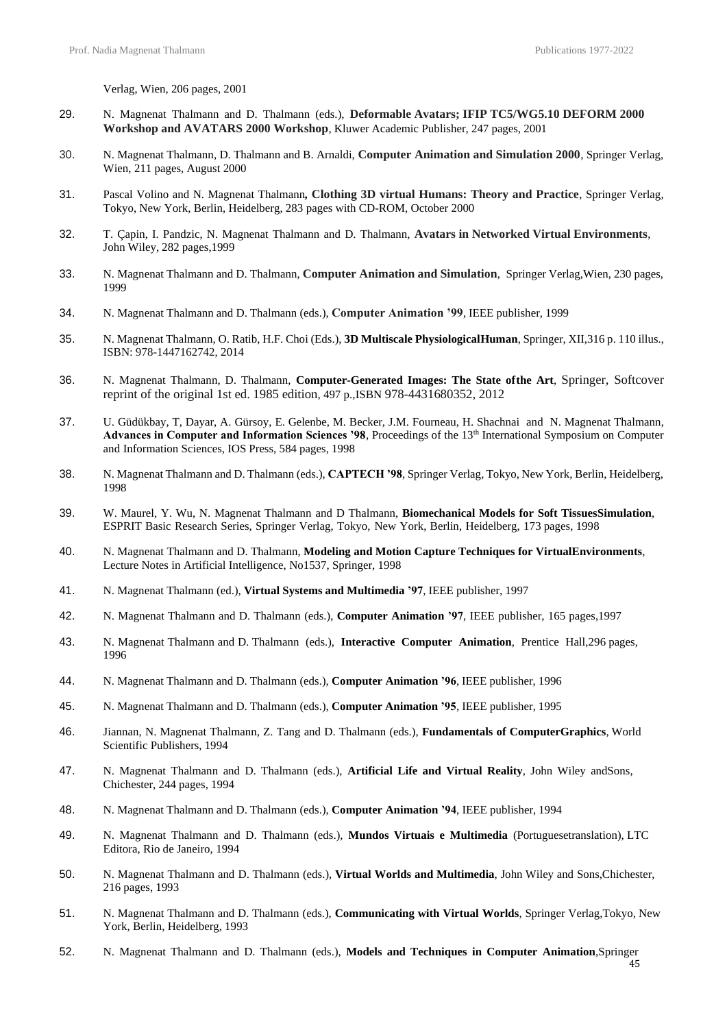Verlag, Wien, 206 pages, 2001

29. N. Magnenat Thalmann and D. Thalmann (eds.), **Deformable Avatars; IFIP TC5/WG5.10 DEFORM 2000 Workshop and AVATARS 2000 Workshop**, Kluwer Academic Publisher, 247 pages, 2001

30. N. Magnenat Thalmann, D. Thalmann and B. Arnaldi, **Computer Animation and Simulation 2000**, Springer Verlag, Wien, 211 pages, August 2000

31. Pascal Volino and N. Magnenat Thalmann**, Clothing 3D virtual Humans: Theory and Practice**, Springer Verlag, Tokyo, New York, Berlin, Heidelberg, 283 pages with CD-ROM, October 2000

32. T. Çapin, I. Pandzic, N. Magnenat Thalmann and D. Thalmann, **Avatars in Networked Virtual Environments**, John Wiley, 282 pages,1999

33. N. Magnenat Thalmann and D. Thalmann, **Computer Animation and Simulation**, Springer Verlag,Wien, 230 pages, 1999

34. N. Magnenat Thalmann and D. Thalmann (eds.), **Computer Animation '99**, IEEE publisher, 1999

35. N. Magnenat Thalmann, O. Ratib, H.F. Choi (Eds.), **3D Multiscale PhysiologicalHuman**, Springer, XII,316 p. 110 illus., ISBN: 978-1447162742, 2014

36. N. Magnenat Thalmann, D. Thalmann, **Computer-Generated Images: The State ofthe Art**, Springer, Softcover reprint of the original 1st ed. 1985 edition, 497 p.,ISBN 978-4431680352, 2012

37. U. Güdükbay, T, Dayar, A. Gürsoy, E. Gelenbe, M. Becker, J.M. Fourneau, H. Shachnai and N. Magnenat Thalmann, **Advances in Computer and Information Sciences '98**, Proceedings of the 13th International Symposium on Computer and Information Sciences, IOS Press, 584 pages, 1998

38. N. Magnenat Thalmann and D. Thalmann (eds.), **CAPTECH '98**, Springer Verlag, Tokyo, New York, Berlin, Heidelberg, 1998

39. W. Maurel, Y. Wu, N. Magnenat Thalmann and D Thalmann, **Biomechanical Models for Soft TissuesSimulation**, ESPRIT Basic Research Series, Springer Verlag, Tokyo, New York, Berlin, Heidelberg, 173 pages, 1998

40. N. Magnenat Thalmann and D. Thalmann, **Modeling and Motion Capture Techniques for VirtualEnvironments**, Lecture Notes in Artificial Intelligence, No1537, Springer, 1998

41. N. Magnenat Thalmann (ed.), **Virtual Systems and Multimedia '97**, IEEE publisher, 1997

42. N. Magnenat Thalmann and D. Thalmann (eds.), **Computer Animation '97**, IEEE publisher, 165 pages,1997

43. N. Magnenat Thalmann and D. Thalmann (eds.), **Interactive Computer Animation**, Prentice Hall,296 pages, 1996

44. N. Magnenat Thalmann and D. Thalmann (eds.), **Computer Animation '96**, IEEE publisher, 1996

45. N. Magnenat Thalmann and D. Thalmann (eds.), **Computer Animation '95**, IEEE publisher, 1995

46. Jiannan, N. Magnenat Thalmann, Z. Tang and D. Thalmann (eds.), **Fundamentals of ComputerGraphics**, World Scientific Publishers, 1994

47. N. Magnenat Thalmann and D. Thalmann (eds.), **Artificial Life and Virtual Reality**, John Wiley andSons, Chichester, 244 pages, 1994

48. N. Magnenat Thalmann and D. Thalmann (eds.), **Computer Animation '94**, IEEE publisher, 1994

49. N. Magnenat Thalmann and D. Thalmann (eds.), **Mundos Virtuais e Multimedia** (Portuguesetranslation), LTC Editora, Rio de Janeiro, 1994

50. N. Magnenat Thalmann and D. Thalmann (eds.), **Virtual Worlds and Multimedia**, John Wiley and Sons,Chichester, 216 pages, 1993

51. N. Magnenat Thalmann and D. Thalmann (eds.), **Communicating with Virtual Worlds**, Springer Verlag,Tokyo, New York, Berlin, Heidelberg, 1993

52. N. Magnenat Thalmann and D. Thalmann (eds.), **Models and Techniques in Computer Animation**,Springer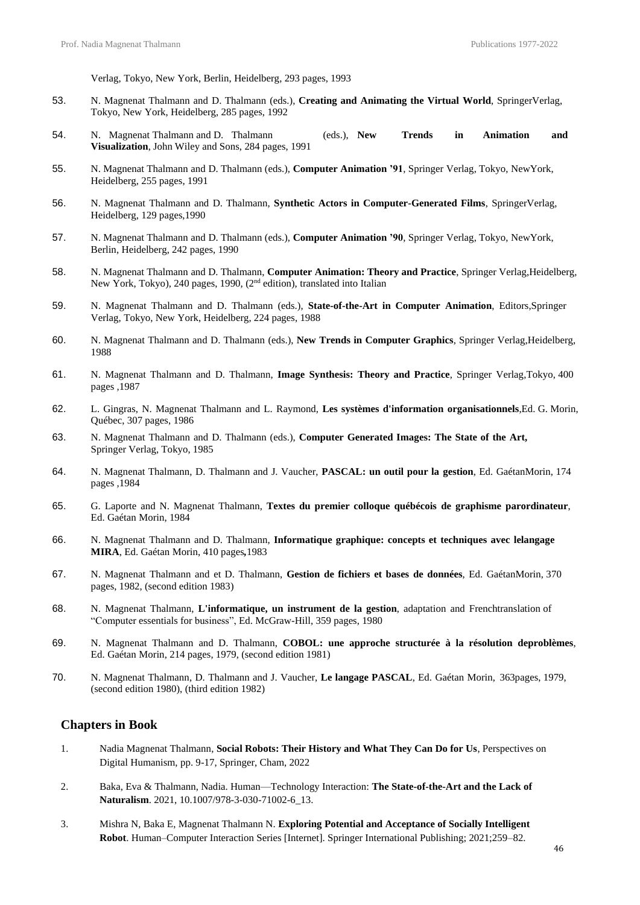Verlag, Tokyo, New York, Berlin, Heidelberg, 293 pages, 1993

53. N. Magnenat Thalmann and D. Thalmann (eds.), **Creating and Animating the Virtual World**, SpringerVerlag, Tokyo, New York, Heidelberg, 285 pages, 1992

54. N. Magnenat Thalmann and D. Thalmann (eds.), **New Trends in Animation and Visualization**, John Wiley and Sons, 284 pages, 1991

55. N. Magnenat Thalmann and D. Thalmann (eds.), **Computer Animation '91**, Springer Verlag, Tokyo, NewYork, Heidelberg, 255 pages, 1991

56. N. Magnenat Thalmann and D. Thalmann, **Synthetic Actors in Computer-Generated Films**, SpringerVerlag, Heidelberg, 129 pages,1990

57. N. Magnenat Thalmann and D. Thalmann (eds.), **Computer Animation '90**, Springer Verlag, Tokyo, NewYork, Berlin, Heidelberg, 242 pages, 1990

58. N. Magnenat Thalmann and D. Thalmann, **Computer Animation: Theory and Practice**, Springer Verlag,Heidelberg, New York, Tokyo), 240 pages, 1990, (2nd edition), translated into Italian

59. N. Magnenat Thalmann and D. Thalmann (eds.), **State-of-the-Art in Computer Animation**, Editors,Springer Verlag, Tokyo, New York, Heidelberg, 224 pages, 1988

60. N. Magnenat Thalmann and D. Thalmann (eds.), **New Trends in Computer Graphics**, Springer Verlag,Heidelberg, 1988

61. N. Magnenat Thalmann and D. Thalmann, **Image Synthesis: Theory and Practice**, Springer Verlag,Tokyo, 400 pages ,1987

62. L. Gingras, N. Magnenat Thalmann and L. Raymond, **Les systèmes d'information organisationnels**,Ed. G. Morin, Québec, 307 pages, 1986

63. N. Magnenat Thalmann and D. Thalmann (eds.), **Computer Generated Images: The State of the Art,** Springer Verlag, Tokyo, 1985

64. N. Magnenat Thalmann, D. Thalmann and J. Vaucher, **PASCAL: un outil pour la gestion**, Ed. GaétanMorin, 174 pages ,1984

65. G. Laporte and N. Magnenat Thalmann, **Textes du premier colloque québécois de graphisme parordinateur**, Ed. Gaétan Morin, 1984

66. N. Magnenat Thalmann and D. Thalmann, **Informatique graphique: concepts et techniques avec lelangage MIRA**, Ed. Gaétan Morin, 410 pages**,**1983

67. N. Magnenat Thalmann and et D. Thalmann, **Gestion de fichiers et bases de données**, Ed. GaétanMorin, 370 pages, 1982, (second edition 1983)

68. N. Magnenat Thalmann, **L'informatique, un instrument de la gestion**, adaptation and Frenchtranslation of "Computer essentials for business", Ed. McGraw-Hill, 359 pages, 1980

69. N. Magnenat Thalmann and D. Thalmann, **COBOL: une approche structurée à la résolution deproblèmes**, Ed. Gaétan Morin, 214 pages, 1979, (second edition 1981)

70. N. Magnenat Thalmann, D. Thalmann and J. Vaucher, **Le langage PASCAL**, Ed. Gaétan Morin, 363pages, 1979, (second edition 1980), (third edition 1982)

## Chapters in Book

1. Nadia Magnenat Thalmann, **Social Robots: Their History and What They Can Do for Us**, Perspectives on Digital Humanism, pp. 9-17, Springer, Cham, 2022

2. Baka, Eva & Thalmann, Nadia. Human—Technology Interaction: **The State-of-the-Art and the Lack of Naturalism**. 2021, 10.1007/978-3-030-71002-6_13.

3. Mishra N, Baka E, Magnenat Thalmann N. **Exploring Potential and Acceptance of Socially Intelligent Robot**. Human–Computer Interaction Series [Internet]. Springer International Publishing; 2021;259–82.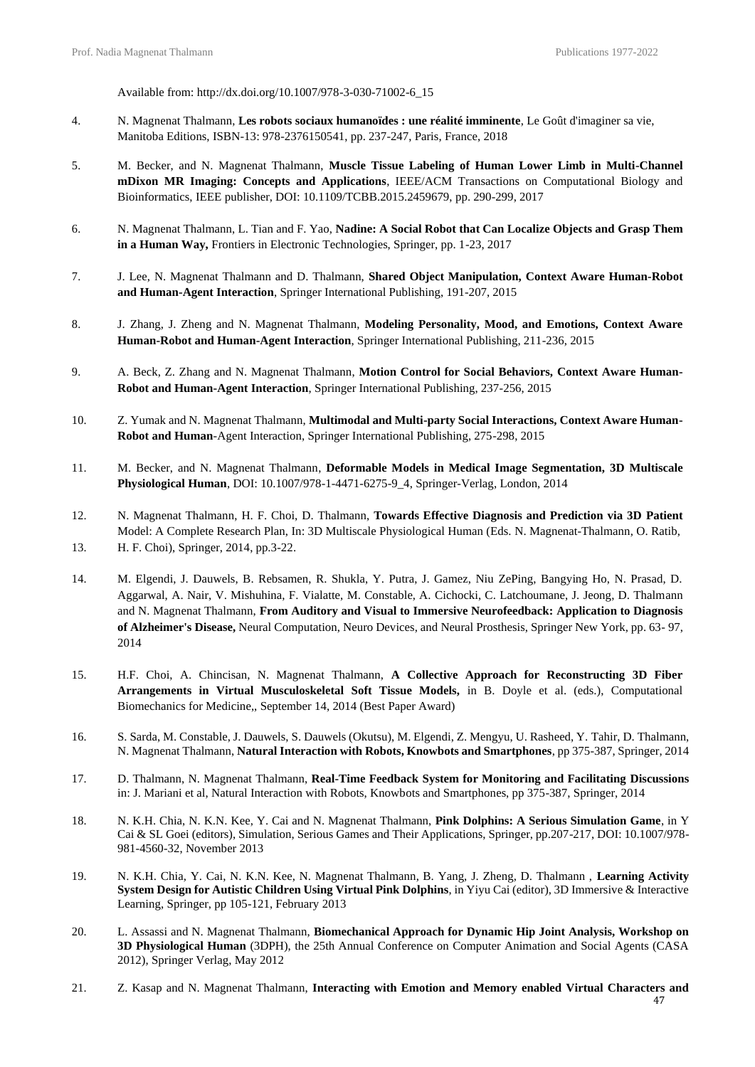Available from: http://dx.doi.org/10.1007/978-3-030-71002-6_15

4. N. Magnenat Thalmann, **Les robots sociaux humanoïdes : une réalité imminente**, Le Goût d'imaginer sa vie, Manitoba Editions, ISBN-13: 978-2376150541, pp. 237-247, Paris, France, 2018

5. M. Becker, and N. Magnenat Thalmann, **Muscle Tissue Labeling of Human Lower Limb in Multi-Channel mDixon MR Imaging: Concepts and Applications**, IEEE/ACM Transactions on Computational Biology and Bioinformatics, IEEE publisher, DOI: 10.1109/TCBB.2015.2459679, pp. 290-299, 2017

6. N. Magnenat Thalmann, L. Tian and F. Yao, **Nadine: A Social Robot that Can Localize Objects and Grasp Them in a Human Way,** Frontiers in Electronic Technologies, Springer, pp. 1-23, 2017

7. J. Lee, N. Magnenat Thalmann and D. Thalmann, **Shared Object Manipulation, Context Aware Human-Robot and Human-Agent Interaction**, Springer International Publishing, 191-207, 2015

8. J. Zhang, J. Zheng and N. Magnenat Thalmann, **Modeling Personality, Mood, and Emotions, Context Aware Human-Robot and Human-Agent Interaction**, Springer International Publishing, 211-236, 2015

9. A. Beck, Z. Zhang and N. Magnenat Thalmann, **Motion Control for Social Behaviors, Context Aware Human-Robot and Human-Agent Interaction**, Springer International Publishing, 237-256, 2015

10. Z. Yumak and N. Magnenat Thalmann, **Multimodal and Multi-party Social Interactions, Context Aware Human-Robot and Human**-Agent Interaction, Springer International Publishing, 275-298, 2015

11. M. Becker, and N. Magnenat Thalmann, **Deformable Models in Medical Image Segmentation, 3D Multiscale Physiological Human**, DOI: 10.1007/978-1-4471-6275-9_4, Springer-Verlag, London, 2014

12. N. Magnenat Thalmann, H. F. Choi, D. Thalmann, **Towards Effective Diagnosis and Prediction via 3D Patient** Model: A Complete Research Plan, In: 3D Multiscale Physiological Human (Eds. N. Magnenat-Thalmann, O. Ratib,
13. H. F. Choi), Springer, 2014, pp.3-22.

14. M. Elgendi, J. Dauwels, B. Rebsamen, R. Shukla, Y. Putra, J. Gamez, Niu ZePing, Bangying Ho, N. Prasad, D. Aggarwal, A. Nair, V. Mishuhina, F. Vialatte, M. Constable, A. Cichocki, C. Latchoumane, J. Jeong, D. Thalmann and N. Magnenat Thalmann, **From Auditory and Visual to Immersive Neurofeedback: Application to Diagnosis of Alzheimer's Disease,** Neural Computation, Neuro Devices, and Neural Prosthesis, Springer New York, pp. 63- 97, 2014

15. H.F. Choi, A. Chincisan, N. Magnenat Thalmann, **A Collective Approach for Reconstructing 3D Fiber Arrangements in Virtual Musculoskeletal Soft Tissue Models,** in B. Doyle et al. (eds.), Computational Biomechanics for Medicine,, September 14, 2014 (Best Paper Award)

16. S. Sarda, M. Constable, J. Dauwels, S. Dauwels (Okutsu), M. Elgendi, Z. Mengyu, U. Rasheed, Y. Tahir, D. Thalmann, N. Magnenat Thalmann, **Natural Interaction with Robots, Knowbots and Smartphones**, pp 375-387, Springer, 2014

17. D. Thalmann, N. Magnenat Thalmann, **Real-Time Feedback System for Monitoring and Facilitating Discussions** in: J. Mariani et al, Natural Interaction with Robots, Knowbots and Smartphones, pp 375-387, Springer, 2014

18. N. K.H. Chia, N. K.N. Kee, Y. Cai and N. Magnenat Thalmann, **Pink Dolphins: A Serious Simulation Game**, in Y Cai & SL Goei (editors), Simulation, Serious Games and Their Applications, Springer, pp.207-217, DOI: 10.1007/978-981-4560-32, November 2013

19. N. K.H. Chia, Y. Cai, N. K.N. Kee, N. Magnenat Thalmann, B. Yang, J. Zheng, D. Thalmann , **Learning Activity System Design for Autistic Children Using Virtual Pink Dolphins**, in Yiyu Cai (editor), 3D Immersive & Interactive Learning, Springer, pp 105-121, February 2013

20. L. Assassi and N. Magnenat Thalmann, **Biomechanical Approach for Dynamic Hip Joint Analysis, Workshop on 3D Physiological Human** (3DPH), the 25th Annual Conference on Computer Animation and Social Agents (CASA 2012), Springer Verlag, May 2012

21. Z. Kasap and N. Magnenat Thalmann, **Interacting with Emotion and Memory enabled Virtual Characters and**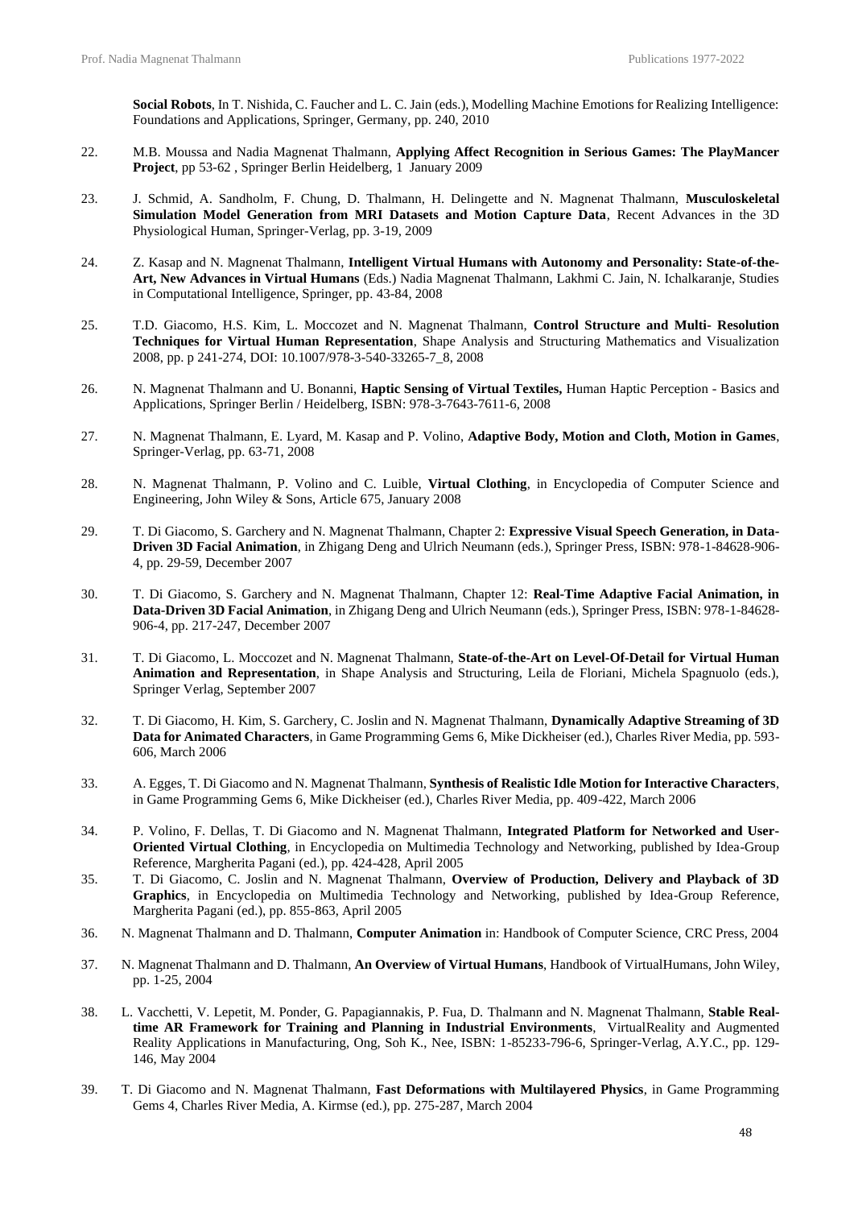**Social Robots**, In T. Nishida, C. Faucher and L. C. Jain (eds.), Modelling Machine Emotions for Realizing Intelligence: Foundations and Applications, Springer, Germany, pp. 240, 2010

22. M.B. Moussa and Nadia Magnenat Thalmann, **Applying Affect Recognition in Serious Games: The PlayMancer Project**, pp 53-62 , Springer Berlin Heidelberg, 1 January 2009

23. J. Schmid, A. Sandholm, F. Chung, D. Thalmann, H. Delingette and N. Magnenat Thalmann, **Musculoskeletal Simulation Model Generation from MRI Datasets and Motion Capture Data**, Recent Advances in the 3D Physiological Human, Springer-Verlag, pp. 3-19, 2009

24. Z. Kasap and N. Magnenat Thalmann, **Intelligent Virtual Humans with Autonomy and Personality: State-of-the-Art, New Advances in Virtual Humans** (Eds.) Nadia Magnenat Thalmann, Lakhmi C. Jain, N. Ichalkaranje, Studies in Computational Intelligence, Springer, pp. 43-84, 2008

25. T.D. Giacomo, H.S. Kim, L. Moccozet and N. Magnenat Thalmann, **Control Structure and Multi- Resolution Techniques for Virtual Human Representation**, Shape Analysis and Structuring Mathematics and Visualization 2008, pp. p 241-274, DOI: 10.1007/978-3-540-33265-7_8, 2008

26. N. Magnenat Thalmann and U. Bonanni, **Haptic Sensing of Virtual Textiles,** Human Haptic Perception - Basics and Applications, Springer Berlin / Heidelberg, ISBN: 978-3-7643-7611-6, 2008

27. N. Magnenat Thalmann, E. Lyard, M. Kasap and P. Volino, **Adaptive Body, Motion and Cloth, Motion in Games**, Springer-Verlag, pp. 63-71, 2008

28. N. Magnenat Thalmann, P. Volino and C. Luible, **Virtual Clothing**, in Encyclopedia of Computer Science and Engineering, John Wiley & Sons, Article 675, January 2008

29. T. Di Giacomo, S. Garchery and N. Magnenat Thalmann, Chapter 2: **Expressive Visual Speech Generation, in Data-Driven 3D Facial Animation**, in Zhigang Deng and Ulrich Neumann (eds.), Springer Press, ISBN: 978-1-84628-906-4, pp. 29-59, December 2007

30. T. Di Giacomo, S. Garchery and N. Magnenat Thalmann, Chapter 12: **Real-Time Adaptive Facial Animation, in Data-Driven 3D Facial Animation**, in Zhigang Deng and Ulrich Neumann (eds.), Springer Press, ISBN: 978-1-84628-906-4, pp. 217-247, December 2007

31. T. Di Giacomo, L. Moccozet and N. Magnenat Thalmann, **State-of-the-Art on Level-Of-Detail for Virtual Human Animation and Representation**, in Shape Analysis and Structuring, Leila de Floriani, Michela Spagnuolo (eds.), Springer Verlag, September 2007

32. T. Di Giacomo, H. Kim, S. Garchery, C. Joslin and N. Magnenat Thalmann, **Dynamically Adaptive Streaming of 3D Data for Animated Characters**, in Game Programming Gems 6, Mike Dickheiser (ed.), Charles River Media, pp. 593-606, March 2006

33. A. Egges, T. Di Giacomo and N. Magnenat Thalmann, **Synthesis of Realistic Idle Motion for Interactive Characters**, in Game Programming Gems 6, Mike Dickheiser (ed.), Charles River Media, pp. 409-422, March 2006

34. P. Volino, F. Dellas, T. Di Giacomo and N. Magnenat Thalmann, **Integrated Platform for Networked and User-Oriented Virtual Clothing**, in Encyclopedia on Multimedia Technology and Networking, published by Idea-Group Reference, Margherita Pagani (ed.), pp. 424-428, April 2005

35. T. Di Giacomo, C. Joslin and N. Magnenat Thalmann, **Overview of Production, Delivery and Playback of 3D Graphics**, in Encyclopedia on Multimedia Technology and Networking, published by Idea-Group Reference, Margherita Pagani (ed.), pp. 855-863, April 2005

36. N. Magnenat Thalmann and D. Thalmann, **Computer Animation** in: Handbook of Computer Science, CRC Press, 2004

37. N. Magnenat Thalmann and D. Thalmann, **An Overview of Virtual Humans**, Handbook of VirtualHumans, John Wiley, pp. 1-25, 2004

38. L. Vacchetti, V. Lepetit, M. Ponder, G. Papagiannakis, P. Fua, D. Thalmann and N. Magnenat Thalmann, **Stable Real-time AR Framework for Training and Planning in Industrial Environments**, VirtualReality and Augmented Reality Applications in Manufacturing, Ong, Soh K., Nee, ISBN: 1-85233-796-6, Springer-Verlag, A.Y.C., pp. 129-146, May 2004

39. T. Di Giacomo and N. Magnenat Thalmann, **Fast Deformations with Multilayered Physics**, in Game Programming Gems 4, Charles River Media, A. Kirmse (ed.), pp. 275-287, March 2004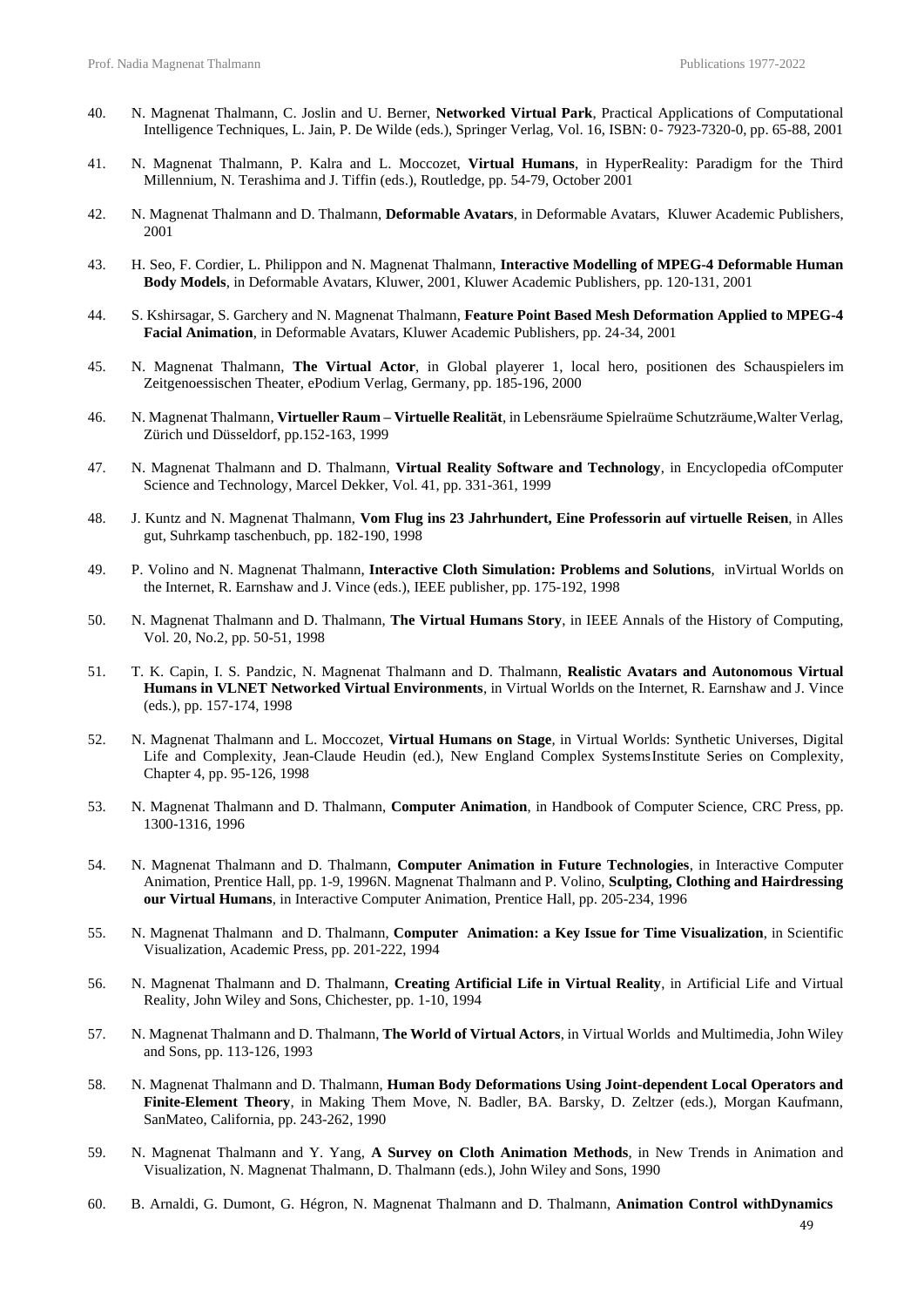40. N. Magnenat Thalmann, C. Joslin and U. Berner, **Networked Virtual Park**, Practical Applications of Computational Intelligence Techniques, L. Jain, P. De Wilde (eds.), Springer Verlag, Vol. 16, ISBN: 0- 7923-7320-0, pp. 65-88, 2001

41. N. Magnenat Thalmann, P. Kalra and L. Moccozet, **Virtual Humans**, in HyperReality: Paradigm for the Third Millennium, N. Terashima and J. Tiffin (eds.), Routledge, pp. 54-79, October 2001

42. N. Magnenat Thalmann and D. Thalmann, **Deformable Avatars**, in Deformable Avatars, Kluwer Academic Publishers, 2001

43. H. Seo, F. Cordier, L. Philippon and N. Magnenat Thalmann, **Interactive Modelling of MPEG-4 Deformable Human Body Models**, in Deformable Avatars, Kluwer, 2001, Kluwer Academic Publishers, pp. 120-131, 2001

44. S. Kshirsagar, S. Garchery and N. Magnenat Thalmann, **Feature Point Based Mesh Deformation Applied to MPEG-4 Facial Animation**, in Deformable Avatars, Kluwer Academic Publishers, pp. 24-34, 2001

45. N. Magnenat Thalmann, **The Virtual Actor**, in Global playerer 1, local hero, positionen des Schauspielers im Zeitgenoessischen Theater, ePodium Verlag, Germany, pp. 185-196, 2000

46. N. Magnenat Thalmann, **Virtueller Raum – Virtuelle Realität**, in Lebensräume Spielraüme Schutzräume,Walter Verlag, Zürich und Düsseldorf, pp.152-163, 1999

47. N. Magnenat Thalmann and D. Thalmann, **Virtual Reality Software and Technology**, in Encyclopedia ofComputer Science and Technology, Marcel Dekker, Vol. 41, pp. 331-361, 1999

48. J. Kuntz and N. Magnenat Thalmann, **Vom Flug ins 23 Jahrhundert, Eine Professorin auf virtuelle Reisen**, in Alles gut, Suhrkamp taschenbuch, pp. 182-190, 1998

49. P. Volino and N. Magnenat Thalmann, **Interactive Cloth Simulation: Problems and Solutions**, inVirtual Worlds on the Internet, R. Earnshaw and J. Vince (eds.), IEEE publisher, pp. 175-192, 1998

50. N. Magnenat Thalmann and D. Thalmann, **The Virtual Humans Story**, in IEEE Annals of the History of Computing, Vol. 20, No.2, pp. 50-51, 1998

51. T. K. Capin, I. S. Pandzic, N. Magnenat Thalmann and D. Thalmann, **Realistic Avatars and Autonomous Virtual Humans in VLNET Networked Virtual Environments**, in Virtual Worlds on the Internet, R. Earnshaw and J. Vince (eds.), pp. 157-174, 1998

52. N. Magnenat Thalmann and L. Moccozet, **Virtual Humans on Stage**, in Virtual Worlds: Synthetic Universes, Digital Life and Complexity, Jean-Claude Heudin (ed.), New England Complex SystemsInstitute Series on Complexity, Chapter 4, pp. 95-126, 1998

53. N. Magnenat Thalmann and D. Thalmann, **Computer Animation**, in Handbook of Computer Science, CRC Press, pp. 1300-1316, 1996

54. N. Magnenat Thalmann and D. Thalmann, **Computer Animation in Future Technologies**, in Interactive Computer Animation, Prentice Hall, pp. 1-9, 1996N. Magnenat Thalmann and P. Volino, **Sculpting, Clothing and Hairdressing our Virtual Humans**, in Interactive Computer Animation, Prentice Hall, pp. 205-234, 1996

55. N. Magnenat Thalmann and D. Thalmann, **Computer Animation: a Key Issue for Time Visualization**, in Scientific Visualization, Academic Press, pp. 201-222, 1994

56. N. Magnenat Thalmann and D. Thalmann, **Creating Artificial Life in Virtual Reality**, in Artificial Life and Virtual Reality, John Wiley and Sons, Chichester, pp. 1-10, 1994

57. N. Magnenat Thalmann and D. Thalmann, **The World of Virtual Actors**, in Virtual Worlds and Multimedia, John Wiley and Sons, pp. 113-126, 1993

58. N. Magnenat Thalmann and D. Thalmann, **Human Body Deformations Using Joint-dependent Local Operators and Finite-Element Theory**, in Making Them Move, N. Badler, BA. Barsky, D. Zeltzer (eds.), Morgan Kaufmann, SanMateo, California, pp. 243-262, 1990

59. N. Magnenat Thalmann and Y. Yang, **A Survey on Cloth Animation Methods**, in New Trends in Animation and Visualization, N. Magnenat Thalmann, D. Thalmann (eds.), John Wiley and Sons, 1990

60. B. Arnaldi, G. Dumont, G. Hégron, N. Magnenat Thalmann and D. Thalmann, **Animation Control withDynamics**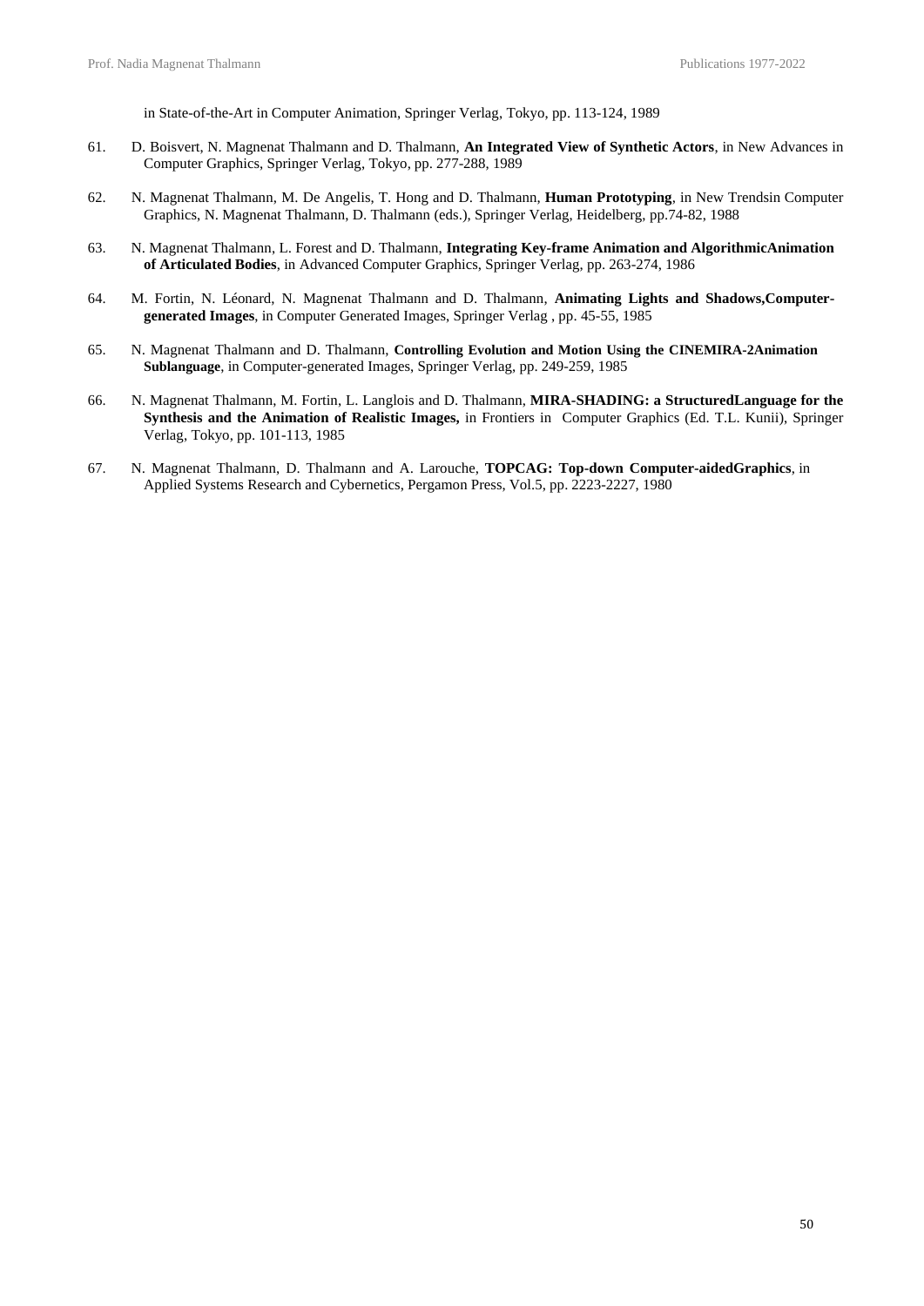in State-of-the-Art in Computer Animation, Springer Verlag, Tokyo, pp. 113-124, 1989

61. D. Boisvert, N. Magnenat Thalmann and D. Thalmann, **An Integrated View of Synthetic Actors**, in New Advances in Computer Graphics, Springer Verlag, Tokyo, pp. 277-288, 1989

62. N. Magnenat Thalmann, M. De Angelis, T. Hong and D. Thalmann, **Human Prototyping**, in New Trendsin Computer Graphics, N. Magnenat Thalmann, D. Thalmann (eds.), Springer Verlag, Heidelberg, pp.74-82, 1988

63. N. Magnenat Thalmann, L. Forest and D. Thalmann, **Integrating Key-frame Animation and AlgorithmicAnimation of Articulated Bodies**, in Advanced Computer Graphics, Springer Verlag, pp. 263-274, 1986

64. M. Fortin, N. Léonard, N. Magnenat Thalmann and D. Thalmann, **Animating Lights and Shadows,Computer-generated Images**, in Computer Generated Images, Springer Verlag , pp. 45-55, 1985

65. N. Magnenat Thalmann and D. Thalmann, **Controlling Evolution and Motion Using the CINEMIRA-2Animation Sublanguage**, in Computer-generated Images, Springer Verlag, pp. 249-259, 1985

66. N. Magnenat Thalmann, M. Fortin, L. Langlois and D. Thalmann, **MIRA-SHADING: a StructuredLanguage for the Synthesis and the Animation of Realistic Images,** in Frontiers in Computer Graphics (Ed. T.L. Kunii), Springer Verlag, Tokyo, pp. 101-113, 1985

67. N. Magnenat Thalmann, D. Thalmann and A. Larouche, **TOPCAG: Top-down Computer-aidedGraphics**, in Applied Systems Research and Cybernetics, Pergamon Press, Vol.5, pp. 2223-2227, 1980